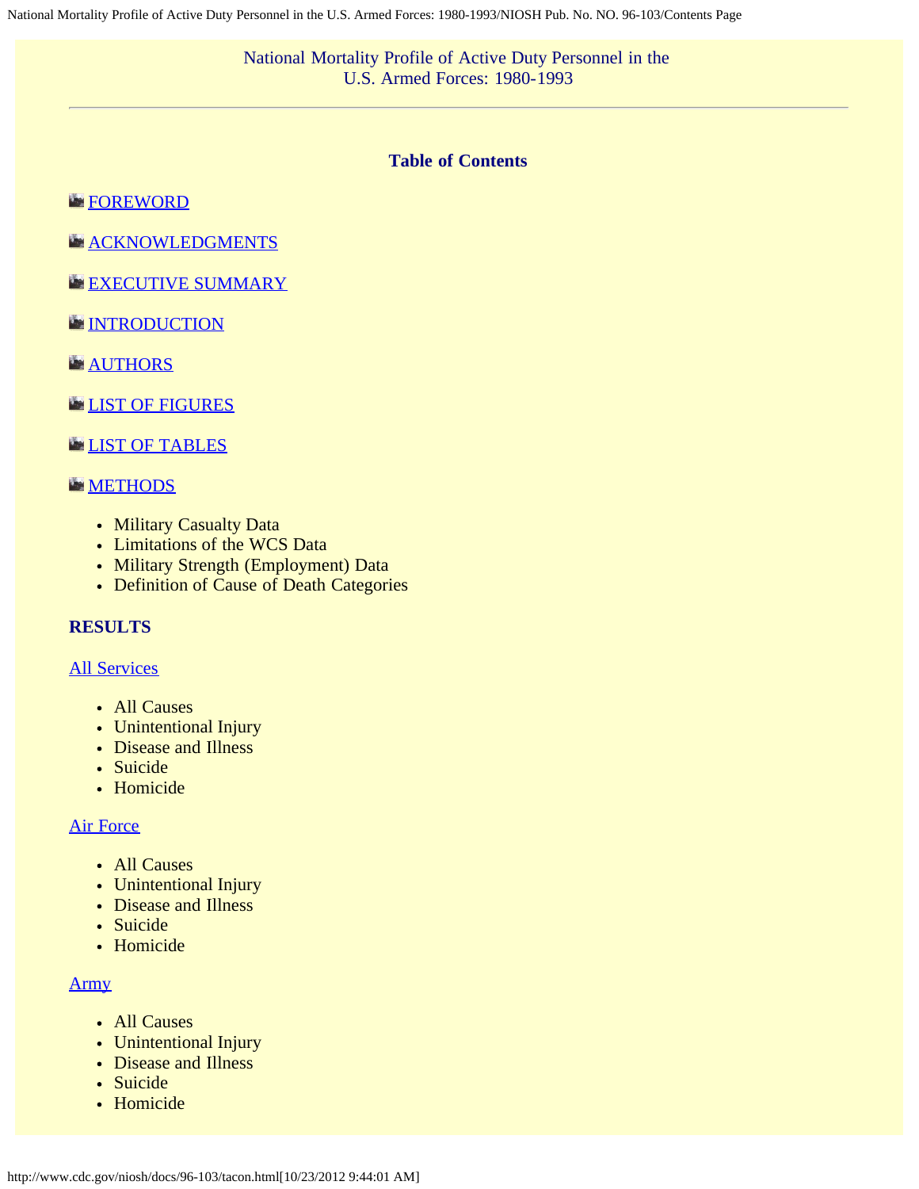# National Mortality Profile of Active Duty Personnel in the U.S. Armed Forces: 1980-1993

---

## Table of Contents

FOREWORD

ACKNOWLEDGMENTS

EXECUTIVE SUMMARY

INTRODUCTION

AUTHORS

LIST OF FIGURES

LIST OF TABLES

METHODS

- Military Casualty Data
- Limitations of the WCS Data
- Military Strength (Employment) Data
- Definition of Cause of Death Categories

### RESULTS

All Services

- All Causes
- Unintentional Injury
- Disease and Illness
- Suicide
- Homicide

Air Force

- All Causes
- Unintentional Injury
- Disease and Illness
- Suicide
- Homicide

Army

- All Causes
- Unintentional Injury
- Disease and Illness
- Suicide
- Homicide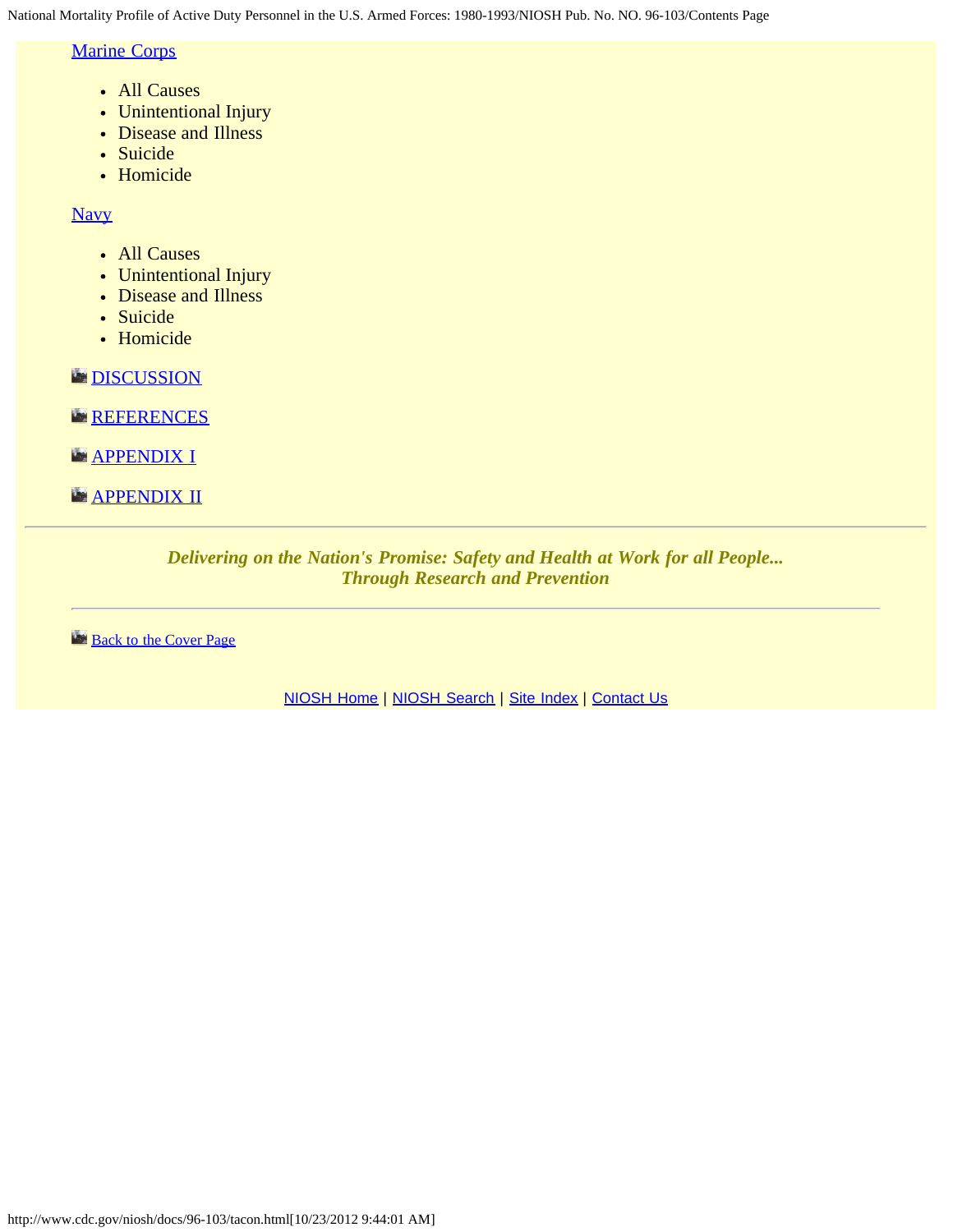[Marine Corps]

- All Causes
- Unintentional Injury
- Disease and Illness
- Suicide
- Homicide

[Navy]

- All Causes
- Unintentional Injury
- Disease and Illness
- Suicide
- Homicide

[DISCUSSION]

[REFERENCES]

[APPENDIX I]

[APPENDIX II]

---

***Delivering on the Nation's Promise: Safety and Health at Work for all People...***
***Through Research and Prevention***

---

[Back to the Cover Page]

[NIOSH Home] | [NIOSH Search] | [Site Index] | [Contact Us]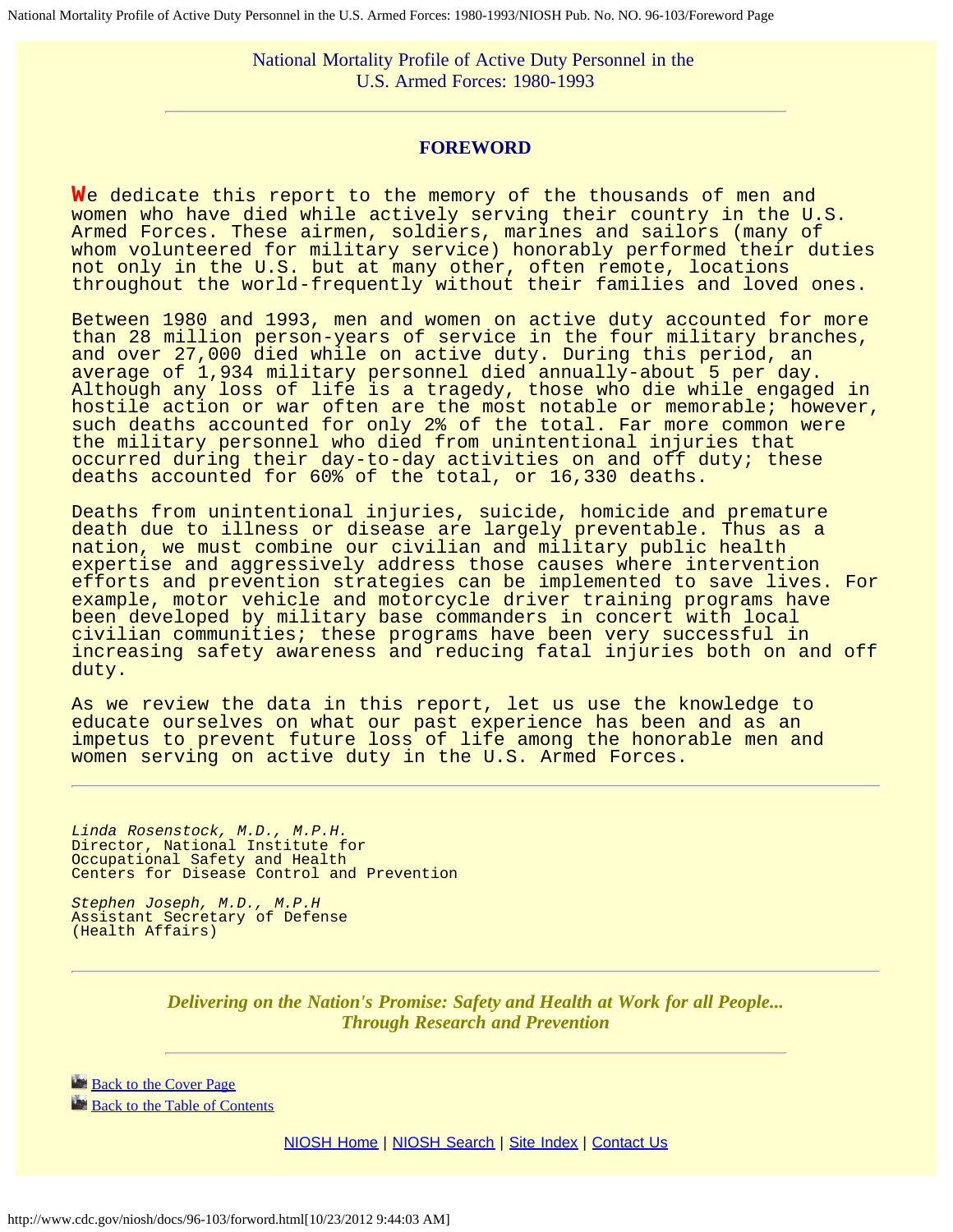National Mortality Profile of Active Duty Personnel in the U.S. Armed Forces: 1980-1993

## FOREWORD

We dedicate this report to the memory of the thousands of men and women who have died while actively serving their country in the U.S. Armed Forces. These airmen, soldiers, marines and sailors (many of whom volunteered for military service) honorably performed their duties not only in the U.S. but at many other, often remote, locations throughout the world-frequently without their families and loved ones.

Between 1980 and 1993, men and women on active duty accounted for more than 28 million person-years of service in the four military branches, and over 27,000 died while on active duty. During this period, an average of 1,934 military personnel died annually-about 5 per day. Although any loss of life is a tragedy, those who die while engaged in hostile action or war often are the most notable or memorable; however, such deaths accounted for only 2% of the total. Far more common were the military personnel who died from unintentional injuries that occurred during their day-to-day activities on and off duty; these deaths accounted for 60% of the total, or 16,330 deaths.

Deaths from unintentional injuries, suicide, homicide and premature death due to illness or disease are largely preventable. Thus as a nation, we must combine our civilian and military public health expertise and aggressively address those causes where intervention efforts and prevention strategies can be implemented to save lives. For example, motor vehicle and motorcycle driver training programs have been developed by military base commanders in concert with local civilian communities; these programs have been very successful in increasing safety awareness and reducing fatal injuries both on and off duty.

As we review the data in this report, let us use the knowledge to educate ourselves on what our past experience has been and as an impetus to prevent future loss of life among the honorable men and women serving on active duty in the U.S. Armed Forces.

---

*Linda Rosenstock, M.D., M.P.H.*
Director, National Institute for Occupational Safety and Health
Centers for Disease Control and Prevention

*Stephen Joseph, M.D., M.P.H*
Assistant Secretary of Defense
(Health Affairs)

---

***Delivering on the Nation's Promise: Safety and Health at Work for all People... Through Research and Prevention***

Back to the Cover Page
Back to the Table of Contents

NIOSH Home | NIOSH Search | Site Index | Contact Us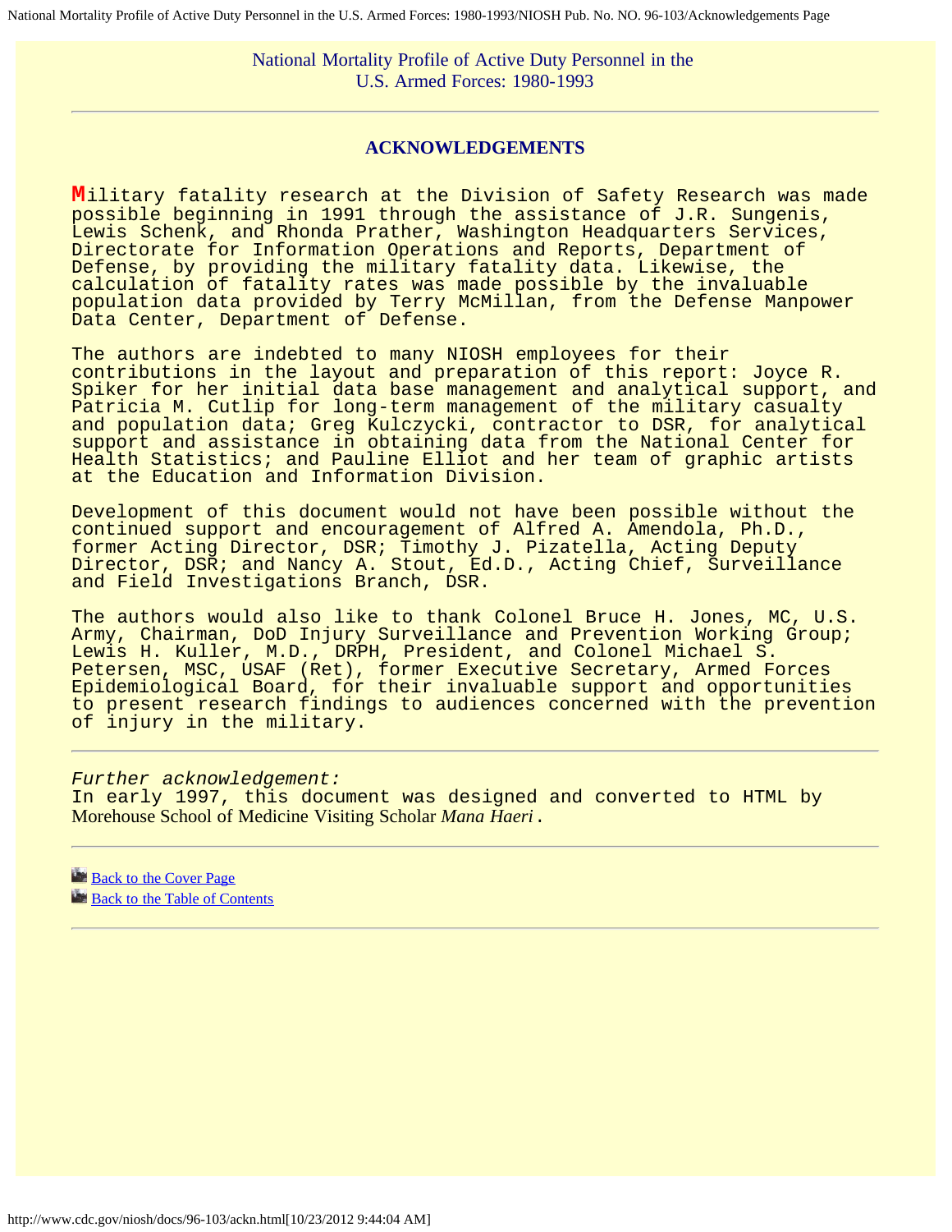National Mortality Profile of Active Duty Personnel in the U.S. Armed Forces: 1980-1993

---

## ACKNOWLEDGEMENTS

Military fatality research at the Division of Safety Research was made possible beginning in 1991 through the assistance of J.R. Sungenis, Lewis Schenk, and Rhonda Prather, Washington Headquarters Services, Directorate for Information Operations and Reports, Department of Defense, by providing the military fatality data. Likewise, the calculation of fatality rates was made possible by the invaluable population data provided by Terry McMillan, from the Defense Manpower Data Center, Department of Defense.

The authors are indebted to many NIOSH employees for their contributions in the layout and preparation of this report: Joyce R. Spiker for her initial data base management and analytical support, and Patricia M. Cutlip for long-term management of the military casualty and population data; Greg Kulczycki, contractor to DSR, for analytical support and assistance in obtaining data from the National Center for Health Statistics; and Pauline Elliot and her team of graphic artists at the Education and Information Division.

Development of this document would not have been possible without the continued support and encouragement of Alfred A. Amendola, Ph.D., former Acting Director, DSR; Timothy J. Pizatella, Acting Deputy Director, DSR; and Nancy A. Stout, Ed.D., Acting Chief, Surveillance and Field Investigations Branch, DSR.

The authors would also like to thank Colonel Bruce H. Jones, MC, U.S. Army, Chairman, DoD Injury Surveillance and Prevention Working Group; Lewis H. Kuller, M.D., DRPH, President, and Colonel Michael S. Petersen, MSC, USAF (Ret), former Executive Secretary, Armed Forces Epidemiological Board, for their invaluable support and opportunities to present research findings to audiences concerned with the prevention of injury in the military.

---

*Further acknowledgement:*
In early 1997, this document was designed and converted to HTML by Morehouse School of Medicine Visiting Scholar *Mana Haeri*.

---

Back to the Cover Page
Back to the Table of Contents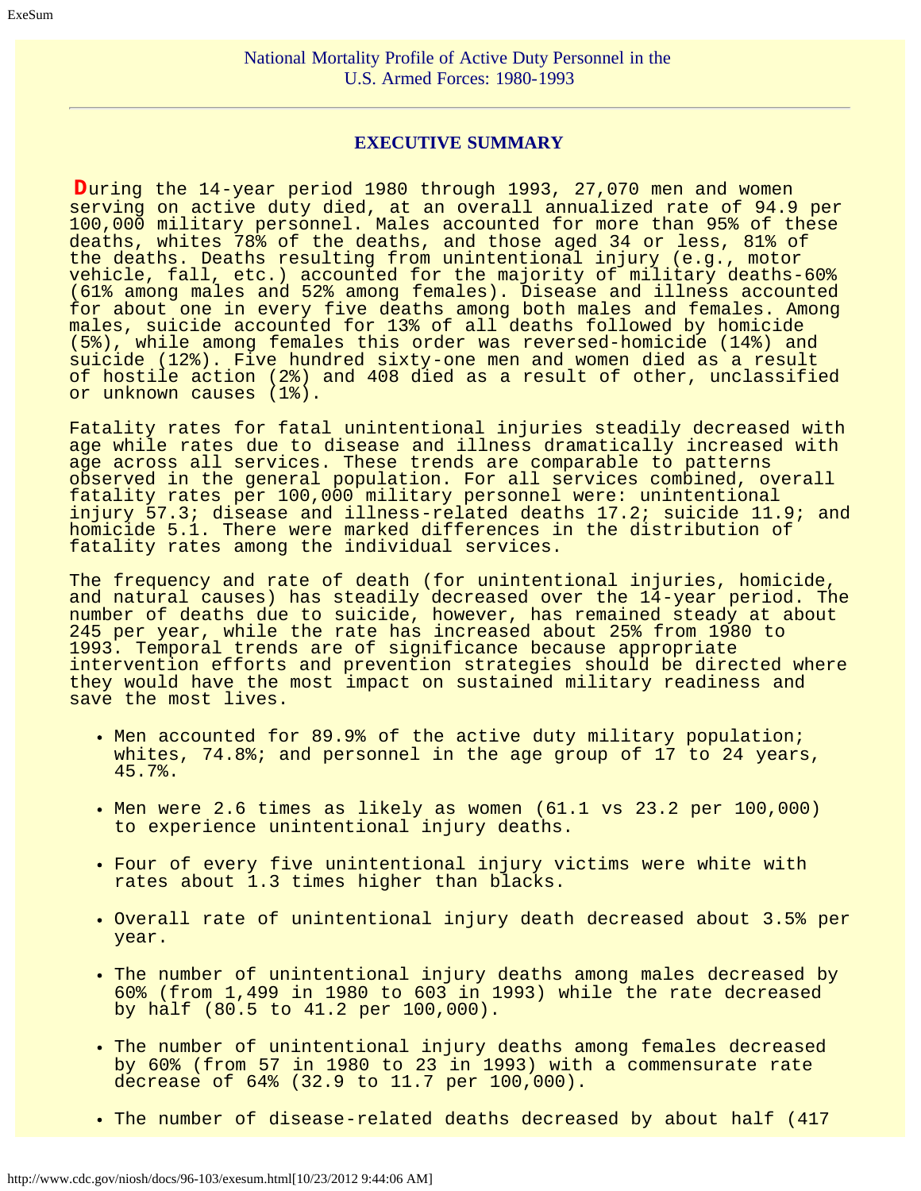National Mortality Profile of Active Duty Personnel in the U.S. Armed Forces: 1980-1993

## EXECUTIVE SUMMARY

During the 14-year period 1980 through 1993, 27,070 men and women serving on active duty died, at an overall annualized rate of 94.9 per 100,000 military personnel. Males accounted for more than 95% of these deaths, whites 78% of the deaths, and those aged 34 or less, 81% of the deaths. Deaths resulting from unintentional injury (e.g., motor vehicle, fall, etc.) accounted for the majority of military deaths-60% (61% among males and 52% among females). Disease and illness accounted for about one in every five deaths among both males and females. Among males, suicide accounted for 13% of all deaths followed by homicide (5%), while among females this order was reversed-homicide (14%) and suicide (12%). Five hundred sixty-one men and women died as a result of hostile action (2%) and 408 died as a result of other, unclassified or unknown causes (1%).

Fatality rates for fatal unintentional injuries steadily decreased with age while rates due to disease and illness dramatically increased with age across all services. These trends are comparable to patterns observed in the general population. For all services combined, overall fatality rates per 100,000 military personnel were: unintentional injury 57.3; disease and illness-related deaths 17.2; suicide 11.9; and homicide 5.1. There were marked differences in the distribution of fatality rates among the individual services.

The frequency and rate of death (for unintentional injuries, homicide, and natural causes) has steadily decreased over the 14-year period. The number of deaths due to suicide, however, has remained steady at about 245 per year, while the rate has increased about 25% from 1980 to 1993. Temporal trends are of significance because appropriate intervention efforts and prevention strategies should be directed where they would have the most impact on sustained military readiness and save the most lives.

- Men accounted for 89.9% of the active duty military population; whites, 74.8%; and personnel in the age group of 17 to 24 years, 45.7%.
- Men were 2.6 times as likely as women (61.1 vs 23.2 per 100,000) to experience unintentional injury deaths.
- Four of every five unintentional injury victims were white with rates about 1.3 times higher than blacks.
- Overall rate of unintentional injury death decreased about 3.5% per year.
- The number of unintentional injury deaths among males decreased by 60% (from 1,499 in 1980 to 603 in 1993) while the rate decreased by half (80.5 to 41.2 per 100,000).
- The number of unintentional injury deaths among females decreased by 60% (from 57 in 1980 to 23 in 1993) with a commensurate rate decrease of 64% (32.9 to 11.7 per 100,000).
- The number of disease-related deaths decreased by about half (417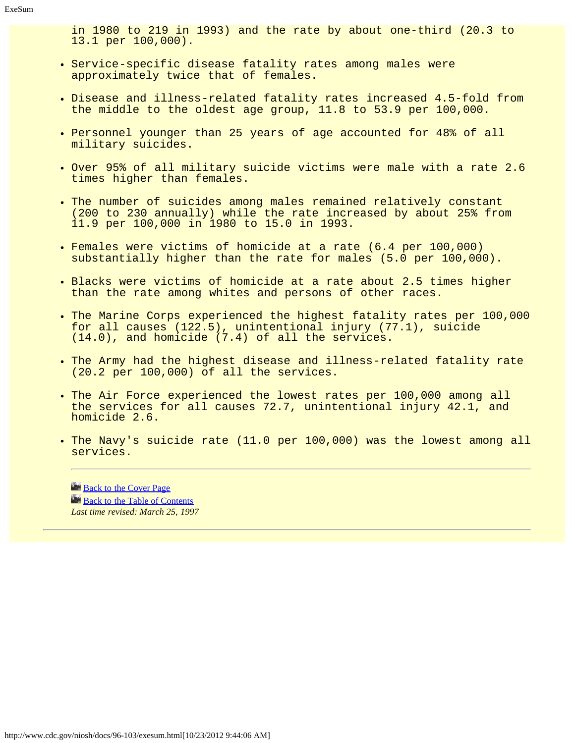in 1980 to 219 in 1993) and the rate by about one-third (20.3 to 13.1 per 100,000).

- Service-specific disease fatality rates among males were approximately twice that of females.
- Disease and illness-related fatality rates increased 4.5-fold from the middle to the oldest age group, 11.8 to 53.9 per 100,000.
- Personnel younger than 25 years of age accounted for 48% of all military suicides.
- Over 95% of all military suicide victims were male with a rate 2.6 times higher than females.
- The number of suicides among males remained relatively constant (200 to 230 annually) while the rate increased by about 25% from 11.9 per 100,000 in 1980 to 15.0 in 1993.
- Females were victims of homicide at a rate (6.4 per 100,000) substantially higher than the rate for males (5.0 per 100,000).
- Blacks were victims of homicide at a rate about 2.5 times higher than the rate among whites and persons of other races.
- The Marine Corps experienced the highest fatality rates per 100,000 for all causes (122.5), unintentional injury (77.1), suicide (14.0), and homicide (7.4) of all the services.
- The Army had the highest disease and illness-related fatality rate (20.2 per 100,000) of all the services.
- The Air Force experienced the lowest rates per 100,000 among all the services for all causes 72.7, unintentional injury 42.1, and homicide 2.6.
- The Navy's suicide rate (11.0 per 100,000) was the lowest among all services.

---

Back to the Cover Page

Back to the Table of Contents

*Last time revised: March 25, 1997*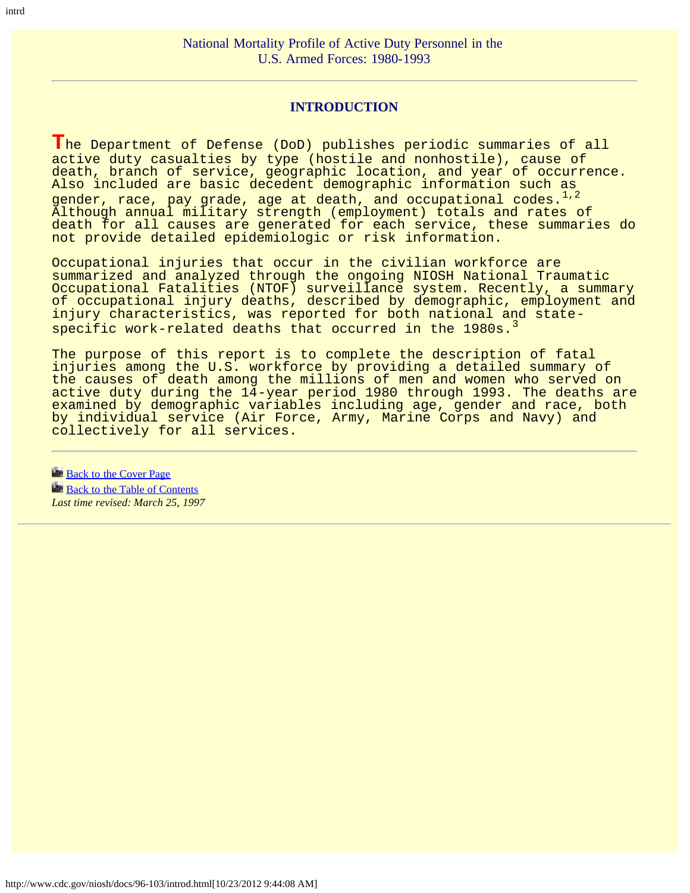National Mortality Profile of Active Duty Personnel in the U.S. Armed Forces: 1980-1993

## INTRODUCTION

The Department of Defense (DoD) publishes periodic summaries of all active duty casualties by type (hostile and nonhostile), cause of death, branch of service, geographic location, and year of occurrence. Also included are basic decedent demographic information such as gender, race, pay grade, age at death, and occupational codes.[1,2] Although annual military strength (employment) totals and rates of death for all causes are generated for each service, these summaries do not provide detailed epidemiologic or risk information.

Occupational injuries that occur in the civilian workforce are summarized and analyzed through the ongoing NIOSH National Traumatic Occupational Fatalities (NTOF) surveillance system. Recently, a summary of occupational injury deaths, described by demographic, employment and injury characteristics, was reported for both national and state-specific work-related deaths that occurred in the 1980s.[3]

The purpose of this report is to complete the description of fatal injuries among the U.S. workforce by providing a detailed summary of the causes of death among the millions of men and women who served on active duty during the 14-year period 1980 through 1993. The deaths are examined by demographic variables including age, gender and race, both by individual service (Air Force, Army, Marine Corps and Navy) and collectively for all services.

---

Back to the Cover Page
Back to the Table of Contents
*Last time revised: March 25, 1997*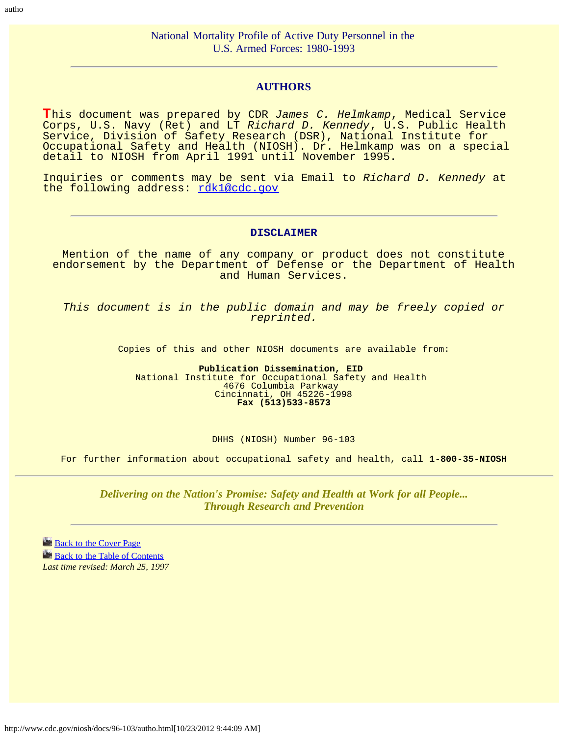National Mortality Profile of Active Duty Personnel in the U.S. Armed Forces: 1980-1993

## AUTHORS

This document was prepared by CDR *James C. Helmkamp*, Medical Service Corps, U.S. Navy (Ret) and LT *Richard D. Kennedy*, U.S. Public Health Service, Division of Safety Research (DSR), National Institute for Occupational Safety and Health (NIOSH). Dr. Helmkamp was on a special detail to NIOSH from April 1991 until November 1995.

Inquiries or comments may be sent via Email to *Richard D. Kennedy* at the following address: rdk1@cdc.gov

## DISCLAIMER

Mention of the name of any company or product does not constitute endorsement by the Department of Defense or the Department of Health and Human Services.

*This document is in the public domain and may be freely copied or reprinted.*

Copies of this and other NIOSH documents are available from:

**Publication Dissemination, EID**
National Institute for Occupational Safety and Health
4676 Columbia Parkway
Cincinnati, OH 45226-1998
**Fax (513)533-8573**

DHHS (NIOSH) Number 96-103

For further information about occupational safety and health, call **1-800-35-NIOSH**

***Delivering on the Nation's Promise: Safety and Health at Work for all People... Through Research and Prevention***

Back to the Cover Page
Back to the Table of Contents
*Last time revised: March 25, 1997*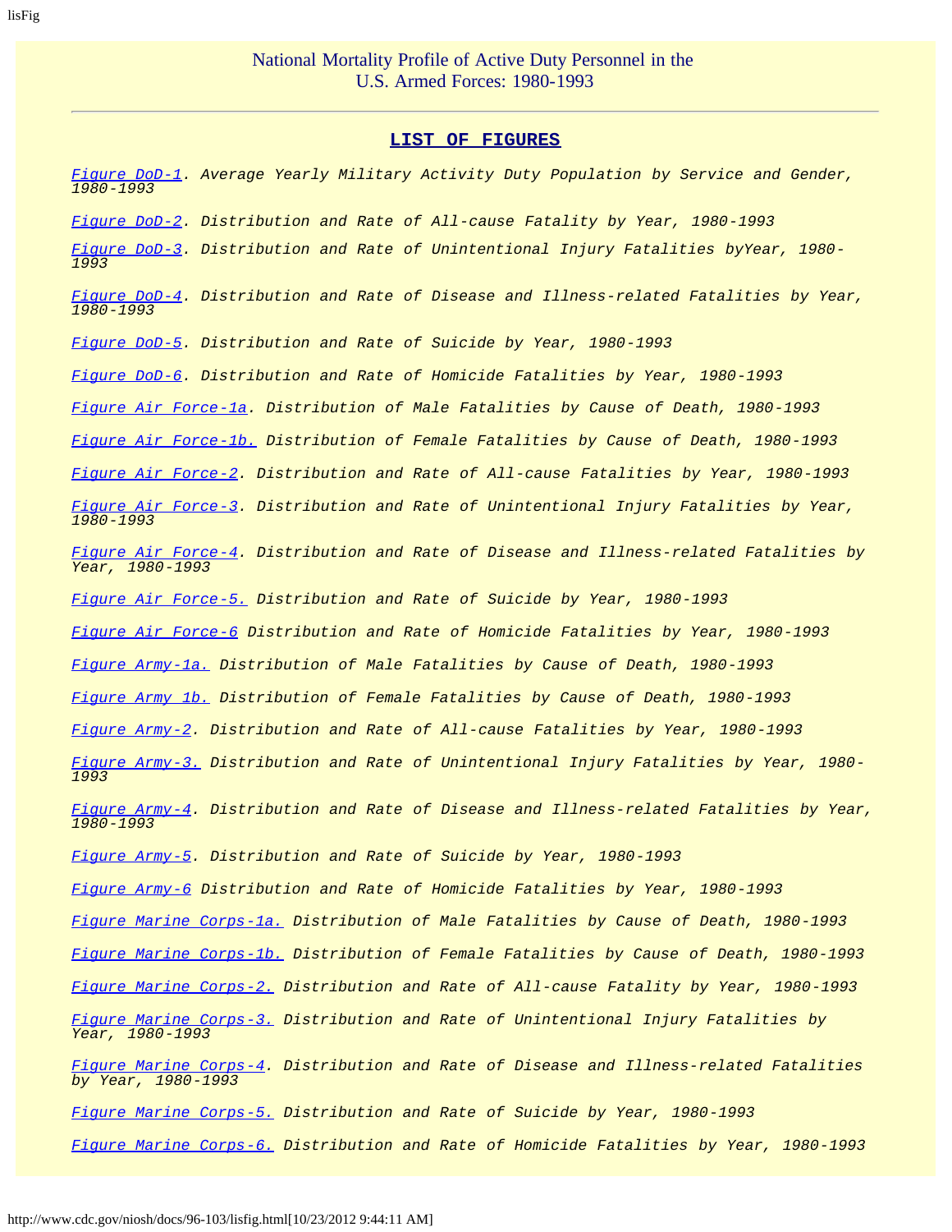National Mortality Profile of Active Duty Personnel in the U.S. Armed Forces: 1980-1993

## LIST OF FIGURES

*Figure DoD-1. Average Yearly Military Activity Duty Population by Service and Gender, 1980-1993*

*Figure DoD-2. Distribution and Rate of All-cause Fatality by Year, 1980-1993*

*Figure DoD-3. Distribution and Rate of Unintentional Injury Fatalities byYear, 1980-1993*

*Figure DoD-4. Distribution and Rate of Disease and Illness-related Fatalities by Year, 1980-1993*

*Figure DoD-5. Distribution and Rate of Suicide by Year, 1980-1993*

*Figure DoD-6. Distribution and Rate of Homicide Fatalities by Year, 1980-1993*

*Figure Air Force-1a. Distribution of Male Fatalities by Cause of Death, 1980-1993*

*Figure Air Force-1b. Distribution of Female Fatalities by Cause of Death, 1980-1993*

*Figure Air Force-2. Distribution and Rate of All-cause Fatalities by Year, 1980-1993*

*Figure Air Force-3. Distribution and Rate of Unintentional Injury Fatalities by Year, 1980-1993*

*Figure Air Force-4. Distribution and Rate of Disease and Illness-related Fatalities by Year, 1980-1993*

*Figure Air Force-5. Distribution and Rate of Suicide by Year, 1980-1993*

*Figure Air Force-6 Distribution and Rate of Homicide Fatalities by Year, 1980-1993*

*Figure Army-1a. Distribution of Male Fatalities by Cause of Death, 1980-1993*

*Figure Army 1b. Distribution of Female Fatalities by Cause of Death, 1980-1993*

*Figure Army-2. Distribution and Rate of All-cause Fatalities by Year, 1980-1993*

*Figure Army-3. Distribution and Rate of Unintentional Injury Fatalities by Year, 1980-1993*

*Figure Army-4. Distribution and Rate of Disease and Illness-related Fatalities by Year, 1980-1993*

*Figure Army-5. Distribution and Rate of Suicide by Year, 1980-1993*

*Figure Army-6 Distribution and Rate of Homicide Fatalities by Year, 1980-1993*

*Figure Marine Corps-1a. Distribution of Male Fatalities by Cause of Death, 1980-1993*

*Figure Marine Corps-1b. Distribution of Female Fatalities by Cause of Death, 1980-1993*

*Figure Marine Corps-2. Distribution and Rate of All-cause Fatality by Year, 1980-1993*

*Figure Marine Corps-3. Distribution and Rate of Unintentional Injury Fatalities by Year, 1980-1993*

*Figure Marine Corps-4. Distribution and Rate of Disease and Illness-related Fatalities by Year, 1980-1993*

*Figure Marine Corps-5. Distribution and Rate of Suicide by Year, 1980-1993*

*Figure Marine Corps-6. Distribution and Rate of Homicide Fatalities by Year, 1980-1993*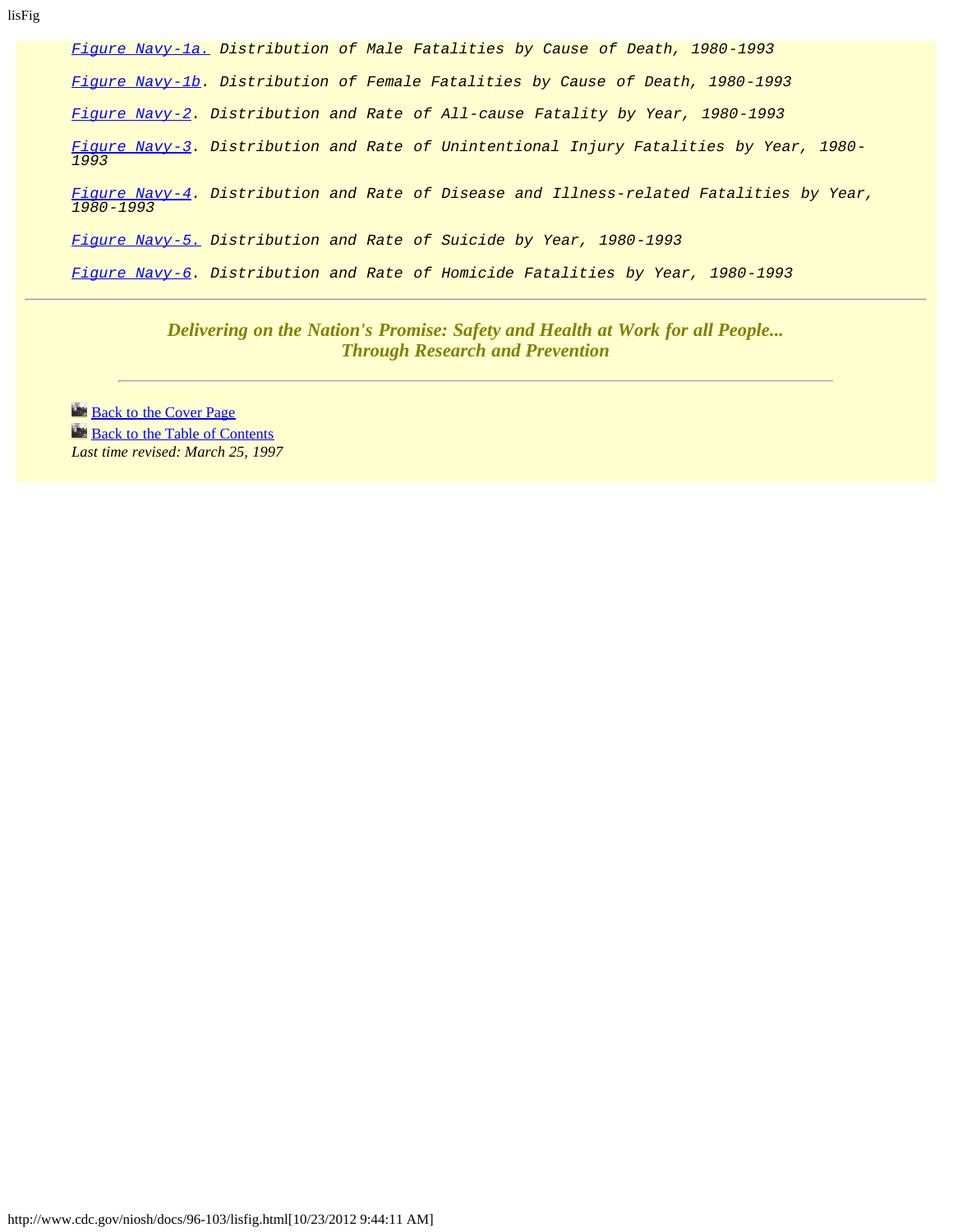*Figure Navy-1a. Distribution of Male Fatalities by Cause of Death, 1980-1993*

*Figure Navy-1b. Distribution of Female Fatalities by Cause of Death, 1980-1993*

*Figure Navy-2. Distribution and Rate of All-cause Fatality by Year, 1980-1993*

*Figure Navy-3. Distribution and Rate of Unintentional Injury Fatalities by Year, 1980-1993*

*Figure Navy-4. Distribution and Rate of Disease and Illness-related Fatalities by Year, 1980-1993*

*Figure Navy-5. Distribution and Rate of Suicide by Year, 1980-1993*

*Figure Navy-6. Distribution and Rate of Homicide Fatalities by Year, 1980-1993*

---

***Delivering on the Nation's Promise: Safety and Health at Work for all People... Through Research and Prevention***

---

Back to the Cover Page
Back to the Table of Contents
*Last time revised: March 25, 1997*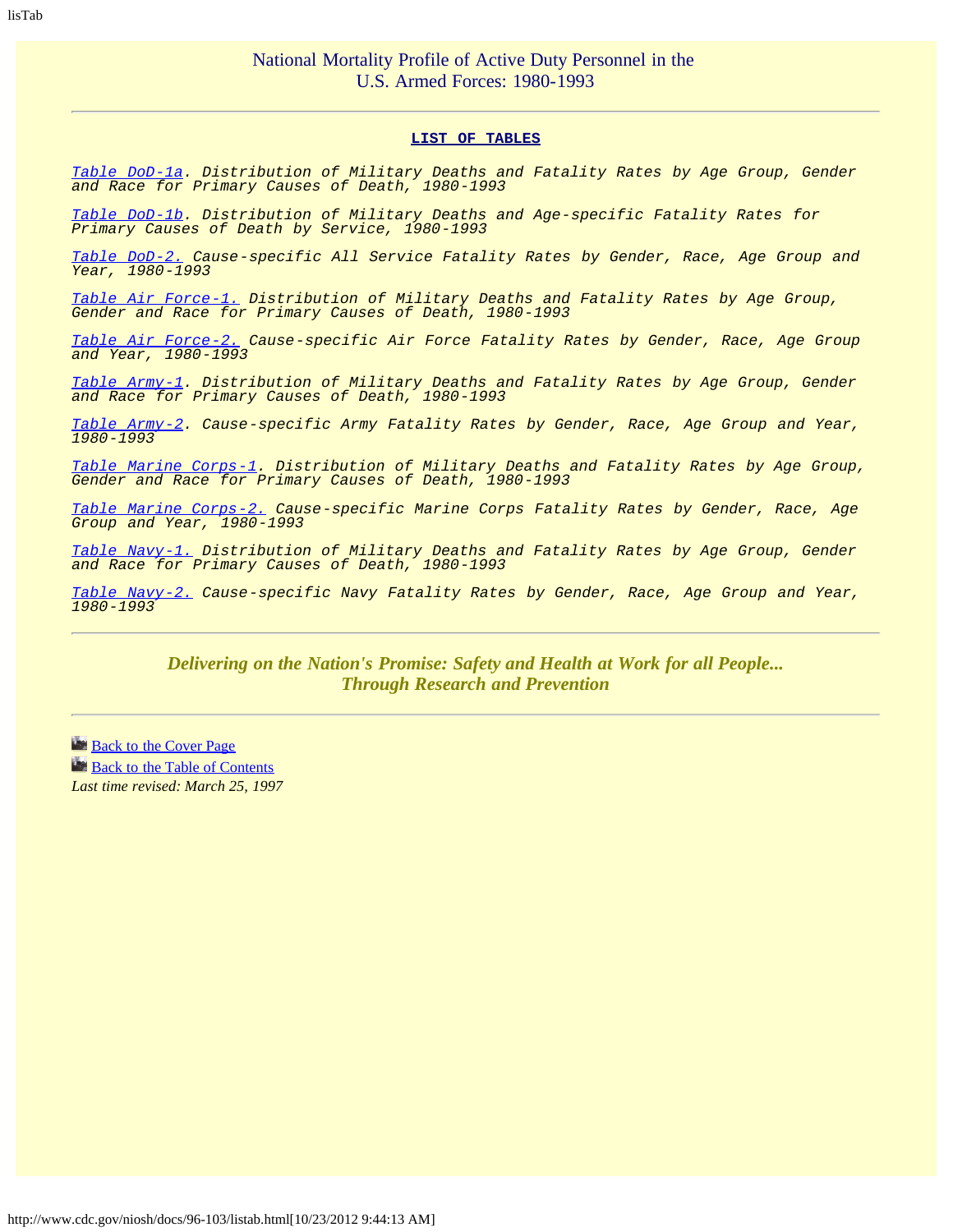National Mortality Profile of Active Duty Personnel in the U.S. Armed Forces: 1980-1993

---

## LIST OF TABLES

*Table DoD-1a. Distribution of Military Deaths and Fatality Rates by Age Group, Gender and Race for Primary Causes of Death, 1980-1993*

*Table DoD-1b. Distribution of Military Deaths and Age-specific Fatality Rates for Primary Causes of Death by Service, 1980-1993*

*Table DoD-2. Cause-specific All Service Fatality Rates by Gender, Race, Age Group and Year, 1980-1993*

*Table Air Force-1. Distribution of Military Deaths and Fatality Rates by Age Group, Gender and Race for Primary Causes of Death, 1980-1993*

*Table Air Force-2. Cause-specific Air Force Fatality Rates by Gender, Race, Age Group and Year, 1980-1993*

*Table Army-1. Distribution of Military Deaths and Fatality Rates by Age Group, Gender and Race for Primary Causes of Death, 1980-1993*

*Table Army-2. Cause-specific Army Fatality Rates by Gender, Race, Age Group and Year, 1980-1993*

*Table Marine Corps-1. Distribution of Military Deaths and Fatality Rates by Age Group, Gender and Race for Primary Causes of Death, 1980-1993*

*Table Marine Corps-2. Cause-specific Marine Corps Fatality Rates by Gender, Race, Age Group and Year, 1980-1993*

*Table Navy-1. Distribution of Military Deaths and Fatality Rates by Age Group, Gender and Race for Primary Causes of Death, 1980-1993*

*Table Navy-2. Cause-specific Navy Fatality Rates by Gender, Race, Age Group and Year, 1980-1993*

---

***Delivering on the Nation's Promise: Safety and Health at Work for all People... Through Research and Prevention***

---

Back to the Cover Page

Back to the Table of Contents

*Last time revised: March 25, 1997*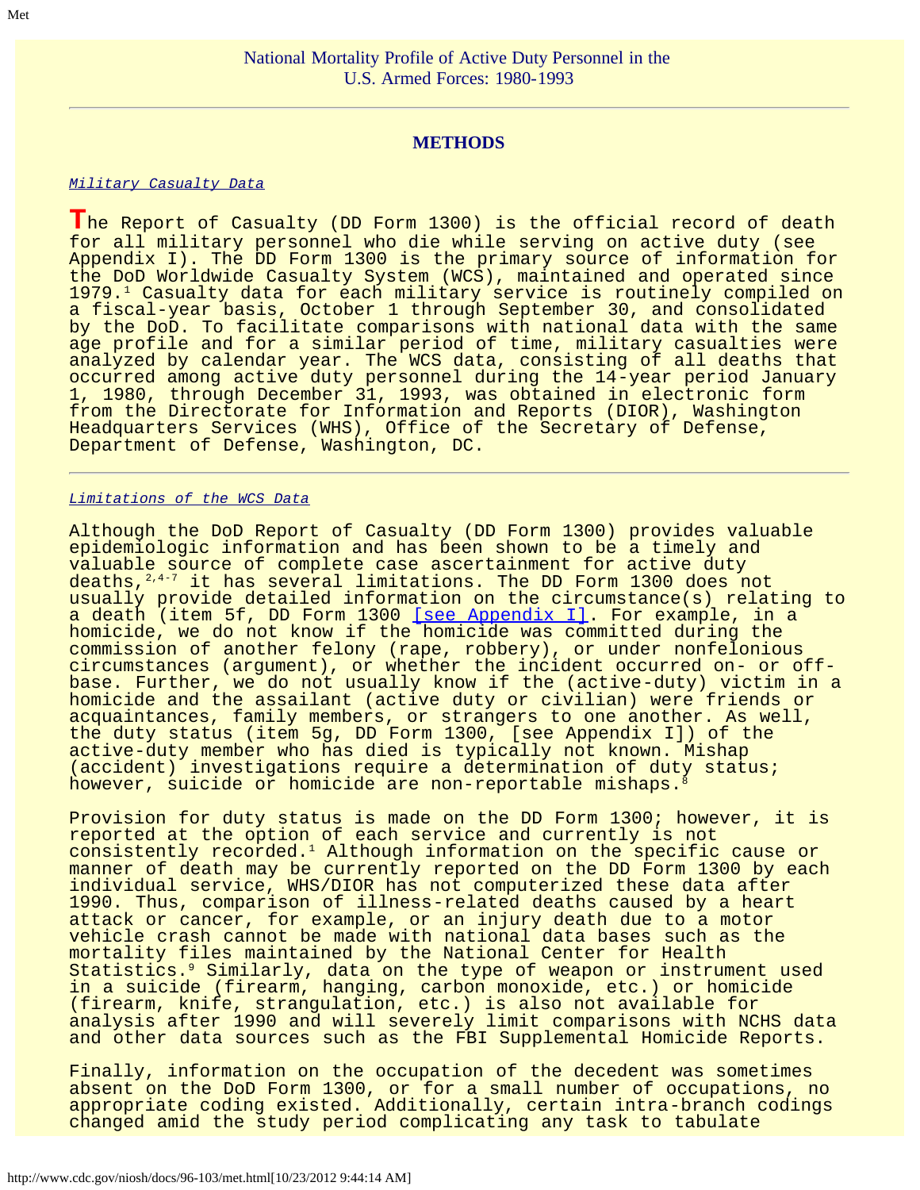National Mortality Profile of Active Duty Personnel in the U.S. Armed Forces: 1980-1993

## METHODS

### *Military Casualty Data*

The Report of Casualty (DD Form 1300) is the official record of death for all military personnel who die while serving on active duty (see Appendix I). The DD Form 1300 is the primary source of information for the DoD Worldwide Casualty System (WCS), maintained and operated since 1979.[1] Casualty data for each military service is routinely compiled on a fiscal-year basis, October 1 through September 30, and consolidated by the DoD. To facilitate comparisons with national data with the same age profile and for a similar period of time, military casualties were analyzed by calendar year. The WCS data, consisting of all deaths that occurred among active duty personnel during the 14-year period January 1, 1980, through December 31, 1993, was obtained in electronic form from the Directorate for Information and Reports (DIOR), Washington Headquarters Services (WHS), Office of the Secretary of Defense, Department of Defense, Washington, DC.

### *Limitations of the WCS Data*

Although the DoD Report of Casualty (DD Form 1300) provides valuable epidemiologic information and has been shown to be a timely and valuable source of complete case ascertainment for active duty deaths,[2,4-7] it has several limitations. The DD Form 1300 does not usually provide detailed information on the circumstance(s) relating to a death (item 5f, DD Form 1300 [see Appendix I]. For example, in a homicide, we do not know if the homicide was committed during the commission of another felony (rape, robbery), or under nonfelonious circumstances (argument), or whether the incident occurred on- or off-base. Further, we do not usually know if the (active-duty) victim in a homicide and the assailant (active duty or civilian) were friends or acquaintances, family members, or strangers to one another. As well, the duty status (item 5g, DD Form 1300, [see Appendix I]) of the active-duty member who has died is typically not known. Mishap (accident) investigations require a determination of duty status; however, suicide or homicide are non-reportable mishaps.[8]

Provision for duty status is made on the DD Form 1300; however, it is reported at the option of each service and currently is not consistently recorded.[1] Although information on the specific cause or manner of death may be currently reported on the DD Form 1300 by each individual service, WHS/DIOR has not computerized these data after 1990. Thus, comparison of illness-related deaths caused by a heart attack or cancer, for example, or an injury death due to a motor vehicle crash cannot be made with national data bases such as the mortality files maintained by the National Center for Health Statistics.[9] Similarly, data on the type of weapon or instrument used in a suicide (firearm, hanging, carbon monoxide, etc.) or homicide (firearm, knife, strangulation, etc.) is also not available for analysis after 1990 and will severely limit comparisons with NCHS data and other data sources such as the FBI Supplemental Homicide Reports.

Finally, information on the occupation of the decedent was sometimes absent on the DoD Form 1300, or for a small number of occupations, no appropriate coding existed. Additionally, certain intra-branch codings changed amid the study period complicating any task to tabulate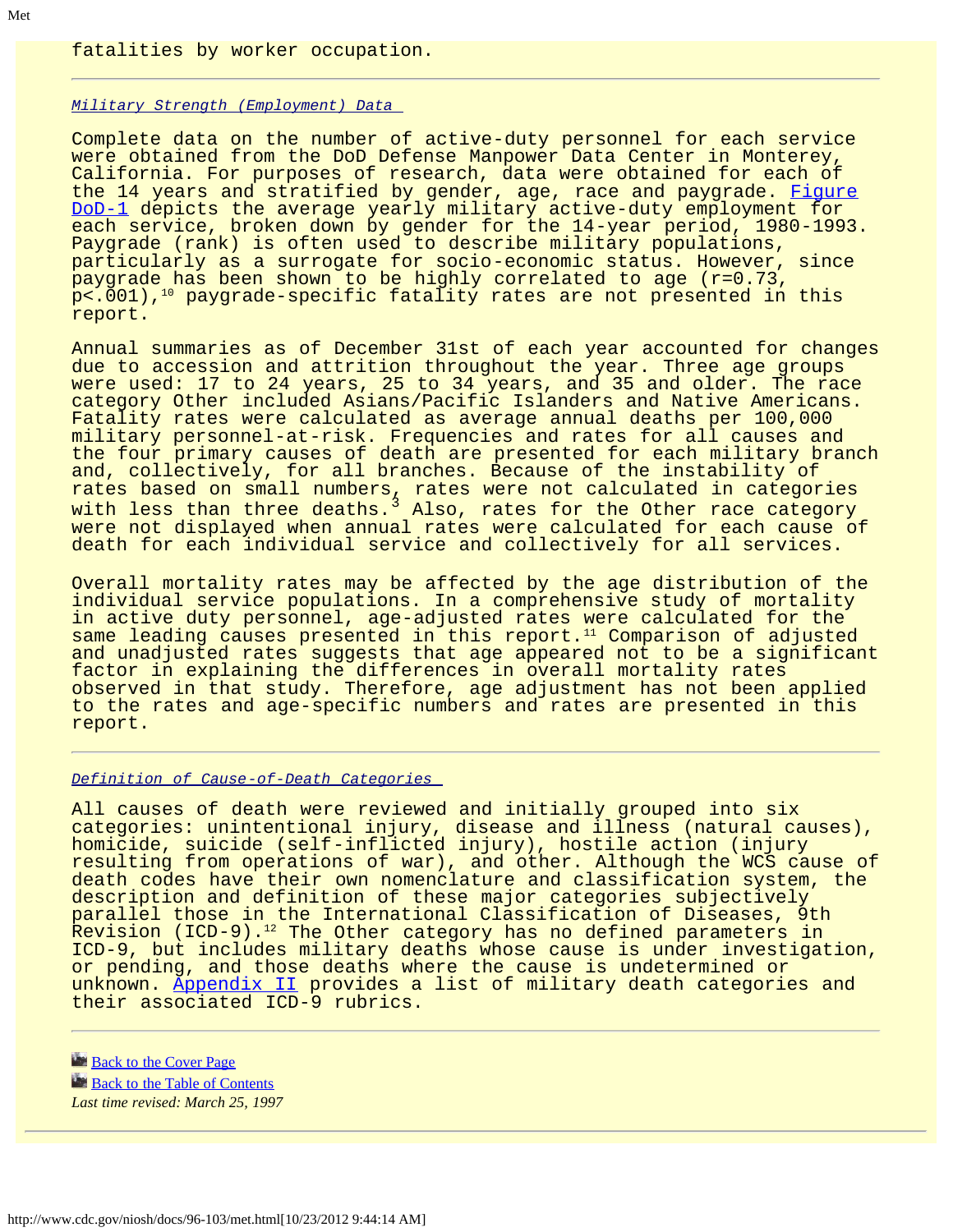fatalities by worker occupation.

---

## Military Strength (Employment) Data

Complete data on the number of active-duty personnel for each service were obtained from the DoD Defense Manpower Data Center in Monterey, California. For purposes of research, data were obtained for each of the 14 years and stratified by gender, age, race and paygrade. Figure DoD-1 depicts the average yearly military active-duty employment for each service, broken down by gender for the 14-year period, 1980-1993. Paygrade (rank) is often used to describe military populations, particularly as a surrogate for socio-economic status. However, since paygrade has been shown to be highly correlated to age ($r=0.73$, $p<.001$),[10] paygrade-specific fatality rates are not presented in this report.

Annual summaries as of December 31st of each year accounted for changes due to accession and attrition throughout the year. Three age groups were used: 17 to 24 years, 25 to 34 years, and 35 and older. The race category Other included Asians/Pacific Islanders and Native Americans. Fatality rates were calculated as average annual deaths per 100,000 military personnel-at-risk. Frequencies and rates for all causes and the four primary causes of death are presented for each military branch and, collectively, for all branches. Because of the instability of rates based on small numbers, rates were not calculated in categories with less than three deaths.[3] Also, rates for the Other race category were not displayed when annual rates were calculated for each cause of death for each individual service and collectively for all services.

Overall mortality rates may be affected by the age distribution of the individual service populations. In a comprehensive study of mortality in active duty personnel, age-adjusted rates were calculated for the same leading causes presented in this report.[11] Comparison of adjusted and unadjusted rates suggests that age appeared not to be a significant factor in explaining the differences in overall mortality rates observed in that study. Therefore, age adjustment has not been applied to the rates and age-specific numbers and rates are presented in this report.

---

## Definition of Cause-of-Death Categories

All causes of death were reviewed and initially grouped into six categories: unintentional injury, disease and illness (natural causes), homicide, suicide (self-inflicted injury), hostile action (injury resulting from operations of war), and other. Although the WCS cause of death codes have their own nomenclature and classification system, the description and definition of these major categories subjectively parallel those in the International Classification of Diseases, 9th Revision (ICD-9).[12] The Other category has no defined parameters in ICD-9, but includes military deaths whose cause is under investigation, or pending, and those deaths where the cause is undetermined or unknown. Appendix II provides a list of military death categories and their associated ICD-9 rubrics.

---

Back to the Cover Page
Back to the Table of Contents
*Last time revised: March 25, 1997*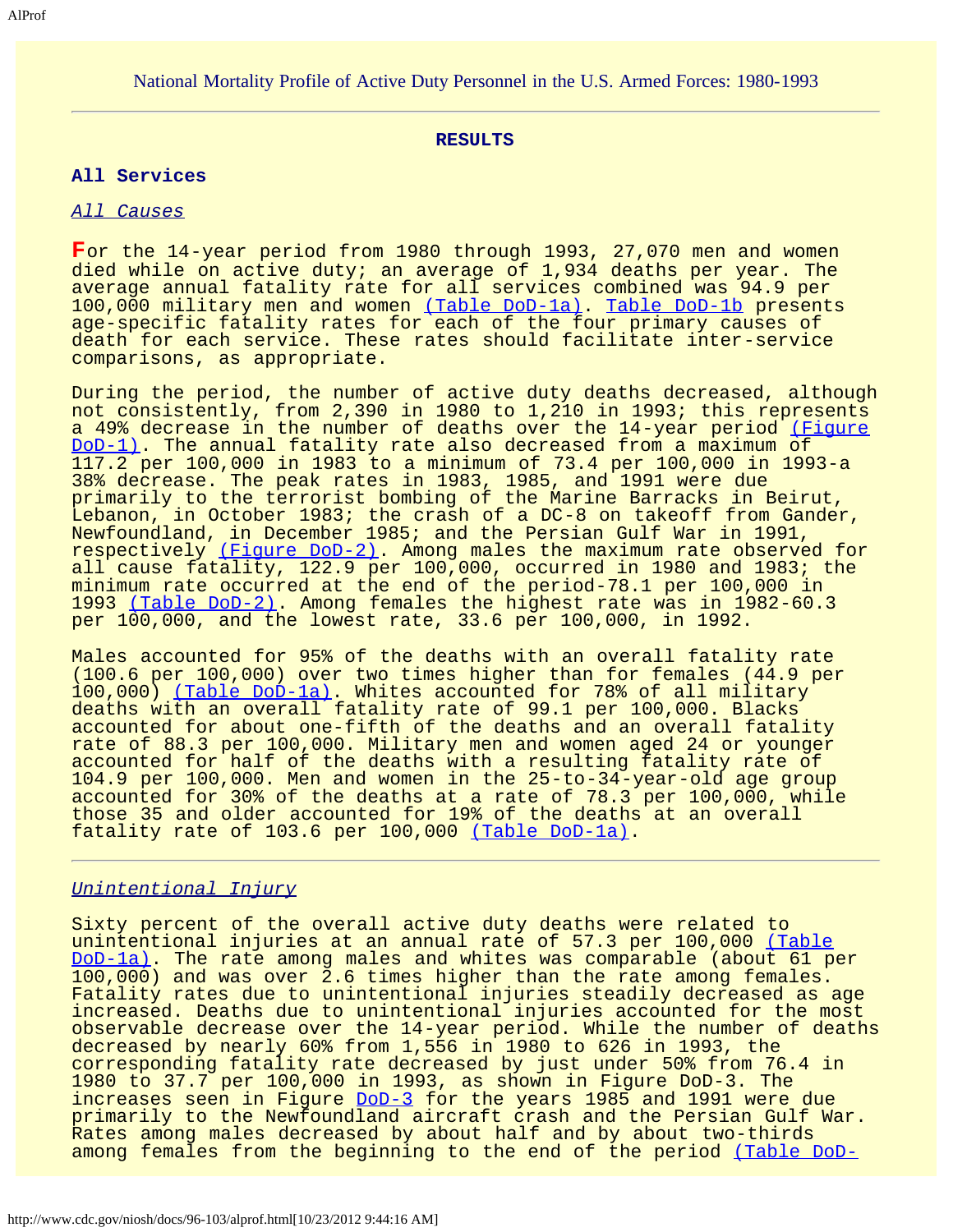National Mortality Profile of Active Duty Personnel in the U.S. Armed Forces: 1980-1993

---

## RESULTS

### All Services

*All Causes*

For the 14-year period from 1980 through 1993, 27,070 men and women died while on active duty; an average of 1,934 deaths per year. The average annual fatality rate for all services combined was 94.9 per 100,000 military men and women (Table DoD-1a). Table DoD-1b presents age-specific fatality rates for each of the four primary causes of death for each service. These rates should facilitate inter-service comparisons, as appropriate.

During the period, the number of active duty deaths decreased, although not consistently, from 2,390 in 1980 to 1,210 in 1993; this represents a 49% decrease in the number of deaths over the 14-year period (Figure DoD-1). The annual fatality rate also decreased from a maximum of 117.2 per 100,000 in 1983 to a minimum of 73.4 per 100,000 in 1993-a 38% decrease. The peak rates in 1983, 1985, and 1991 were due primarily to the terrorist bombing of the Marine Barracks in Beirut, Lebanon, in October 1983; the crash of a DC-8 on takeoff from Gander, Newfoundland, in December 1985; and the Persian Gulf War in 1991, respectively (Figure DoD-2). Among males the maximum rate observed for all cause fatality, 122.9 per 100,000, occurred in 1980 and 1983; the minimum rate occurred at the end of the period-78.1 per 100,000 in 1993 (Table DoD-2). Among females the highest rate was in 1982-60.3 per 100,000, and the lowest rate, 33.6 per 100,000, in 1992.

Males accounted for 95% of the deaths with an overall fatality rate (100.6 per 100,000) over two times higher than for females (44.9 per 100,000) (Table DoD-1a). Whites accounted for 78% of all military deaths with an overall fatality rate of 99.1 per 100,000. Blacks accounted for about one-fifth of the deaths and an overall fatality rate of 88.3 per 100,000. Military men and women aged 24 or younger accounted for half of the deaths with a resulting fatality rate of 104.9 per 100,000. Men and women in the 25-to-34-year-old age group accounted for 30% of the deaths at a rate of 78.3 per 100,000, while those 35 and older accounted for 19% of the deaths at an overall fatality rate of 103.6 per 100,000 (Table DoD-1a).

---

*Unintentional Injury*

Sixty percent of the overall active duty deaths were related to unintentional injuries at an annual rate of 57.3 per 100,000 (Table DoD-1a). The rate among males and whites was comparable (about 61 per 100,000) and was over 2.6 times higher than the rate among females. Fatality rates due to unintentional injuries steadily decreased as age increased. Deaths due to unintentional injuries accounted for the most observable decrease over the 14-year period. While the number of deaths decreased by nearly 60% from 1,556 in 1980 to 626 in 1993, the corresponding fatality rate decreased by just under 50% from 76.4 in 1980 to 37.7 per 100,000 in 1993, as shown in Figure DoD-3. The increases seen in Figure DoD-3 for the years 1985 and 1991 were due primarily to the Newfoundland aircraft crash and the Persian Gulf War. Rates among males decreased by about half and by about two-thirds among females from the beginning to the end of the period (Table DoD-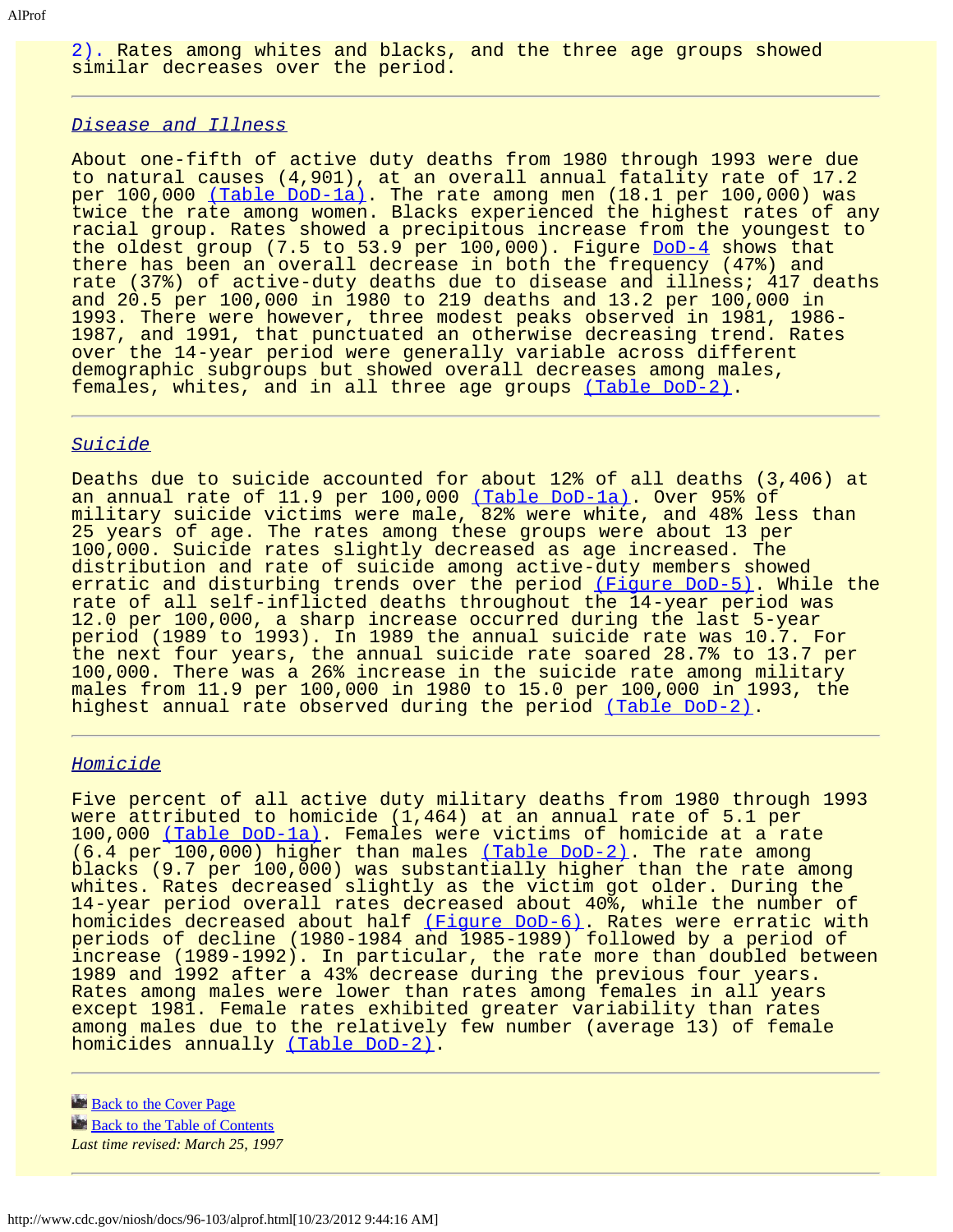2). Rates among whites and blacks, and the three age groups showed similar decreases over the period.

---

## *Disease and Illness*

About one-fifth of active duty deaths from 1980 through 1993 were due to natural causes (4,901), at an overall annual fatality rate of 17.2 per 100,000 (Table DoD-1a). The rate among men (18.1 per 100,000) was twice the rate among women. Blacks experienced the highest rates of any racial group. Rates showed a precipitous increase from the youngest to the oldest group (7.5 to 53.9 per 100,000). Figure DoD-4 shows that there has been an overall decrease in both the frequency (47%) and rate (37%) of active-duty deaths due to disease and illness; 417 deaths and 20.5 per 100,000 in 1980 to 219 deaths and 13.2 per 100,000 in 1993. There were however, three modest peaks observed in 1981, 1986-1987, and 1991, that punctuated an otherwise decreasing trend. Rates over the 14-year period were generally variable across different demographic subgroups but showed overall decreases among males, females, whites, and in all three age groups (Table DoD-2).

---

## *Suicide*

Deaths due to suicide accounted for about 12% of all deaths (3,406) at an annual rate of 11.9 per 100,000 (Table DoD-1a). Over 95% of military suicide victims were male, 82% were white, and 48% less than 25 years of age. The rates among these groups were about 13 per 100,000. Suicide rates slightly decreased as age increased. The distribution and rate of suicide among active-duty members showed erratic and disturbing trends over the period (Figure DoD-5). While the rate of all self-inflicted deaths throughout the 14-year period was 12.0 per 100,000, a sharp increase occurred during the last 5-year period (1989 to 1993). In 1989 the annual suicide rate was 10.7. For the next four years, the annual suicide rate soared 28.7% to 13.7 per 100,000. There was a 26% increase in the suicide rate among military males from 11.9 per 100,000 in 1980 to 15.0 per 100,000 in 1993, the highest annual rate observed during the period (Table DoD-2).

---

## *Homicide*

Five percent of all active duty military deaths from 1980 through 1993 were attributed to homicide (1,464) at an annual rate of 5.1 per 100,000 (Table DoD-1a). Females were victims of homicide at a rate (6.4 per 100,000) higher than males (Table DoD-2). The rate among blacks (9.7 per 100,000) was substantially higher than the rate among whites. Rates decreased slightly as the victim got older. During the 14-year period overall rates decreased about 40%, while the number of homicides decreased about half (Figure DoD-6). Rates were erratic with periods of decline (1980-1984 and 1985-1989) followed by a period of increase (1989-1992). In particular, the rate more than doubled between 1989 and 1992 after a 43% decrease during the previous four years. Rates among males were lower than rates among females in all years except 1981. Female rates exhibited greater variability than rates among males due to the relatively few number (average 13) of female homicides annually (Table DoD-2).

---

Back to the Cover Page

Back to the Table of Contents

*Last time revised: March 25, 1997*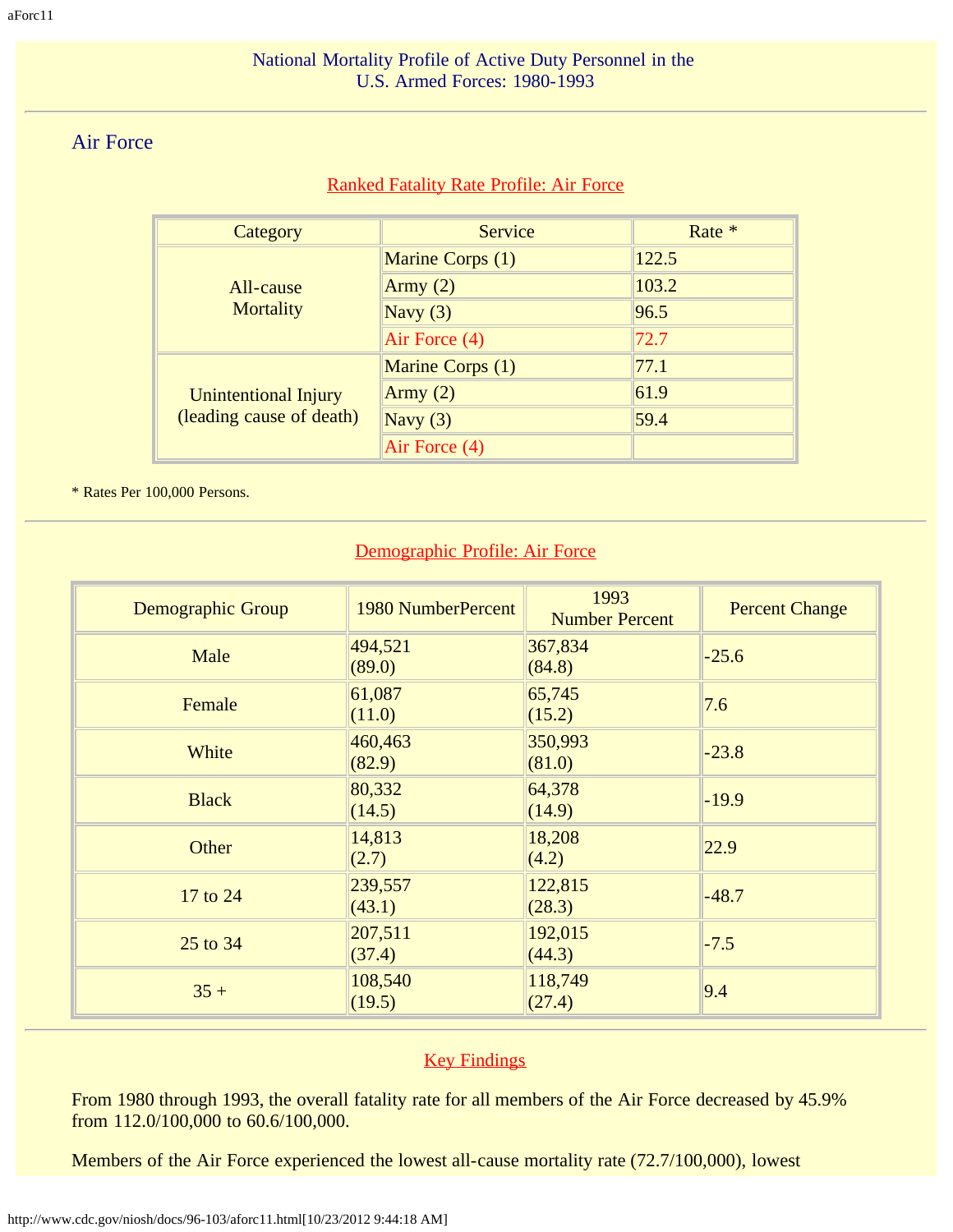National Mortality Profile of Active Duty Personnel in the U.S. Armed Forces: 1980-1993

## Air Force

### Ranked Fatality Rate Profile: Air Force

| Category | Service | Rate * |
|---|---|---|
| All-cause Mortality | Marine Corps (1) | 122.5 |
| | Army (2) | 103.2 |
| | Navy (3) | 96.5 |
| | Air Force (4) | 72.7 |
| Unintentional Injury (leading cause of death) | Marine Corps (1) | 77.1 |
| | Army (2) | 61.9 |
| | Navy (3) | 59.4 |
| | Air Force (4) | |

* Rates Per 100,000 Persons.

### Demographic Profile: Air Force

| Demographic Group | 1980 NumberPercent | 1993 Number Percent | Percent Change |
|---|---|---|---|
| Male | 494,521 (89.0) | 367,834 (84.8) | -25.6 |
| Female | 61,087 (11.0) | 65,745 (15.2) | 7.6 |
| White | 460,463 (82.9) | 350,993 (81.0) | -23.8 |
| Black | 80,332 (14.5) | 64,378 (14.9) | -19.9 |
| Other | 14,813 (2.7) | 18,208 (4.2) | 22.9 |
| 17 to 24 | 239,557 (43.1) | 122,815 (28.3) | -48.7 |
| 25 to 34 | 207,511 (37.4) | 192,015 (44.3) | -7.5 |
| 35 + | 108,540 (19.5) | 118,749 (27.4) | 9.4 |

### Key Findings

From 1980 through 1993, the overall fatality rate for all members of the Air Force decreased by 45.9% from 112.0/100,000 to 60.6/100,000.

Members of the Air Force experienced the lowest all-cause mortality rate (72.7/100,000), lowest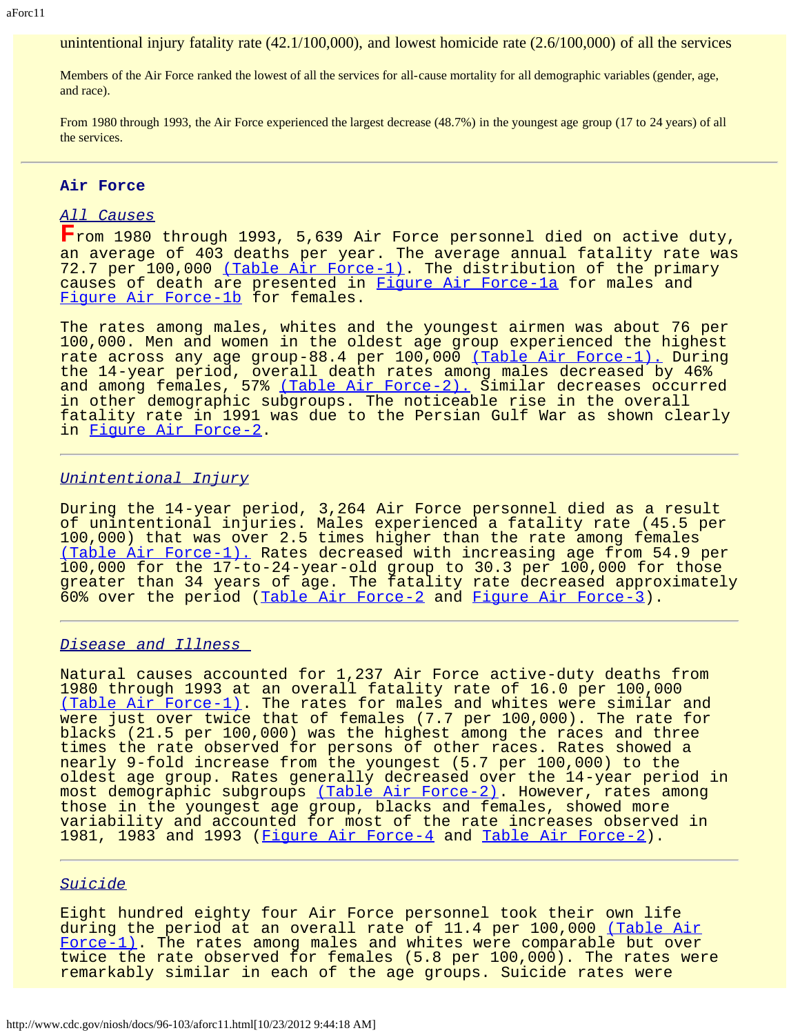unintentional injury fatality rate (42.1/100,000), and lowest homicide rate (2.6/100,000) of all the services

Members of the Air Force ranked the lowest of all the services for all-cause mortality for all demographic variables (gender, age, and race).

From 1980 through 1993, the Air Force experienced the largest decrease (48.7%) in the youngest age group (17 to 24 years) of all the services.

---

## Air Force

### *All Causes*

From 1980 through 1993, 5,639 Air Force personnel died on active duty, an average of 403 deaths per year. The average annual fatality rate was 72.7 per 100,000 (Table Air Force-1). The distribution of the primary causes of death are presented in Figure Air Force-1a for males and Figure Air Force-1b for females.

The rates among males, whites and the youngest airmen was about 76 per 100,000. Men and women in the oldest age group experienced the highest rate across any age group-88.4 per 100,000 (Table Air Force-1). During the 14-year period, overall death rates among males decreased by 46% and among females, 57% (Table Air Force-2). Similar decreases occurred in other demographic subgroups. The noticeable rise in the overall fatality rate in 1991 was due to the Persian Gulf War as shown clearly in Figure Air Force-2.

---

### *Unintentional Injury*

During the 14-year period, 3,264 Air Force personnel died as a result of unintentional injuries. Males experienced a fatality rate (45.5 per 100,000) that was over 2.5 times higher than the rate among females (Table Air Force-1). Rates decreased with increasing age from 54.9 per 100,000 for the 17-to-24-year-old group to 30.3 per 100,000 for those greater than 34 years of age. The fatality rate decreased approximately 60% over the period (Table Air Force-2 and Figure Air Force-3).

---

### *Disease and Illness*

Natural causes accounted for 1,237 Air Force active-duty deaths from 1980 through 1993 at an overall fatality rate of 16.0 per 100,000 (Table Air Force-1). The rates for males and whites were similar and were just over twice that of females (7.7 per 100,000). The rate for blacks (21.5 per 100,000) was the highest among the races and three times the rate observed for persons of other races. Rates showed a nearly 9-fold increase from the youngest (5.7 per 100,000) to the oldest age group. Rates generally decreased over the 14-year period in most demographic subgroups (Table Air Force-2). However, rates among those in the youngest age group, blacks and females, showed more variability and accounted for most of the rate increases observed in 1981, 1983 and 1993 (Figure Air Force-4 and Table Air Force-2).

---

### *Suicide*

Eight hundred eighty four Air Force personnel took their own life during the period at an overall rate of 11.4 per 100,000 (Table Air Force-1). The rates among males and whites were comparable but over twice the rate observed for females (5.8 per 100,000). The rates were remarkably similar in each of the age groups. Suicide rates were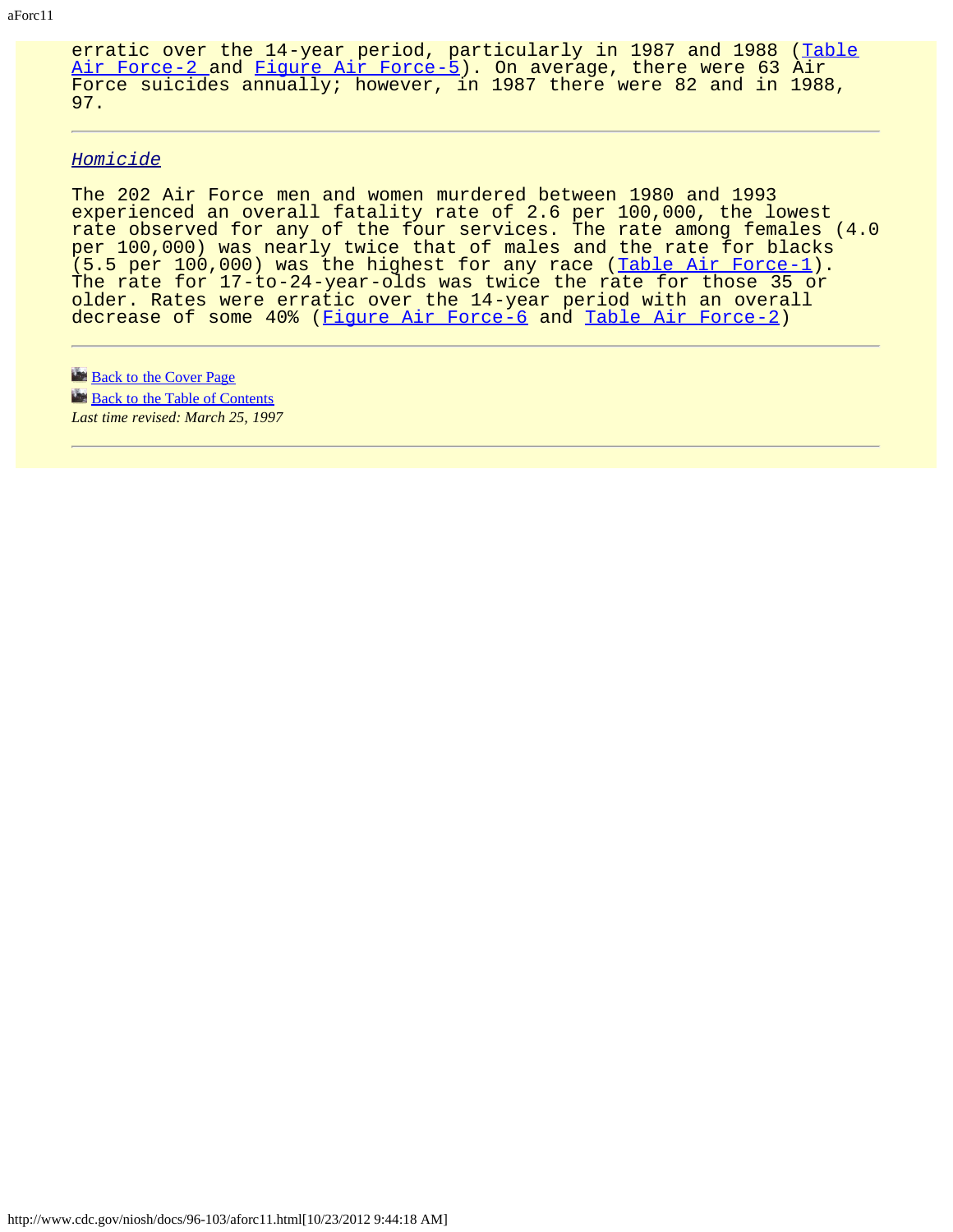erratic over the 14-year period, particularly in 1987 and 1988 (Table Air Force-2 and Figure Air Force-5). On average, there were 63 Air Force suicides annually; however, in 1987 there were 82 and in 1988, 97.

---

## *Homicide*

The 202 Air Force men and women murdered between 1980 and 1993 experienced an overall fatality rate of 2.6 per 100,000, the lowest rate observed for any of the four services. The rate among females (4.0 per 100,000) was nearly twice that of males and the rate for blacks (5.5 per 100,000) was the highest for any race (Table Air Force-1). The rate for 17-to-24-year-olds was twice the rate for those 35 or older. Rates were erratic over the 14-year period with an overall decrease of some 40% (Figure Air Force-6 and Table Air Force-2)

---

Back to the Cover Page

Back to the Table of Contents

*Last time revised: March 25, 1997*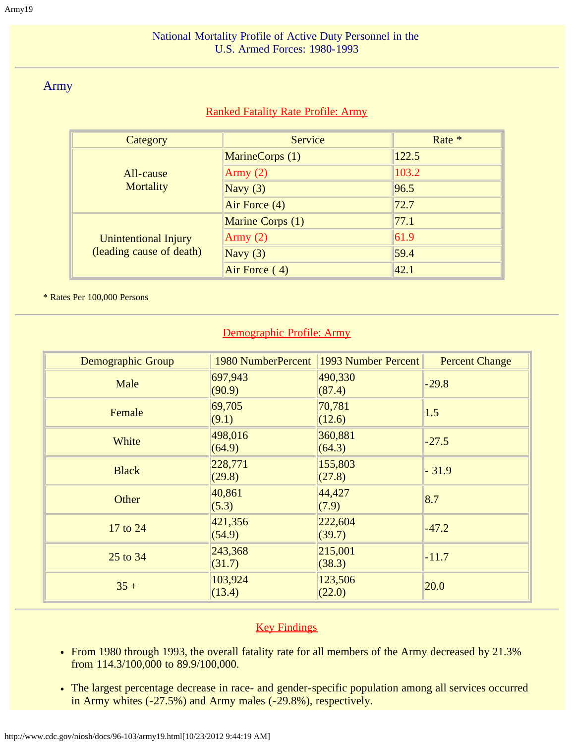National Mortality Profile of Active Duty Personnel in the U.S. Armed Forces: 1980-1993

## Army

### Ranked Fatality Rate Profile: Army

| Category | Service | Rate * |
|---|---|---|
| All-cause Mortality | MarineCorps (1) | 122.5 |
| | Army (2) | 103.2 |
| | Navy (3) | 96.5 |
| | Air Force (4) | 72.7 |
| Unintentional Injury (leading cause of death) | Marine Corps (1) | 77.1 |
| | Army (2) | 61.9 |
| | Navy (3) | 59.4 |
| | Air Force ( 4) | 42.1 |

* Rates Per 100,000 Persons

### Demographic Profile: Army

| Demographic Group | 1980 NumberPercent | 1993 Number Percent | Percent Change |
|---|---|---|---|
| Male | 697,943 (90.9) | 490,330 (87.4) | -29.8 |
| Female | 69,705 (9.1) | 70,781 (12.6) | 1.5 |
| White | 498,016 (64.9) | 360,881 (64.3) | -27.5 |
| Black | 228,771 (29.8) | 155,803 (27.8) | - 31.9 |
| Other | 40,861 (5.3) | 44,427 (7.9) | 8.7 |
| 17 to 24 | 421,356 (54.9) | 222,604 (39.7) | -47.2 |
| 25 to 34 | 243,368 (31.7) | 215,001 (38.3) | -11.7 |
| 35 + | 103,924 (13.4) | 123,506 (22.0) | 20.0 |

### Key Findings

- From 1980 through 1993, the overall fatality rate for all members of the Army decreased by 21.3% from 114.3/100,000 to 89.9/100,000.
- The largest percentage decrease in race- and gender-specific population among all services occurred in Army whites (-27.5%) and Army males (-29.8%), respectively.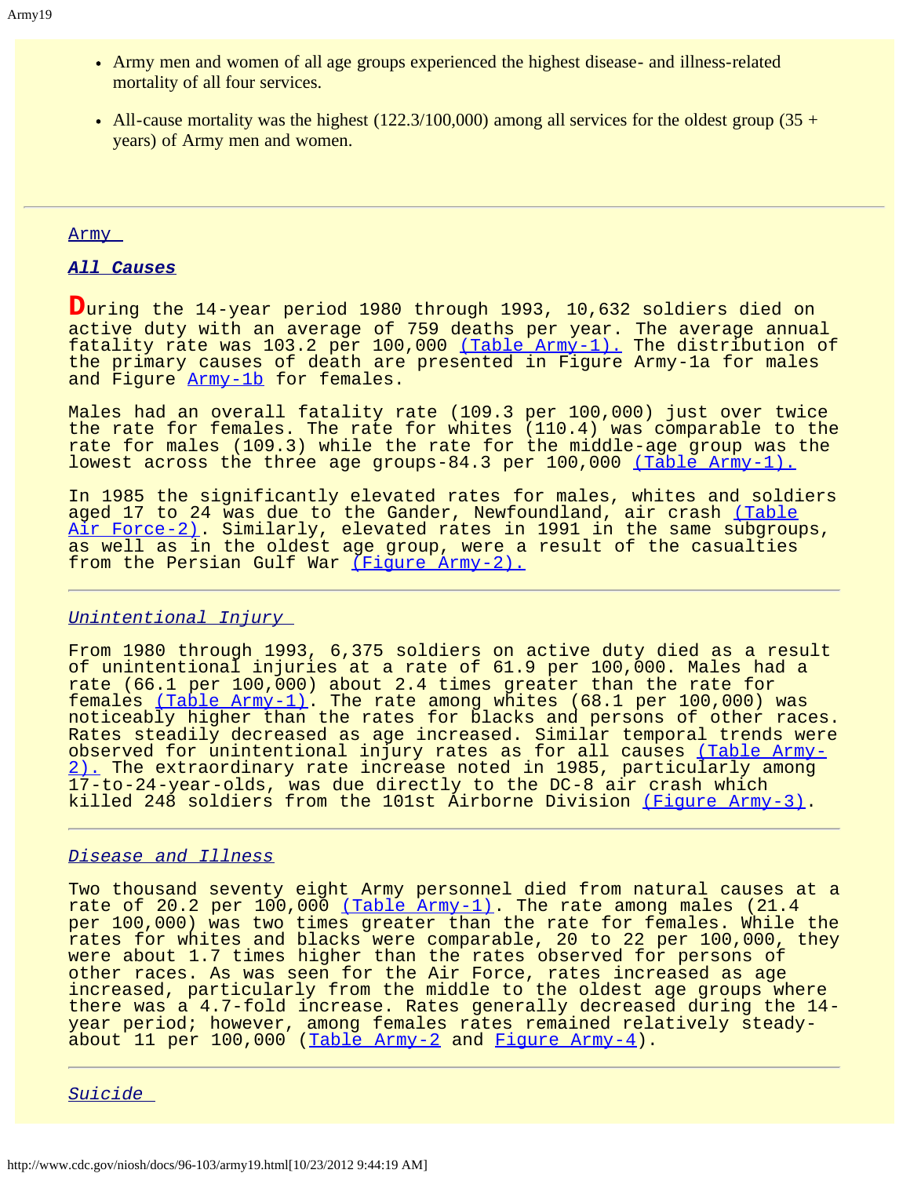- Army men and women of all age groups experienced the highest disease- and illness-related mortality of all four services.
- All-cause mortality was the highest (122.3/100,000) among all services for the oldest group (35 + years) of Army men and women.

---

## Army

### ***All Causes***

During the 14-year period 1980 through 1993, 10,632 soldiers died on active duty with an average of 759 deaths per year. The average annual fatality rate was 103.2 per 100,000 (Table Army-1). The distribution of the primary causes of death are presented in Figure Army-1a for males and Figure Army-1b for females.

Males had an overall fatality rate (109.3 per 100,000) just over twice the rate for females. The rate for whites (110.4) was comparable to the rate for males (109.3) while the rate for the middle-age group was the lowest across the three age groups-84.3 per 100,000 (Table Army-1).

In 1985 the significantly elevated rates for males, whites and soldiers aged 17 to 24 was due to the Gander, Newfoundland, air crash (Table Air Force-2). Similarly, elevated rates in 1991 in the same subgroups, as well as in the oldest age group, were a result of the casualties from the Persian Gulf War (Figure Army-2).

---

### *Unintentional Injury*

From 1980 through 1993, 6,375 soldiers on active duty died as a result of unintentional injuries at a rate of 61.9 per 100,000. Males had a rate (66.1 per 100,000) about 2.4 times greater than the rate for females (Table Army-1). The rate among whites (68.1 per 100,000) was noticeably higher than the rates for blacks and persons of other races. Rates steadily decreased as age increased. Similar temporal trends were observed for unintentional injury rates as for all causes (Table Army-2). The extraordinary rate increase noted in 1985, particularly among 17-to-24-year-olds, was due directly to the DC-8 air crash which killed 248 soldiers from the 101st Airborne Division (Figure Army-3).

---

### *Disease and Illness*

Two thousand seventy eight Army personnel died from natural causes at a rate of 20.2 per 100,000 (Table Army-1). The rate among males (21.4 per 100,000) was two times greater than the rate for females. While the rates for whites and blacks were comparable, 20 to 22 per 100,000, they were about 1.7 times higher than the rates observed for persons of other races. As was seen for the Air Force, rates increased as age increased, particularly from the middle to the oldest age groups where there was a 4.7-fold increase. Rates generally decreased during the 14-year period; however, among females rates remained relatively steady-about 11 per 100,000 (Table Army-2 and Figure Army-4).

---

### *Suicide*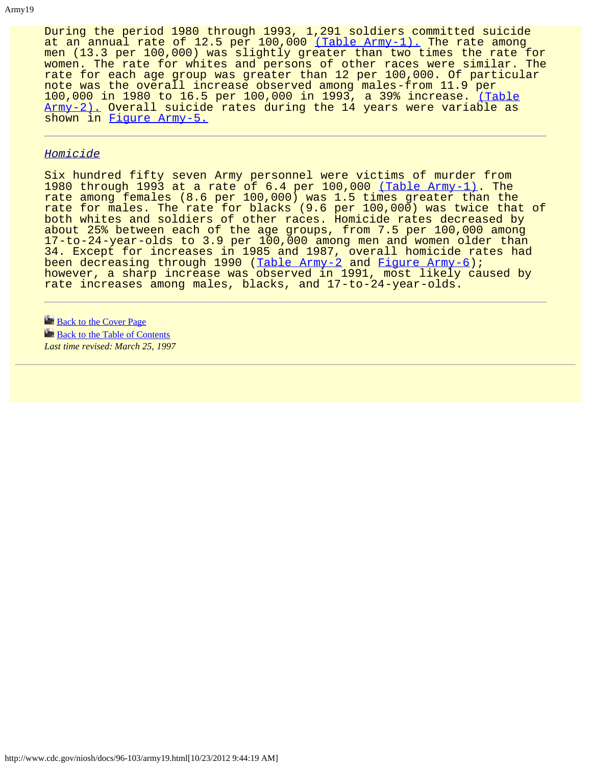During the period 1980 through 1993, 1,291 soldiers committed suicide at an annual rate of 12.5 per 100,000 (Table Army-1). The rate among men (13.3 per 100,000) was slightly greater than two times the rate for women. The rate for whites and persons of other races were similar. The rate for each age group was greater than 12 per 100,000. Of particular note was the overall increase observed among males-from 11.9 per 100,000 in 1980 to 16.5 per 100,000 in 1993, a 39% increase. (Table Army-2). Overall suicide rates during the 14 years were variable as shown in Figure Army-5.

---

### *Homicide*

Six hundred fifty seven Army personnel were victims of murder from 1980 through 1993 at a rate of 6.4 per 100,000 (Table Army-1). The rate among females (8.6 per 100,000) was 1.5 times greater than the rate for males. The rate for blacks (9.6 per 100,000) was twice that of both whites and soldiers of other races. Homicide rates decreased by about 25% between each of the age groups, from 7.5 per 100,000 among 17-to-24-year-olds to 3.9 per 100,000 among men and women older than 34. Except for increases in 1985 and 1987, overall homicide rates had been decreasing through 1990 (Table Army-2 and Figure Army-6); however, a sharp increase was observed in 1991, most likely caused by rate increases among males, blacks, and 17-to-24-year-olds.

---

Back to the Cover Page
Back to the Table of Contents
*Last time revised: March 25, 1997*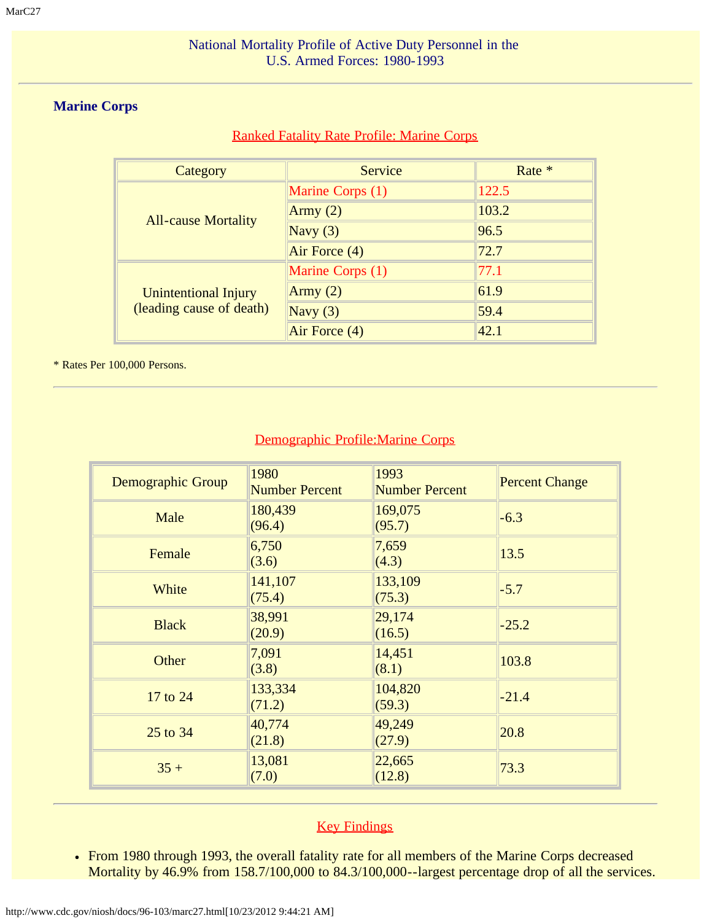National Mortality Profile of Active Duty Personnel in the U.S. Armed Forces: 1980-1993

## Marine Corps

### Ranked Fatality Rate Profile: Marine Corps

| Category | Service | Rate * |
|---|---|---|
| All-cause Mortality | Marine Corps (1) | 122.5 |
| | Army (2) | 103.2 |
| | Navy (3) | 96.5 |
| | Air Force (4) | 72.7 |
| Unintentional Injury (leading cause of death) | Marine Corps (1) | 77.1 |
| | Army (2) | 61.9 |
| | Navy (3) | 59.4 |
| | Air Force (4) | 42.1 |

* Rates Per 100,000 Persons.

### Demographic Profile:Marine Corps

| Demographic Group | 1980 Number Percent | 1993 Number Percent | Percent Change |
|---|---|---|---|
| Male | 180,439 (96.4) | 169,075 (95.7) | -6.3 |
| Female | 6,750 (3.6) | 7,659 (4.3) | 13.5 |
| White | 141,107 (75.4) | 133,109 (75.3) | -5.7 |
| Black | 38,991 (20.9) | 29,174 (16.5) | -25.2 |
| Other | 7,091 (3.8) | 14,451 (8.1) | 103.8 |
| 17 to 24 | 133,334 (71.2) | 104,820 (59.3) | -21.4 |
| 25 to 34 | 40,774 (21.8) | 49,249 (27.9) | 20.8 |
| 35 + | 13,081 (7.0) | 22,665 (12.8) | 73.3 |

### Key Findings

- From 1980 through 1993, the overall fatality rate for all members of the Marine Corps decreased Mortality by 46.9% from 158.7/100,000 to 84.3/100,000--largest percentage drop of all the services.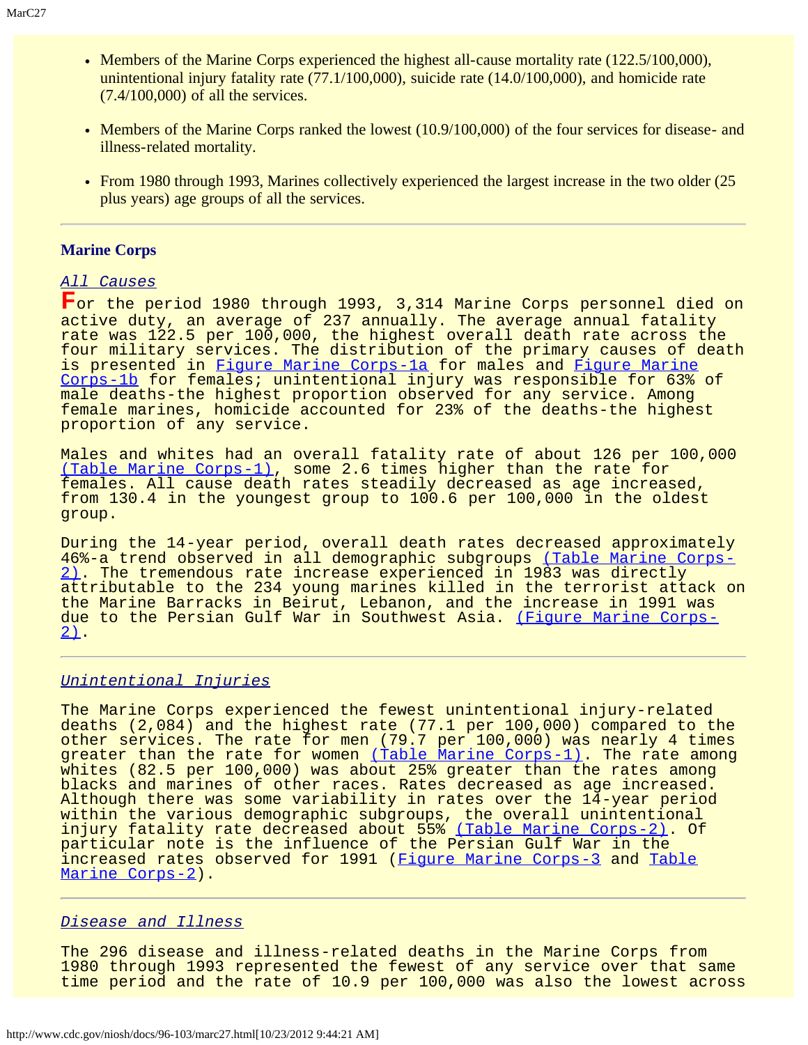- Members of the Marine Corps experienced the highest all-cause mortality rate (122.5/100,000), unintentional injury fatality rate (77.1/100,000), suicide rate (14.0/100,000), and homicide rate (7.4/100,000) of all the services.
- Members of the Marine Corps ranked the lowest (10.9/100,000) of the four services for disease- and illness-related mortality.
- From 1980 through 1993, Marines collectively experienced the largest increase in the two older (25 plus years) age groups of all the services.

---

### Marine Corps

*All Causes*

For the period 1980 through 1993, 3,314 Marine Corps personnel died on active duty, an average of 237 annually. The average annual fatality rate was 122.5 per 100,000, the highest overall death rate across the four military services. The distribution of the primary causes of death is presented in Figure Marine Corps-1a for males and Figure Marine Corps-1b for females; unintentional injury was responsible for 63% of male deaths-the highest proportion observed for any service. Among female marines, homicide accounted for 23% of the deaths-the highest proportion of any service.

Males and whites had an overall fatality rate of about 126 per 100,000 (Table Marine Corps-1), some 2.6 times higher than the rate for females. All cause death rates steadily decreased as age increased, from 130.4 in the youngest group to 100.6 per 100,000 in the oldest group.

During the 14-year period, overall death rates decreased approximately 46%-a trend observed in all demographic subgroups (Table Marine Corps-2). The tremendous rate increase experienced in 1983 was directly attributable to the 234 young marines killed in the terrorist attack on the Marine Barracks in Beirut, Lebanon, and the increase in 1991 was due to the Persian Gulf War in Southwest Asia. (Figure Marine Corps-2).

---

*Unintentional Injuries*

The Marine Corps experienced the fewest unintentional injury-related deaths (2,084) and the highest rate (77.1 per 100,000) compared to the other services. The rate for men (79.7 per 100,000) was nearly 4 times greater than the rate for women (Table Marine Corps-1). The rate among whites (82.5 per 100,000) was about 25% greater than the rates among blacks and marines of other races. Rates decreased as age increased. Although there was some variability in rates over the 14-year period within the various demographic subgroups, the overall unintentional injury fatality rate decreased about 55% (Table Marine Corps-2). Of particular note is the influence of the Persian Gulf War in the increased rates observed for 1991 (Figure Marine Corps-3 and Table Marine Corps-2).

---

*Disease and Illness*

The 296 disease and illness-related deaths in the Marine Corps from 1980 through 1993 represented the fewest of any service over that same time period and the rate of 10.9 per 100,000 was also the lowest across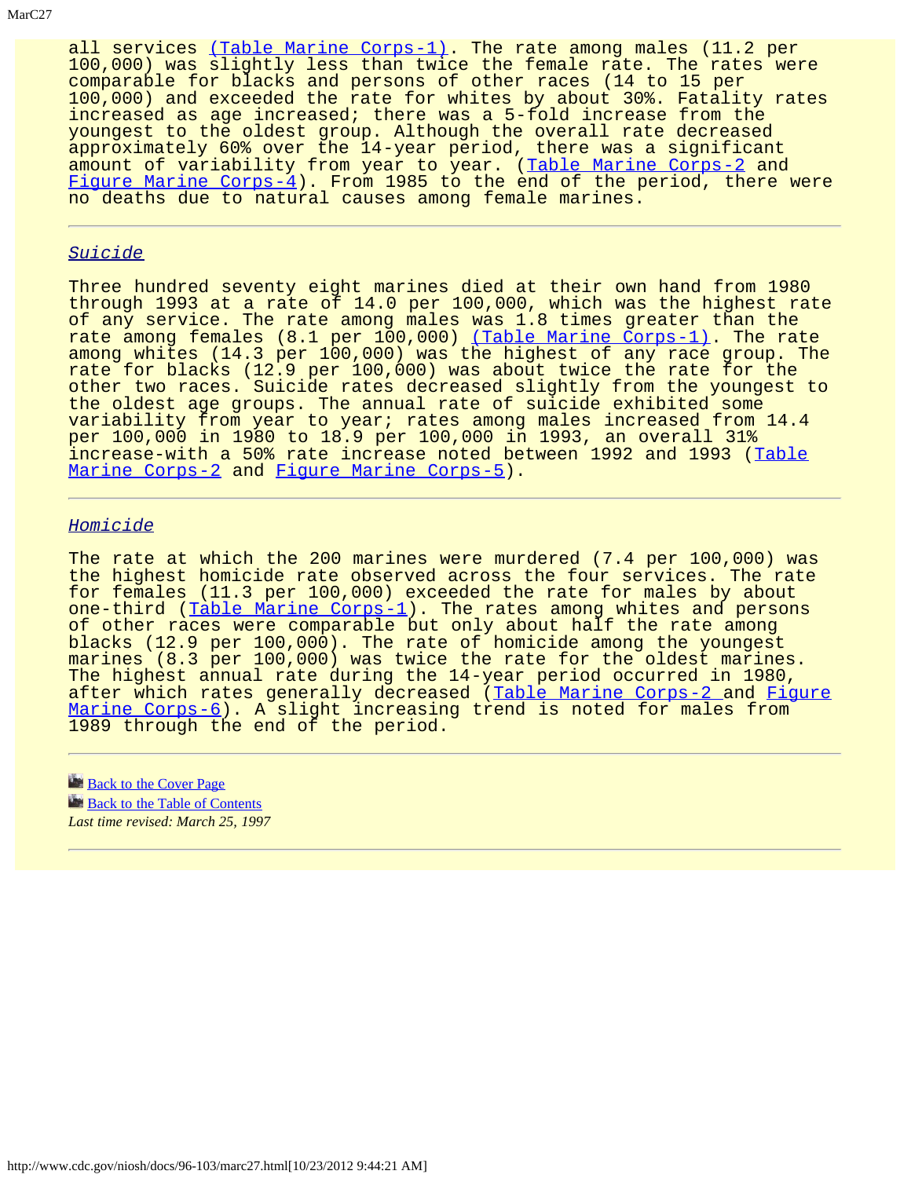all services (Table Marine Corps-1). The rate among males (11.2 per 100,000) was slightly less than twice the female rate. The rates were comparable for blacks and persons of other races (14 to 15 per 100,000) and exceeded the rate for whites by about 30%. Fatality rates increased as age increased; there was a 5-fold increase from the youngest to the oldest group. Although the overall rate decreased approximately 60% over the 14-year period, there was a significant amount of variability from year to year. (Table Marine Corps-2 and Figure Marine Corps-4). From 1985 to the end of the period, there were no deaths due to natural causes among female marines.

---

### *Suicide*

Three hundred seventy eight marines died at their own hand from 1980 through 1993 at a rate of 14.0 per 100,000, which was the highest rate of any service. The rate among males was 1.8 times greater than the rate among females (8.1 per 100,000) (Table Marine Corps-1). The rate among whites (14.3 per 100,000) was the highest of any race group. The rate for blacks (12.9 per 100,000) was about twice the rate for the other two races. Suicide rates decreased slightly from the youngest to the oldest age groups. The annual rate of suicide exhibited some variability from year to year; rates among males increased from 14.4 per 100,000 in 1980 to 18.9 per 100,000 in 1993, an overall 31% increase-with a 50% rate increase noted between 1992 and 1993 (Table Marine Corps-2 and Figure Marine Corps-5).

---

### *Homicide*

The rate at which the 200 marines were murdered (7.4 per 100,000) was the highest homicide rate observed across the four services. The rate for females (11.3 per 100,000) exceeded the rate for males by about one-third (Table Marine Corps-1). The rates among whites and persons of other races were comparable but only about half the rate among blacks (12.9 per 100,000). The rate of homicide among the youngest marines (8.3 per 100,000) was twice the rate for the oldest marines. The highest annual rate during the 14-year period occurred in 1980, after which rates generally decreased (Table Marine Corps-2 and Figure Marine Corps-6). A slight increasing trend is noted for males from 1989 through the end of the period.

---

Back to the Cover Page
Back to the Table of Contents
*Last time revised: March 25, 1997*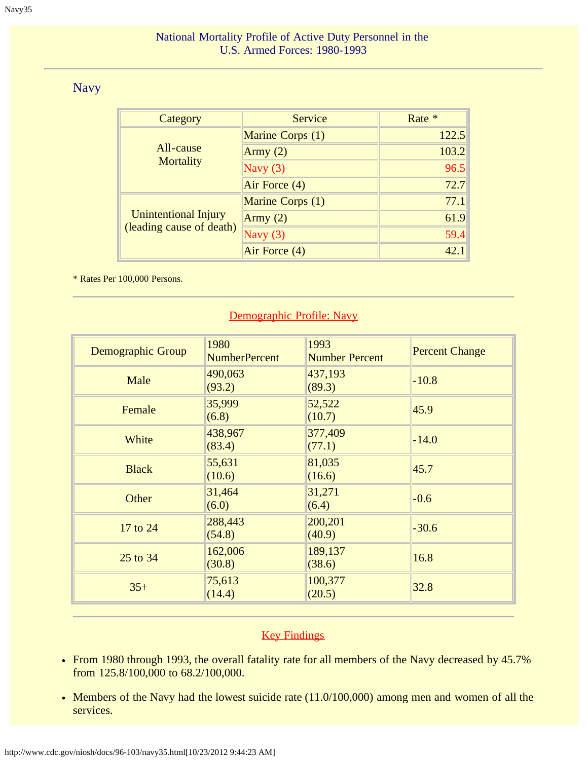National Mortality Profile of Active Duty Personnel in the U.S. Armed Forces: 1980-1993

## Navy

| Category | Service | Rate * |
|---|---|---|
| All-cause Mortality | Marine Corps (1) | 122.5 |
| | Army (2) | 103.2 |
| | Navy (3) | 96.5 |
| | Air Force (4) | 72.7 |
| Unintentional Injury (leading cause of death) | Marine Corps (1) | 77.1 |
| | Army (2) | 61.9 |
| | Navy (3) | 59.4 |
| | Air Force (4) | 42.1 |

* Rates Per 100,000 Persons.

### Demographic Profile: Navy

| Demographic Group | 1980 NumberPercent | 1993 Number Percent | Percent Change |
|---|---|---|---|
| Male | 490,063 (93.2) | 437,193 (89.3) | -10.8 |
| Female | 35,999 (6.8) | 52,522 (10.7) | 45.9 |
| White | 438,967 (83.4) | 377,409 (77.1) | -14.0 |
| Black | 55,631 (10.6) | 81,035 (16.6) | 45.7 |
| Other | 31,464 (6.0) | 31,271 (6.4) | -0.6 |
| 17 to 24 | 288,443 (54.8) | 200,201 (40.9) | -30.6 |
| 25 to 34 | 162,006 (30.8) | 189,137 (38.6) | 16.8 |
| 35+ | 75,613 (14.4) | 100,377 (20.5) | 32.8 |

### Key Findings

- From 1980 through 1993, the overall fatality rate for all members of the Navy decreased by 45.7% from 125.8/100,000 to 68.2/100,000.
- Members of the Navy had the lowest suicide rate (11.0/100,000) among men and women of all the services.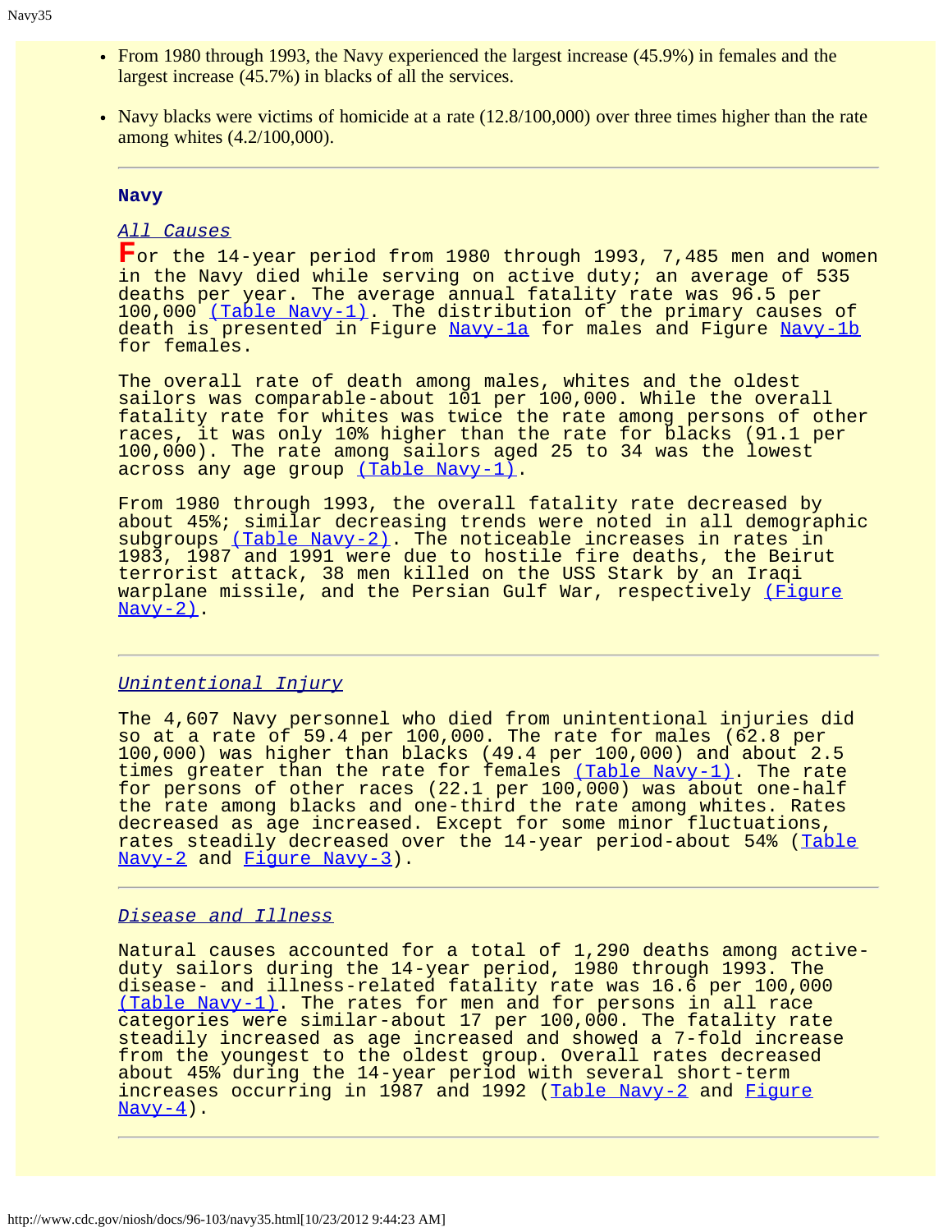- From 1980 through 1993, the Navy experienced the largest increase (45.9%) in females and the largest increase (45.7%) in blacks of all the services.
- Navy blacks were victims of homicide at a rate (12.8/100,000) over three times higher than the rate among whites (4.2/100,000).

---

## Navy

### *All Causes*

For the 14-year period from 1980 through 1993, 7,485 men and women in the Navy died while serving on active duty; an average of 535 deaths per year. The average annual fatality rate was 96.5 per 100,000 (Table Navy-1). The distribution of the primary causes of death is presented in Figure Navy-1a for males and Figure Navy-1b for females.

The overall rate of death among males, whites and the oldest sailors was comparable-about 101 per 100,000. While the overall fatality rate for whites was twice the rate among persons of other races, it was only 10% higher than the rate for blacks (91.1 per 100,000). The rate among sailors aged 25 to 34 was the lowest across any age group (Table Navy-1).

From 1980 through 1993, the overall fatality rate decreased by about 45%; similar decreasing trends were noted in all demographic subgroups (Table Navy-2). The noticeable increases in rates in 1983, 1987 and 1991 were due to hostile fire deaths, the Beirut terrorist attack, 38 men killed on the USS Stark by an Iraqi warplane missile, and the Persian Gulf War, respectively (Figure Navy-2).

---

### *Unintentional Injury*

The 4,607 Navy personnel who died from unintentional injuries did so at a rate of 59.4 per 100,000. The rate for males (62.8 per 100,000) was higher than blacks (49.4 per 100,000) and about 2.5 times greater than the rate for females (Table Navy-1). The rate for persons of other races (22.1 per 100,000) was about one-half the rate among blacks and one-third the rate among whites. Rates decreased as age increased. Except for some minor fluctuations, rates steadily decreased over the 14-year period-about 54% (Table Navy-2 and Figure Navy-3).

---

### *Disease and Illness*

Natural causes accounted for a total of 1,290 deaths among active-duty sailors during the 14-year period, 1980 through 1993. The disease- and illness-related fatality rate was 16.6 per 100,000 (Table Navy-1). The rates for men and for persons in all race categories were similar-about 17 per 100,000. The fatality rate steadily increased as age increased and showed a 7-fold increase from the youngest to the oldest group. Overall rates decreased about 45% during the 14-year period with several short-term increases occurring in 1987 and 1992 (Table Navy-2 and Figure Navy-4).

---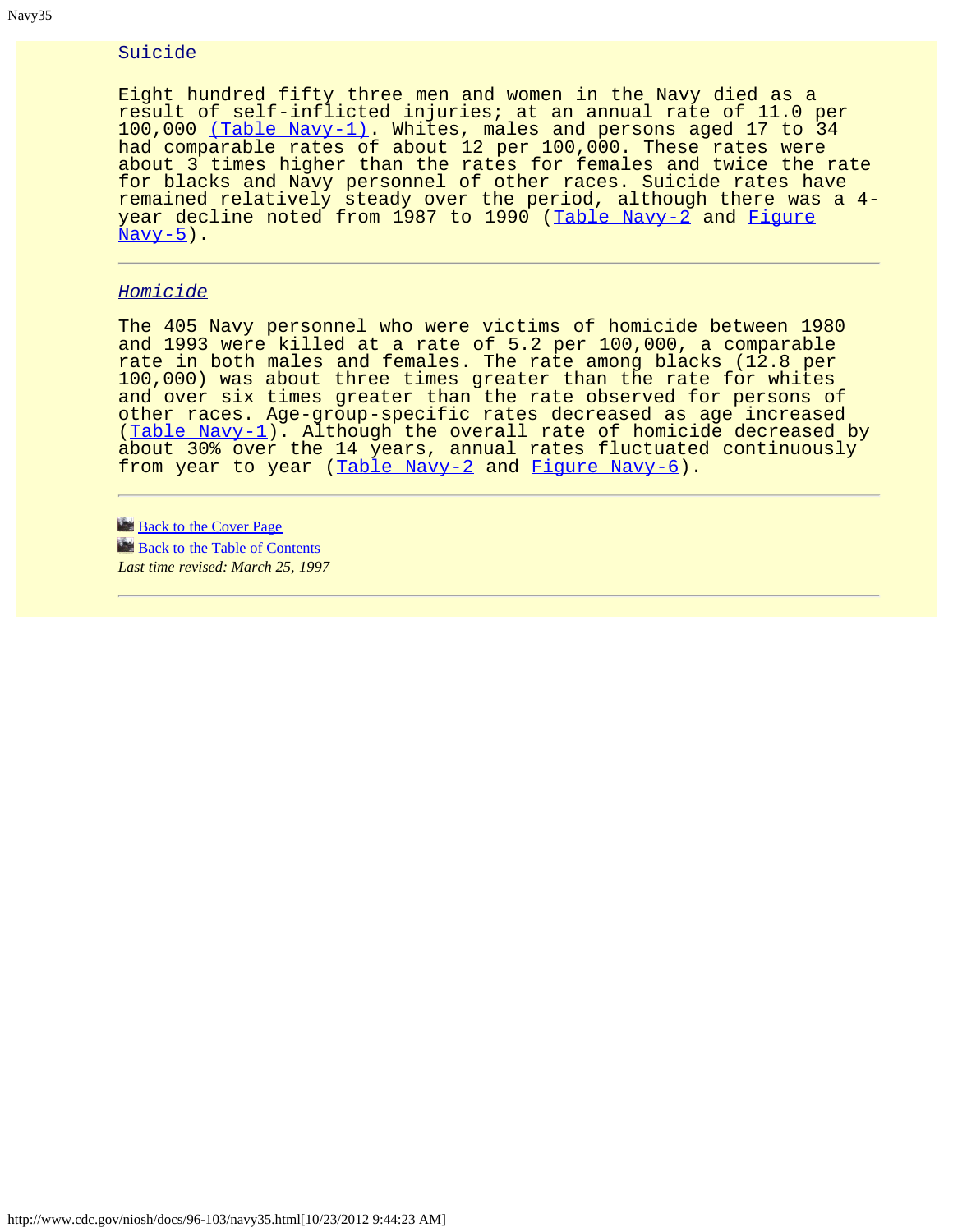## Suicide

Eight hundred fifty three men and women in the Navy died as a result of self-inflicted injuries; at an annual rate of 11.0 per 100,000 (Table Navy-1). Whites, males and persons aged 17 to 34 had comparable rates of about 12 per 100,000. These rates were about 3 times higher than the rates for females and twice the rate for blacks and Navy personnel of other races. Suicide rates have remained relatively steady over the period, although there was a 4-year decline noted from 1987 to 1990 (Table Navy-2 and Figure Navy-5).

---

## *Homicide*

The 405 Navy personnel who were victims of homicide between 1980 and 1993 were killed at a rate of 5.2 per 100,000, a comparable rate in both males and females. The rate among blacks (12.8 per 100,000) was about three times greater than the rate for whites and over six times greater than the rate observed for persons of other races. Age-group-specific rates decreased as age increased (Table Navy-1). Although the overall rate of homicide decreased by about 30% over the 14 years, annual rates fluctuated continuously from year to year (Table Navy-2 and Figure Navy-6).

---

Back to the Cover Page

Back to the Table of Contents

*Last time revised: March 25, 1997*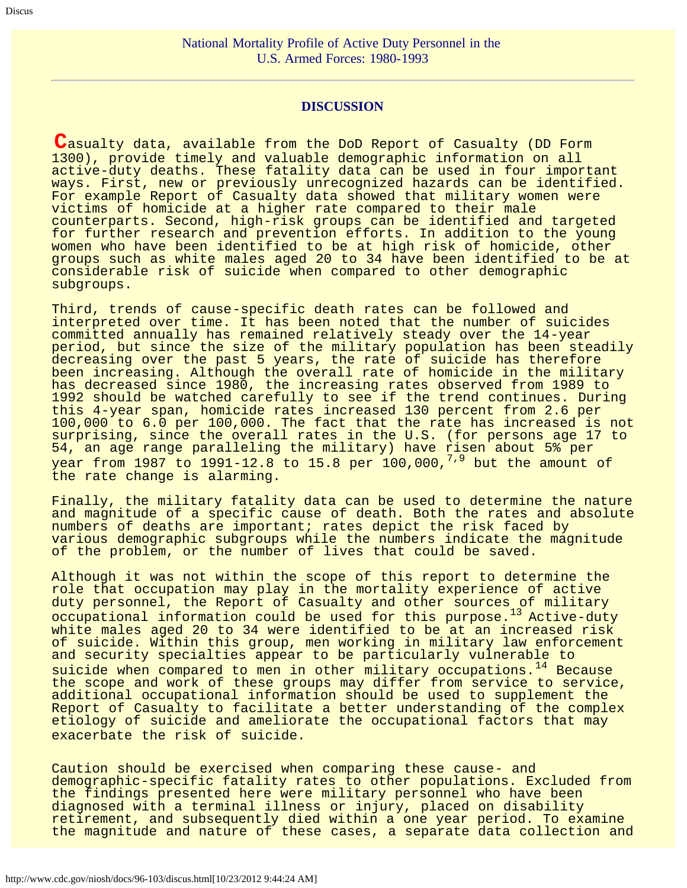National Mortality Profile of Active Duty Personnel in the U.S. Armed Forces: 1980-1993

## DISCUSSION

Casualty data, available from the DoD Report of Casualty (DD Form 1300), provide timely and valuable demographic information on all active-duty deaths. These fatality data can be used in four important ways. First, new or previously unrecognized hazards can be identified. For example Report of Casualty data showed that military women were victims of homicide at a higher rate compared to their male counterparts. Second, high-risk groups can be identified and targeted for further research and prevention efforts. In addition to the young women who have been identified to be at high risk of homicide, other groups such as white males aged 20 to 34 have been identified to be at considerable risk of suicide when compared to other demographic subgroups.

Third, trends of cause-specific death rates can be followed and interpreted over time. It has been noted that the number of suicides committed annually has remained relatively steady over the 14-year period, but since the size of the military population has been steadily decreasing over the past 5 years, the rate of suicide has therefore been increasing. Although the overall rate of homicide in the military has decreased since 1980, the increasing rates observed from 1989 to 1992 should be watched carefully to see if the trend continues. During this 4-year span, homicide rates increased 130 percent from 2.6 per 100,000 to 6.0 per 100,000. The fact that the rate has increased is not surprising, since the overall rates in the U.S. (for persons age 17 to 54, an age range paralleling the military) have risen about 5% per year from 1987 to 1991-12.8 to 15.8 per 100,000,[7,9] but the amount of the rate change is alarming.

Finally, the military fatality data can be used to determine the nature and magnitude of a specific cause of death. Both the rates and absolute numbers of deaths are important; rates depict the risk faced by various demographic subgroups while the numbers indicate the magnitude of the problem, or the number of lives that could be saved.

Although it was not within the scope of this report to determine the role that occupation may play in the mortality experience of active duty personnel, the Report of Casualty and other sources of military occupational information could be used for this purpose.[13] Active-duty white males aged 20 to 34 were identified to be at an increased risk of suicide. Within this group, men working in military law enforcement and security specialties appear to be particularly vulnerable to suicide when compared to men in other military occupations.[14] Because the scope and work of these groups may differ from service to service, additional occupational information should be used to supplement the Report of Casualty to facilitate a better understanding of the complex etiology of suicide and ameliorate the occupational factors that may exacerbate the risk of suicide.

Caution should be exercised when comparing these cause- and demographic-specific fatality rates to other populations. Excluded from the findings presented here were military personnel who have been diagnosed with a terminal illness or injury, placed on disability retirement, and subsequently died within a one year period. To examine the magnitude and nature of these cases, a separate data collection and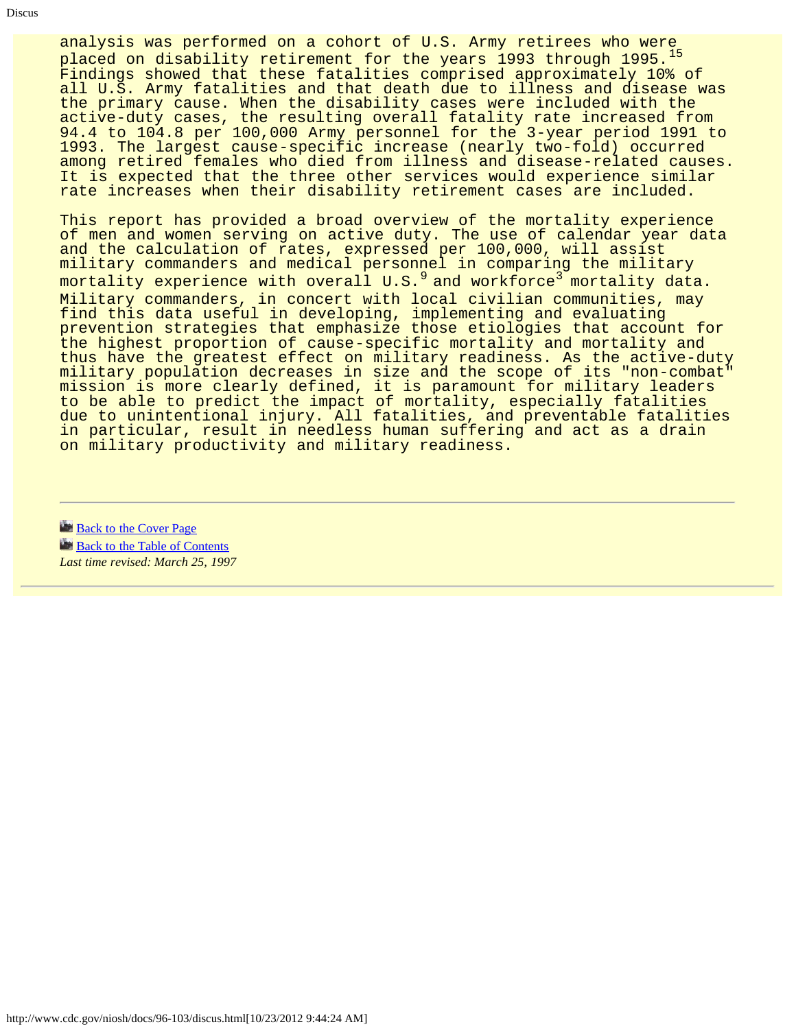analysis was performed on a cohort of U.S. Army retirees who were placed on disability retirement for the years 1993 through 1995.[15] Findings showed that these fatalities comprised approximately 10% of all U.S. Army fatalities and that death due to illness and disease was the primary cause. When the disability cases were included with the active-duty cases, the resulting overall fatality rate increased from 94.4 to 104.8 per 100,000 Army personnel for the 3-year period 1991 to 1993. The largest cause-specific increase (nearly two-fold) occurred among retired females who died from illness and disease-related causes. It is expected that the three other services would experience similar rate increases when their disability retirement cases are included.

This report has provided a broad overview of the mortality experience of men and women serving on active duty. The use of calendar year data and the calculation of rates, expressed per 100,000, will assist military commanders and medical personnel in comparing the military mortality experience with overall U.S.[9] and workforce[3] mortality data. Military commanders, in concert with local civilian communities, may find this data useful in developing, implementing and evaluating prevention strategies that emphasize those etiologies that account for the highest proportion of cause-specific mortality and mortality and thus have the greatest effect on military readiness. As the active-duty military population decreases in size and the scope of its "non-combat" mission is more clearly defined, it is paramount for military leaders to be able to predict the impact of mortality, especially fatalities due to unintentional injury. All fatalities, and preventable fatalities in particular, result in needless human suffering and act as a drain on military productivity and military readiness.

---

Back to the Cover Page

Back to the Table of Contents

*Last time revised: March 25, 1997*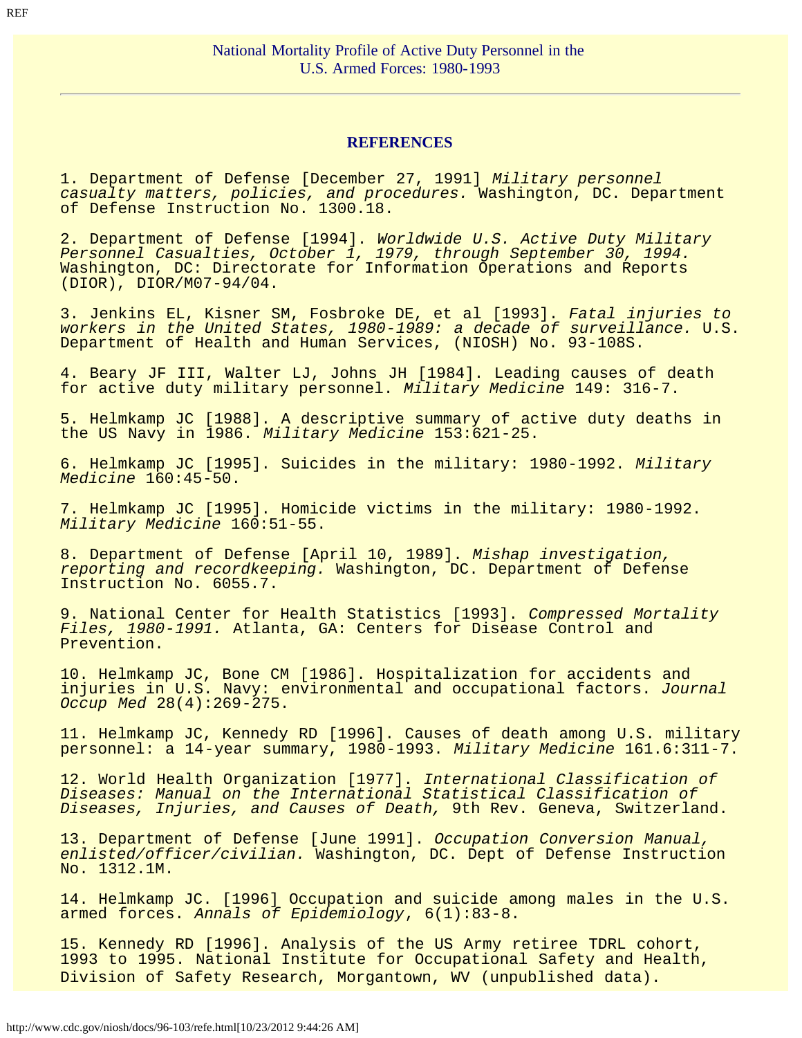National Mortality Profile of Active Duty Personnel in the U.S. Armed Forces: 1980-1993

## REFERENCES

1. Department of Defense [December 27, 1991] *Military personnel casualty matters, policies, and procedures.* Washington, DC. Department of Defense Instruction No. 1300.18.

2. Department of Defense [1994]. *Worldwide U.S. Active Duty Military Personnel Casualties, October 1, 1979, through September 30, 1994.* Washington, DC: Directorate for Information Operations and Reports (DIOR), DIOR/M07-94/04.

3. Jenkins EL, Kisner SM, Fosbroke DE, et al [1993]. *Fatal injuries to workers in the United States, 1980-1989: a decade of surveillance.* U.S. Department of Health and Human Services, (NIOSH) No. 93-108S.

4. Beary JF III, Walter LJ, Johns JH [1984]. Leading causes of death for active duty military personnel. *Military Medicine* 149: 316-7.

5. Helmkamp JC [1988]. A descriptive summary of active duty deaths in the US Navy in 1986. *Military Medicine* 153:621-25.

6. Helmkamp JC [1995]. Suicides in the military: 1980-1992. *Military Medicine* 160:45-50.

7. Helmkamp JC [1995]. Homicide victims in the military: 1980-1992. *Military Medicine* 160:51-55.

8. Department of Defense [April 10, 1989]. *Mishap investigation, reporting and recordkeeping.* Washington, DC. Department of Defense Instruction No. 6055.7.

9. National Center for Health Statistics [1993]. *Compressed Mortality Files, 1980-1991.* Atlanta, GA: Centers for Disease Control and Prevention.

10. Helmkamp JC, Bone CM [1986]. Hospitalization for accidents and injuries in U.S. Navy: environmental and occupational factors. *Journal Occup Med* 28(4):269-275.

11. Helmkamp JC, Kennedy RD [1996]. Causes of death among U.S. military personnel: a 14-year summary, 1980-1993. *Military Medicine* 161.6:311-7.

12. World Health Organization [1977]. *International Classification of Diseases: Manual on the International Statistical Classification of Diseases, Injuries, and Causes of Death,* 9th Rev. Geneva, Switzerland.

13. Department of Defense [June 1991]. *Occupation Conversion Manual, enlisted/officer/civilian.* Washington, DC. Dept of Defense Instruction No. 1312.1M.

14. Helmkamp JC. [1996] Occupation and suicide among males in the U.S. armed forces. *Annals of Epidemiology*, 6(1):83-8.

15. Kennedy RD [1996]. Analysis of the US Army retiree TDRL cohort, 1993 to 1995. National Institute for Occupational Safety and Health, Division of Safety Research, Morgantown, WV (unpublished data).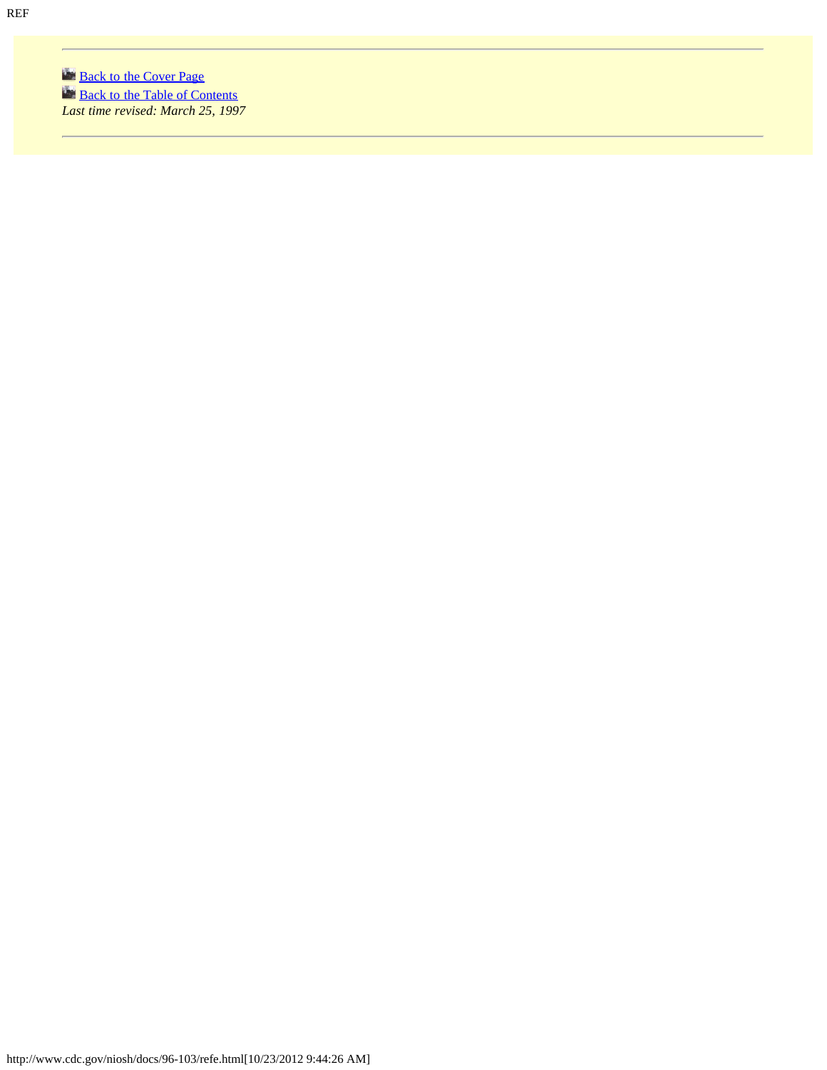---

[Back to the Cover Page]
[Back to the Table of Contents]
*Last time revised: March 25, 1997*

---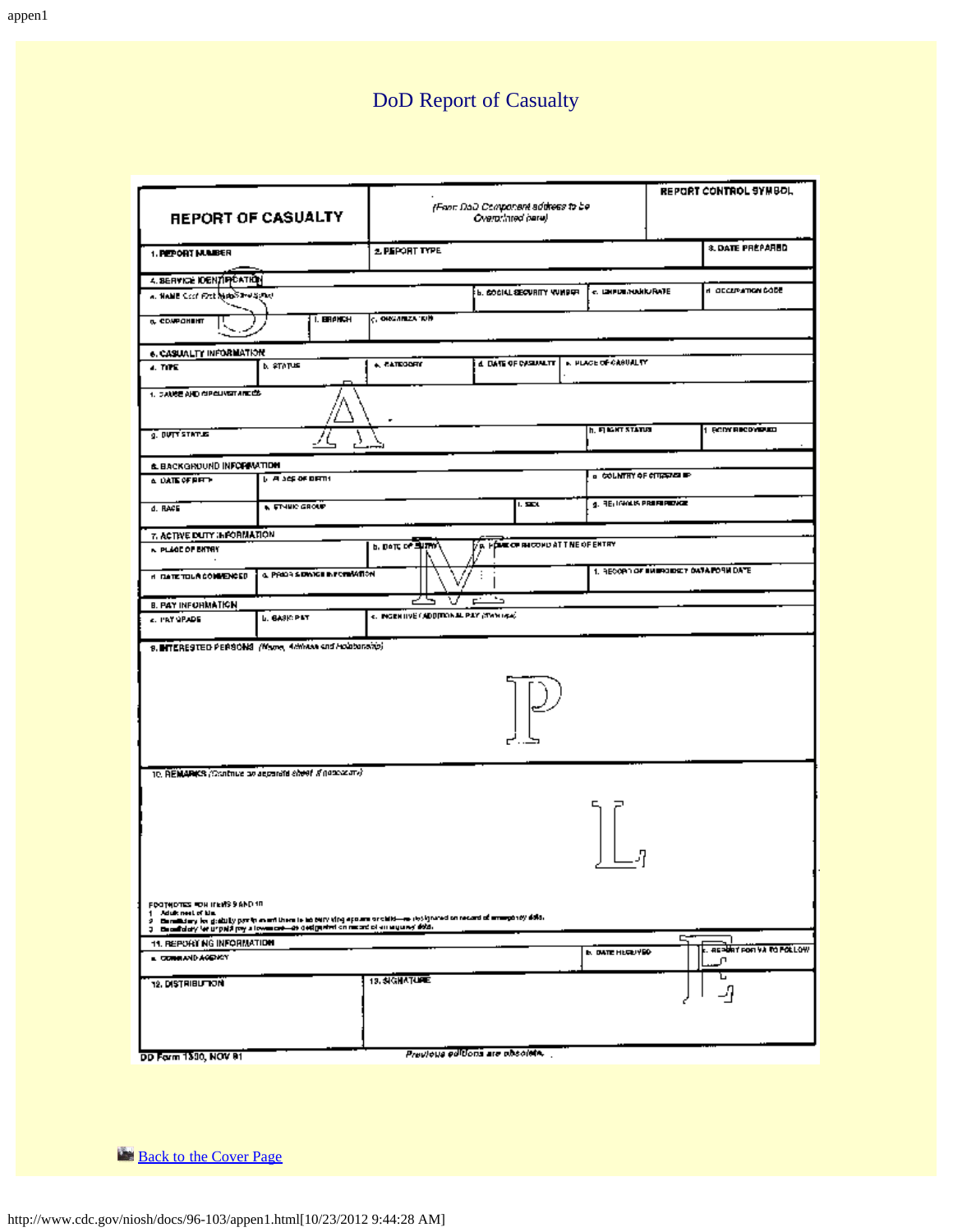# DoD Report of Casualty

| **REPORT OF CASUALTY** | *(From DoD Component address to be Overprinted here)* | | REPORT CONTROL SYMBOL |
|---|---|---|---|
| 1. REPORT NUMBER | 2. REPORT TYPE | | 3. DATE PREPARED |

**4. SERVICE IDENTIFICATION**

| a. NAME (Last, First, Middle, Suffix) | b. SOCIAL SECURITY NUMBER | c. GRADE/RANK/RATE | d. OCCUPATION CODE |
|---|---|---|---|
| e. COMPONENT | f. BRANCH | g. ORGANIZATION | |

**6. CASUALTY INFORMATION**

| a. TYPE | b. STATUS | c. CATEGORY | d. DATE OF CASUALTY | e. PLACE OF CASUALTY |
|---|---|---|---|---|
| f. CAUSE AND CIRCUMSTANCES | | | | |
| g. DUTY STATUS | | | h. FLIGHT STATUS | i. BODY RECOVERED |

**6. BACKGROUND INFORMATION**

| a. DATE OF BIRTH | b. PLACE OF BIRTH | | c. COUNTRY OF CITIZENSHIP |
|---|---|---|---|
| d. RACE | e. ETHNIC GROUP | f. SEX | g. RELIGIOUS PREFERENCE |

**7. ACTIVE DUTY INFORMATION**

| a. PLACE OF ENTRY | b. DATE OF ENTRY | c. HOME OF RECORD AT TIME OF ENTRY |
|---|---|---|
| d. DATE TOUR COMMENCED | e. PRIOR SERVICE INFORMATION | f. RECORD OF EMERGENCY DATA FORM DATE |

**8. PAY INFORMATION**

| a. PAY GRADE | b. BASIC PAY | c. INCENTIVE/ADDITIONAL PAY (Total use) |
|---|---|---|

**9. INTERESTED PERSONS** *(Name, Address and Relationship)*

**10. REMARKS** *(Continue on separate sheet if necessary)*

FOOTNOTES FOR ITEMS 9 AND 10
1 Adult next of kin.
2 Beneficiary for gratuity pay in event there is no surviving spouse or child—as designated on record of emergency data.
3 Beneficiary for unpaid pay and allowances—as designated on record of emergency data.

**11. REPORTING INFORMATION**

| a. COMMAND AGENCY | b. DATE RECEIVED | c. REPORT FOR VA TO FOLLOW |
|---|---|---|

| 12. DISTRIBUTION | 13. SIGNATURE |
|---|---|

DD Form 1300, NOV 91 — *Previous editions are obsolete.*

Back to the Cover Page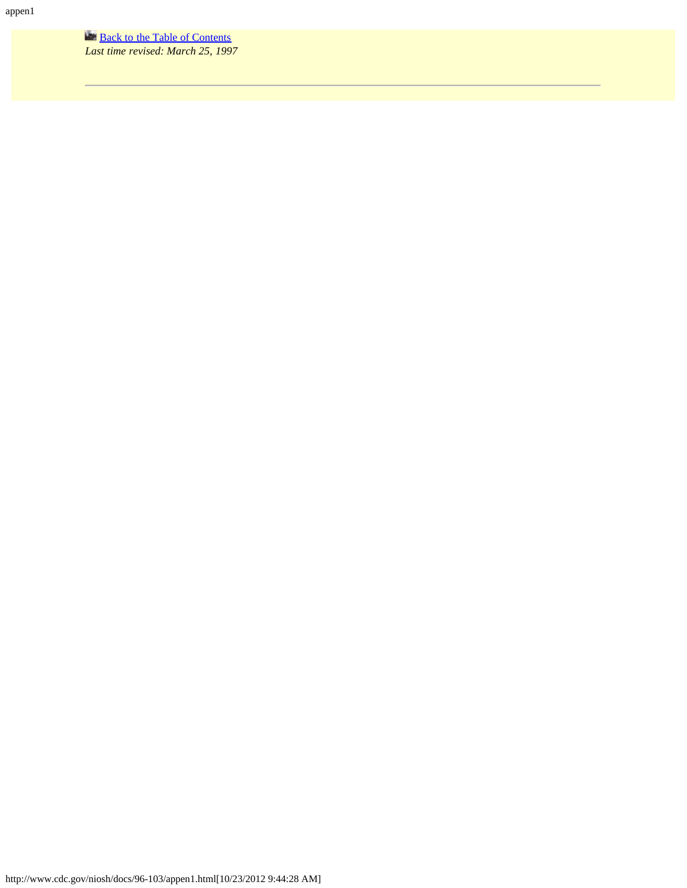Back to the Table of Contents

*Last time revised: March 25, 1997*

---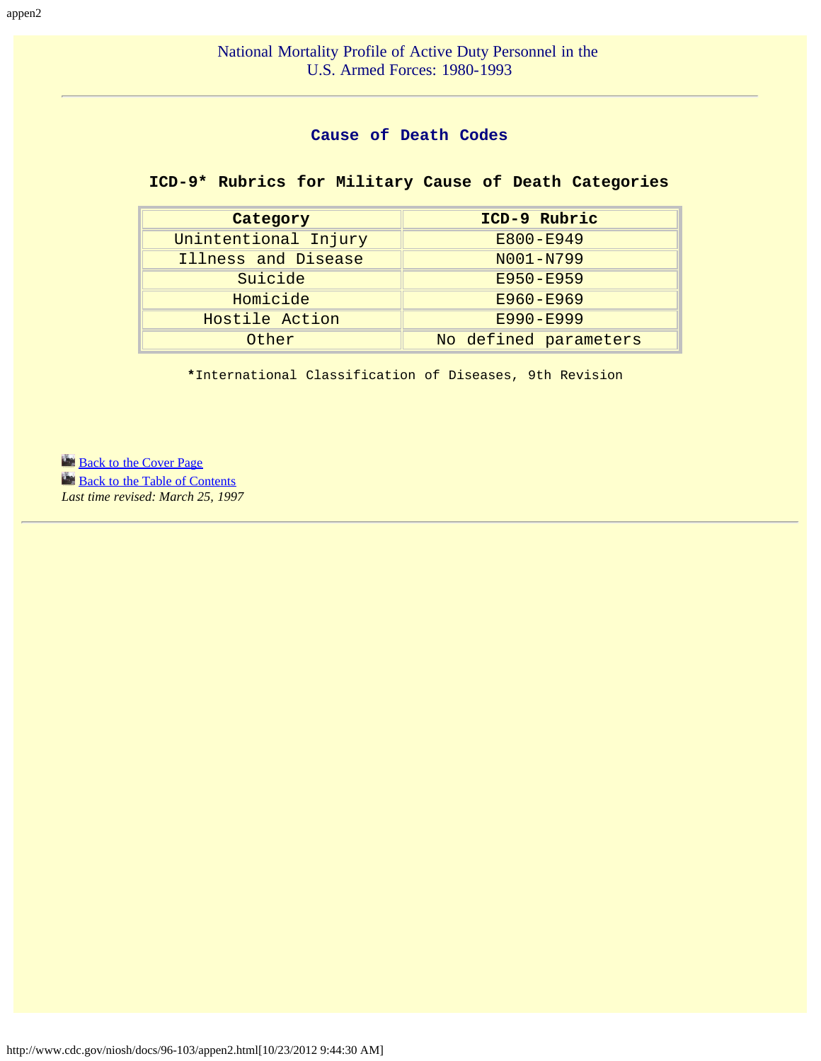National Mortality Profile of Active Duty Personnel in the U.S. Armed Forces: 1980-1993

---

## Cause of Death Codes

### ICD-9* Rubrics for Military Cause of Death Categories

| Category | ICD-9 Rubric |
|---|---|
| Unintentional Injury | E800-E949 |
| Illness and Disease | N001-N799 |
| Suicide | E950-E959 |
| Homicide | E960-E969 |
| Hostile Action | E990-E999 |
| Other | No defined parameters |

*International Classification of Diseases, 9th Revision

Back to the Cover Page
Back to the Table of Contents
*Last time revised: March 25, 1997*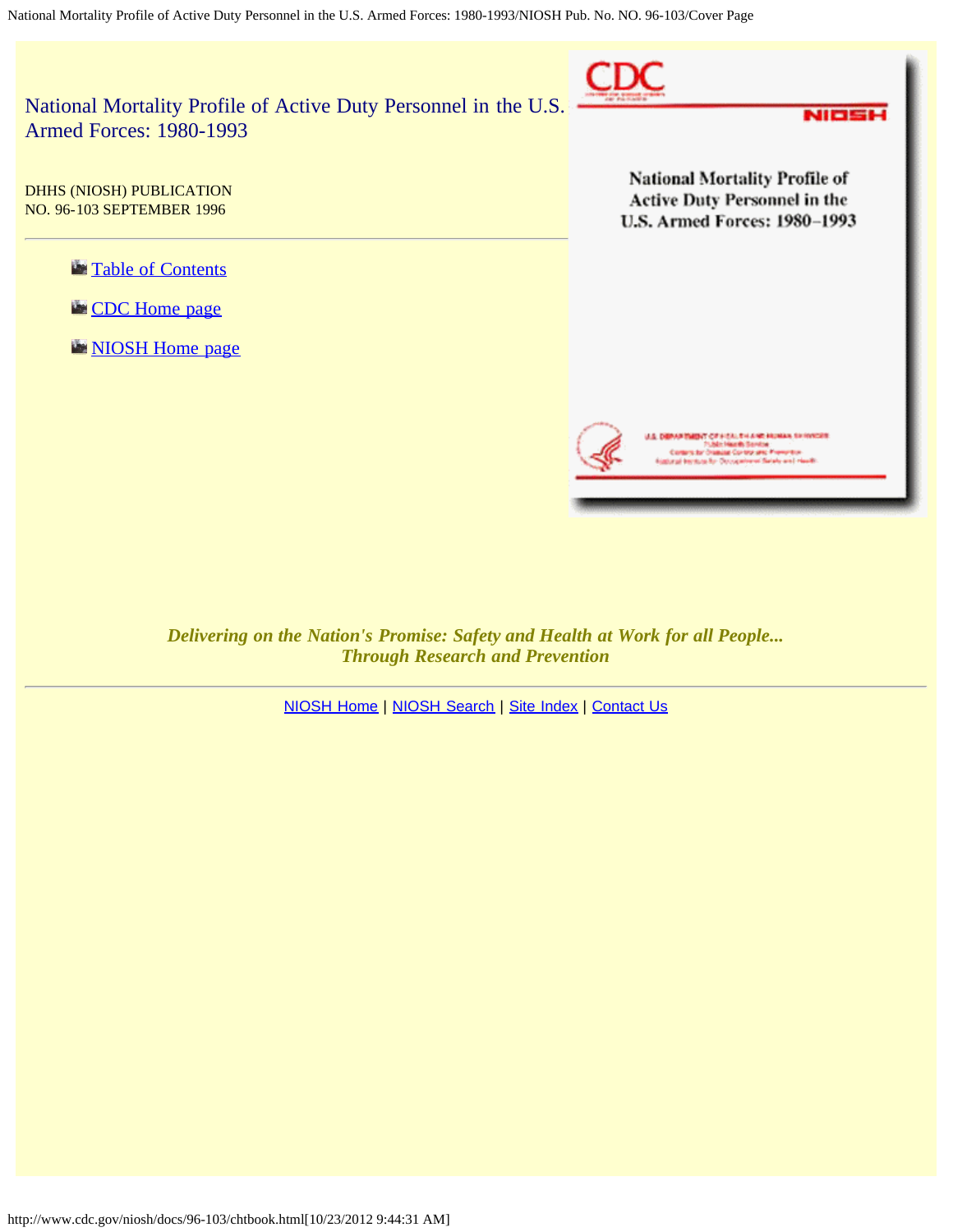# National Mortality Profile of Active Duty Personnel in the U.S. Armed Forces: 1980-1993

DHHS (NIOSH) PUBLICATION
NO. 96-103 SEPTEMBER 1996

- Table of Contents
- CDC Home page
- NIOSH Home page

***Delivering on the Nation's Promise: Safety and Health at Work for all People... Through Research and Prevention***

NIOSH Home | NIOSH Search | Site Index | Contact Us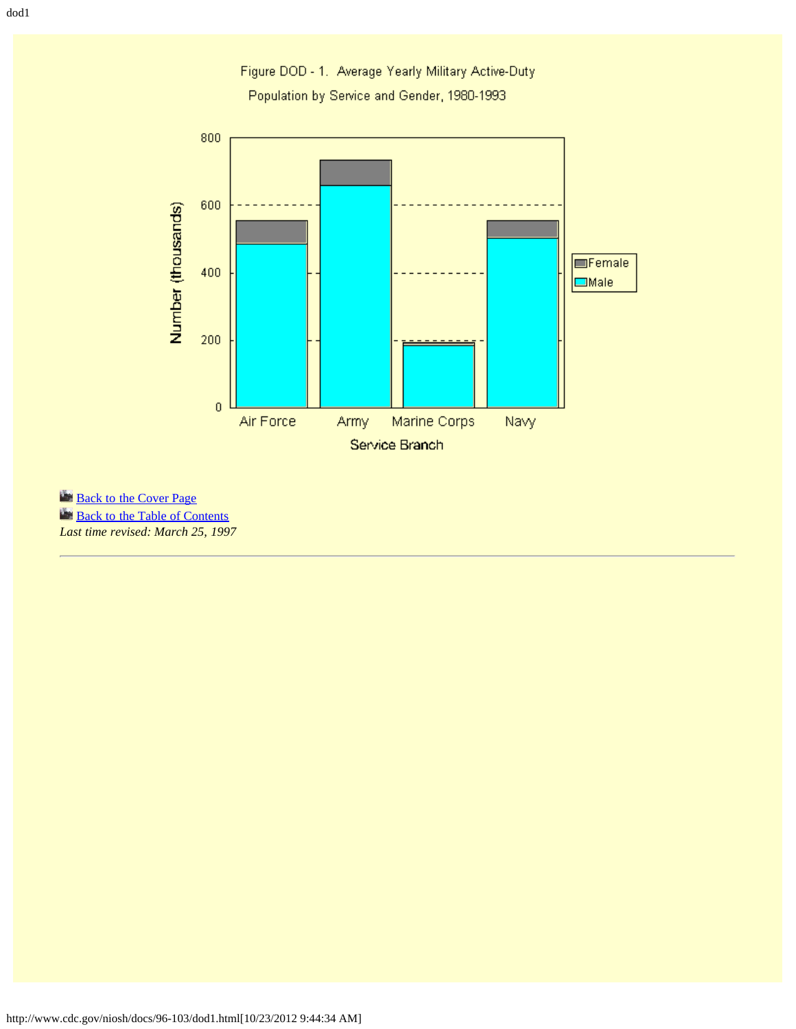Figure DOD - 1. Average Yearly Military Active-Duty Population by Service and Gender, 1980-1993

Back to the Cover Page
Back to the Table of Contents
*Last time revised: March 25, 1997*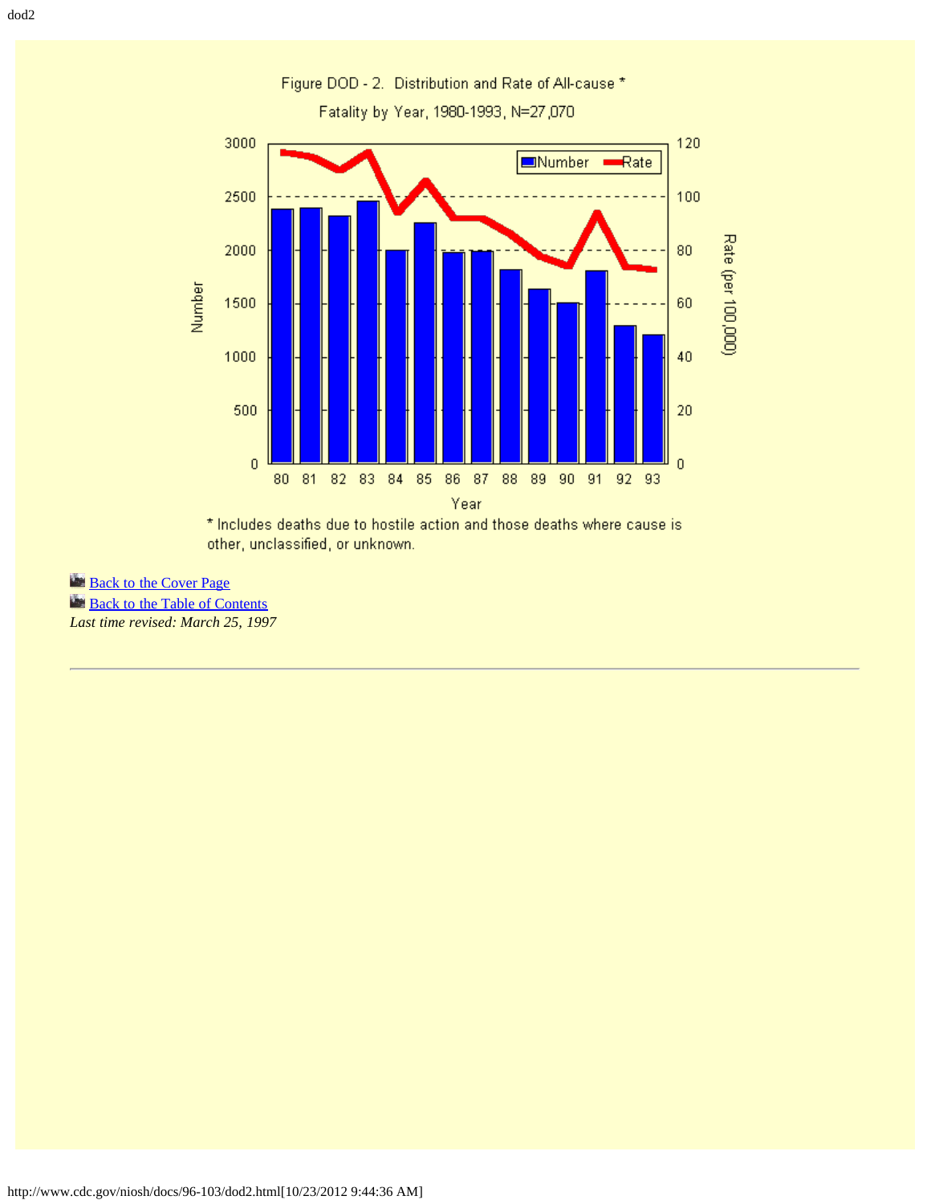Figure DOD - 2. Distribution and Rate of All-cause * Fatality by Year, 1980-1993, N=27,070

* Includes deaths due to hostile action and those deaths where cause is other, unclassified, or unknown.

Back to the Cover Page
Back to the Table of Contents
*Last time revised: March 25, 1997*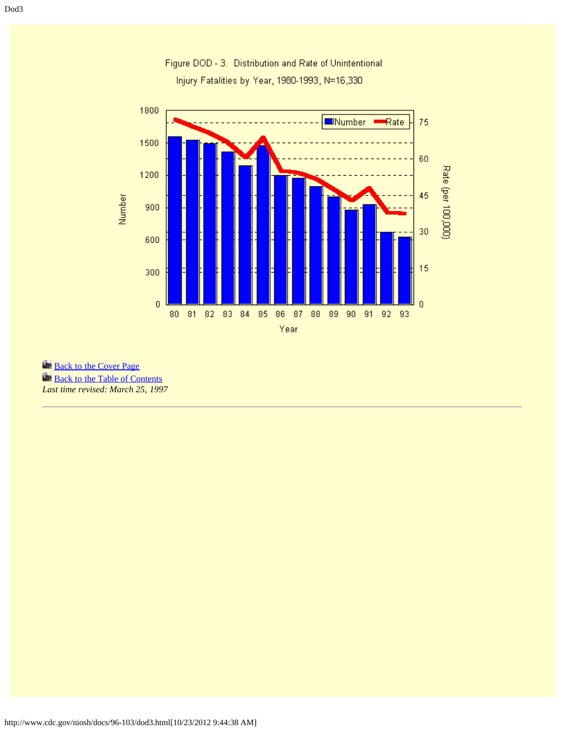Figure DOD - 3. Distribution and Rate of Unintentional Injury Fatalities by Year, 1980-1993, N=16,330

Back to the Cover Page
Back to the Table of Contents
*Last time revised: March 25, 1997*

---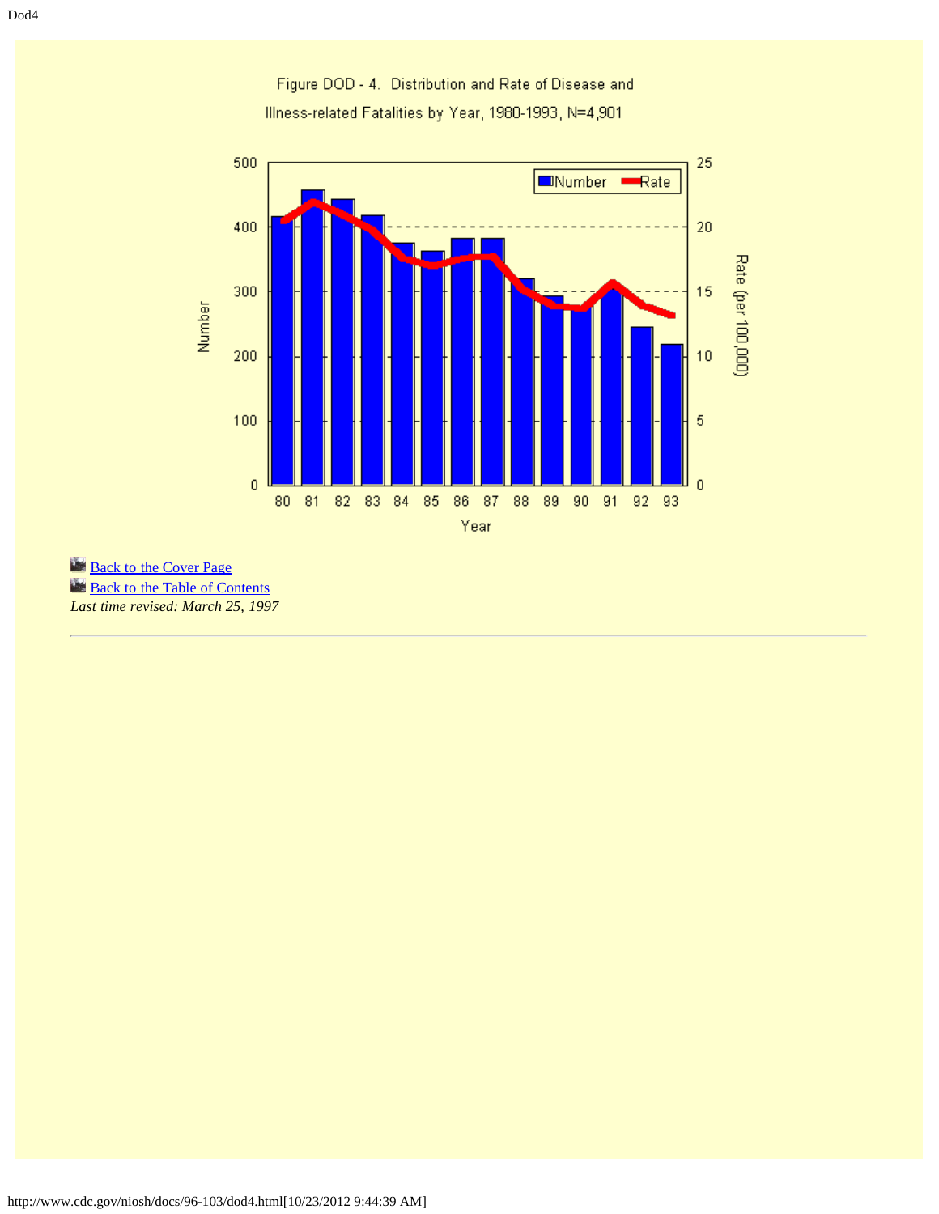Figure DOD - 4. Distribution and Rate of Disease and Illness-related Fatalities by Year, 1980-1993, N=4,901

Back to the Cover Page
Back to the Table of Contents
*Last time revised: March 25, 1997*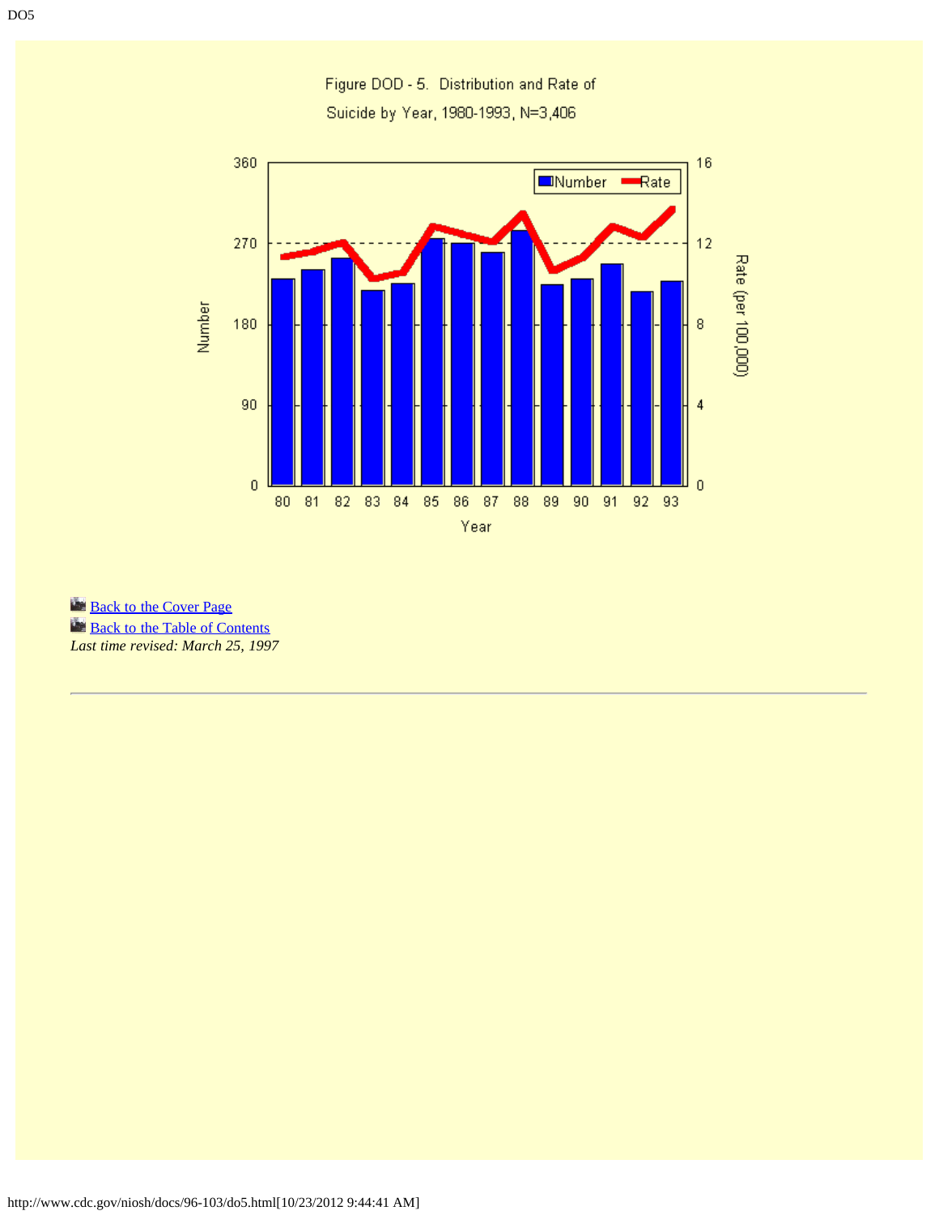Figure DOD - 5. Distribution and Rate of Suicide by Year, 1980-1993, N=3,406

Back to the Cover Page
Back to the Table of Contents
*Last time revised: March 25, 1997*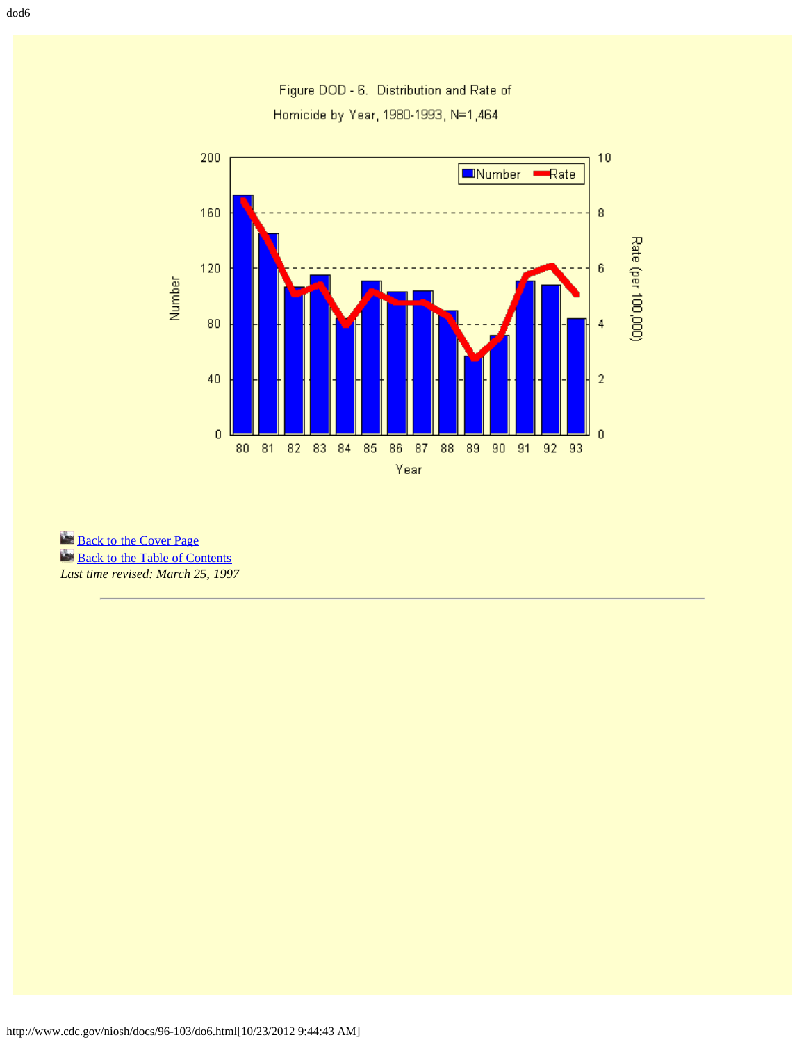Figure DOD - 6. Distribution and Rate of Homicide by Year, 1980-1993, N=1,464

Back to the Cover Page
Back to the Table of Contents
*Last time revised: March 25, 1997*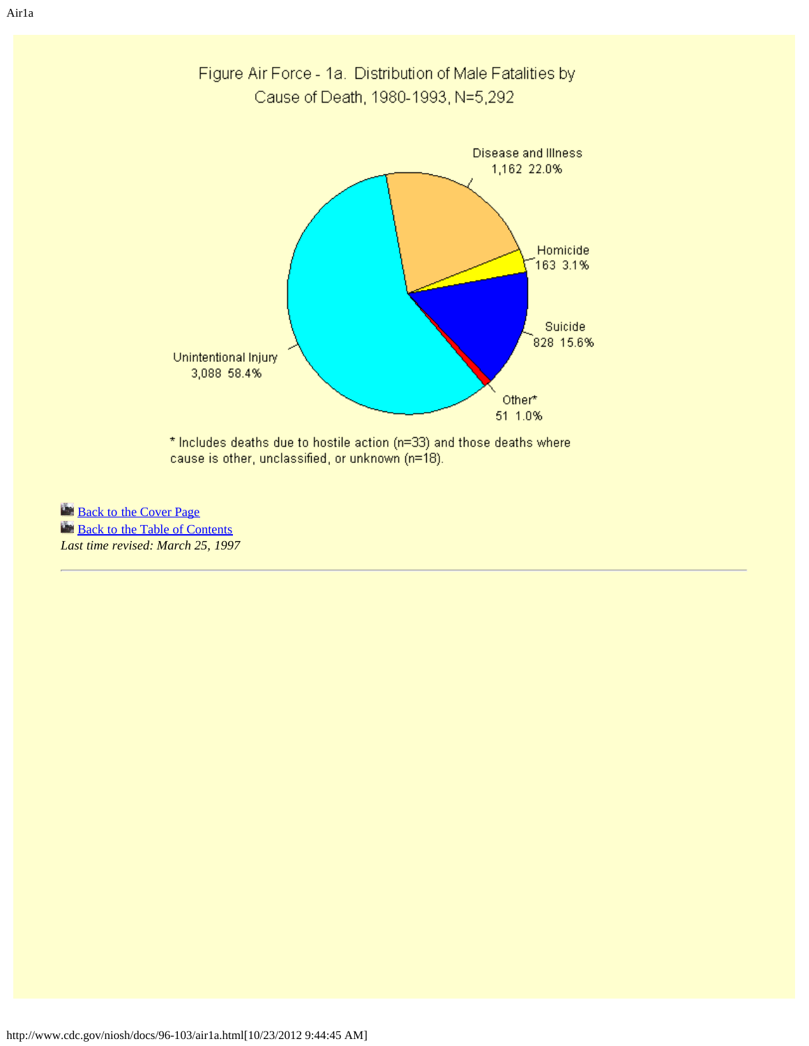# Figure Air Force - 1a. Distribution of Male Fatalities by Cause of Death, 1980-1993, N=5,292

Disease and Illness 1,162 22.0%

Homicide 163 3.1%

Suicide 828 15.6%

Other* 51 1.0%

Unintentional Injury 3,088 58.4%

* Includes deaths due to hostile action (n=33) and those deaths where cause is other, unclassified, or unknown (n=18).

[Back to the Cover Page]

[Back to the Table of Contents]

*Last time revised: March 25, 1997*

---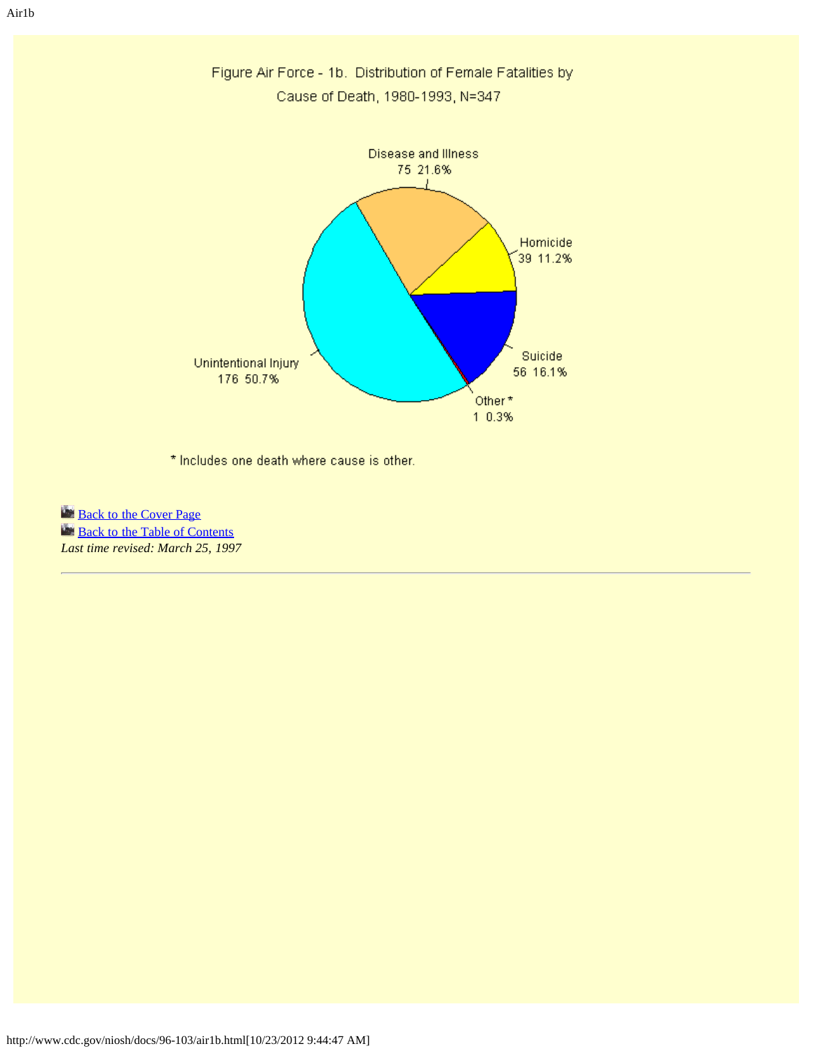Figure Air Force - 1b. Distribution of Female Fatalities by Cause of Death, 1980-1993, N=347

Disease and Illness
75 21.6%

Homicide
39 11.2%

Suicide
56 16.1%

Other *
1 0.3%

Unintentional Injury
176 50.7%

* Includes one death where cause is other.

[Back to the Cover Page]
[Back to the Table of Contents]
*Last time revised: March 25, 1997*

---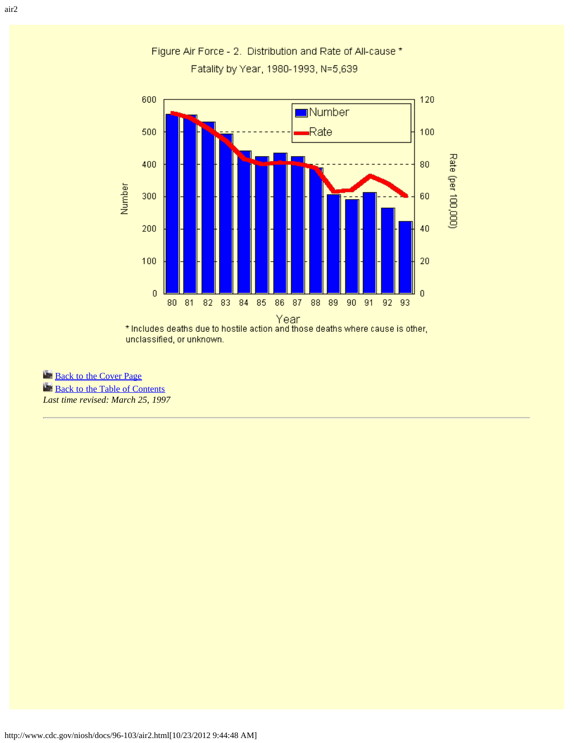Figure Air Force - 2. Distribution and Rate of All-cause * Fatality by Year, 1980-1993, N=5,639

* Includes deaths due to hostile action and those deaths where cause is other, unclassified, or unknown.

Back to the Cover Page
Back to the Table of Contents
*Last time revised: March 25, 1997*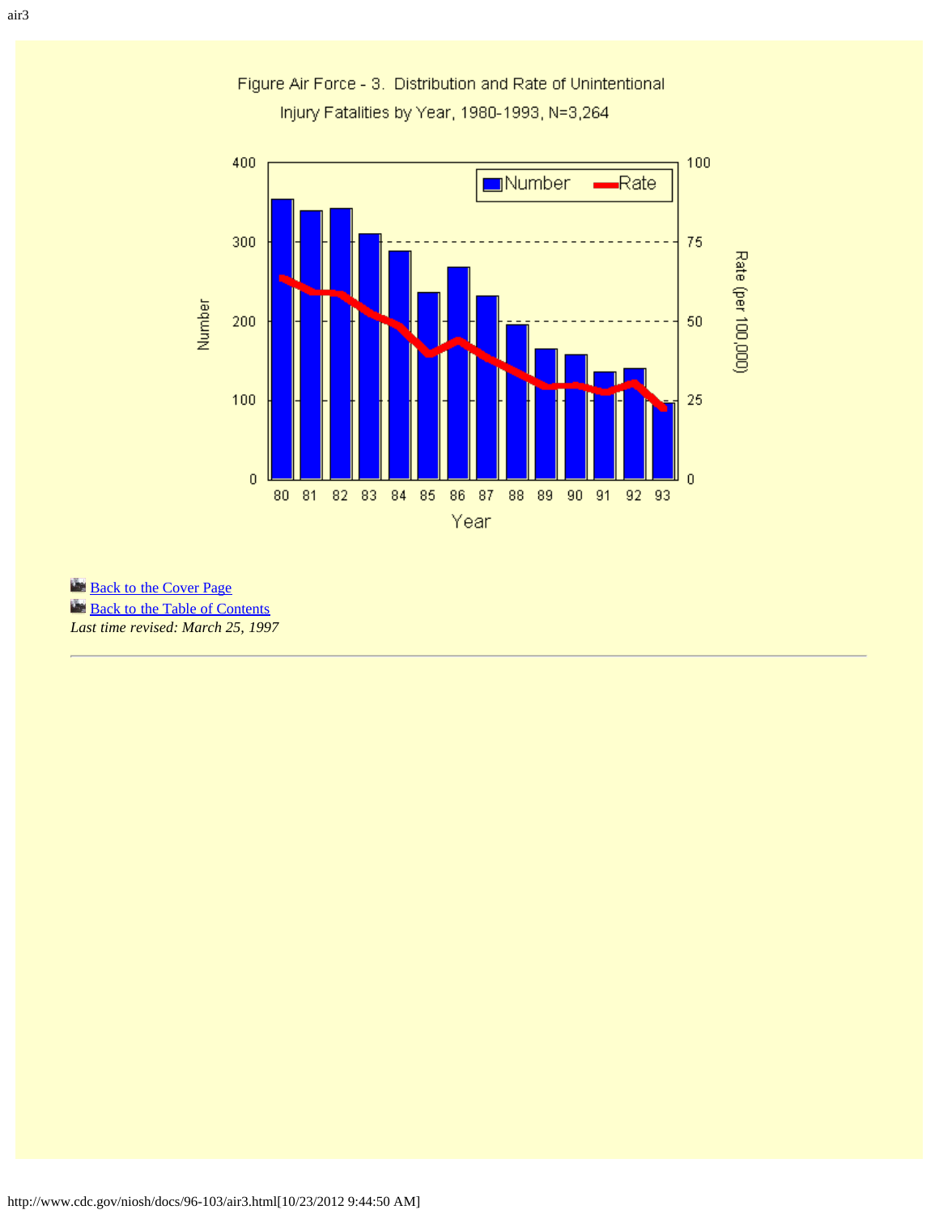Figure Air Force - 3. Distribution and Rate of Unintentional Injury Fatalities by Year, 1980-1993, N=3,264

[Back to the Cover Page](#)
[Back to the Table of Contents](#)
*Last time revised: March 25, 1997*

---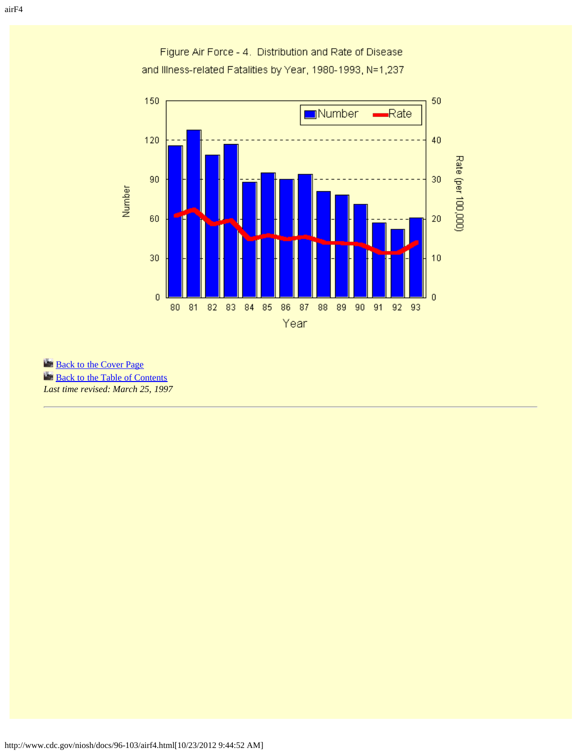Figure Air Force - 4. Distribution and Rate of Disease and Illness-related Fatalities by Year, 1980-1993, N=1,237

Back to the Cover Page

Back to the Table of Contents

*Last time revised: March 25, 1997*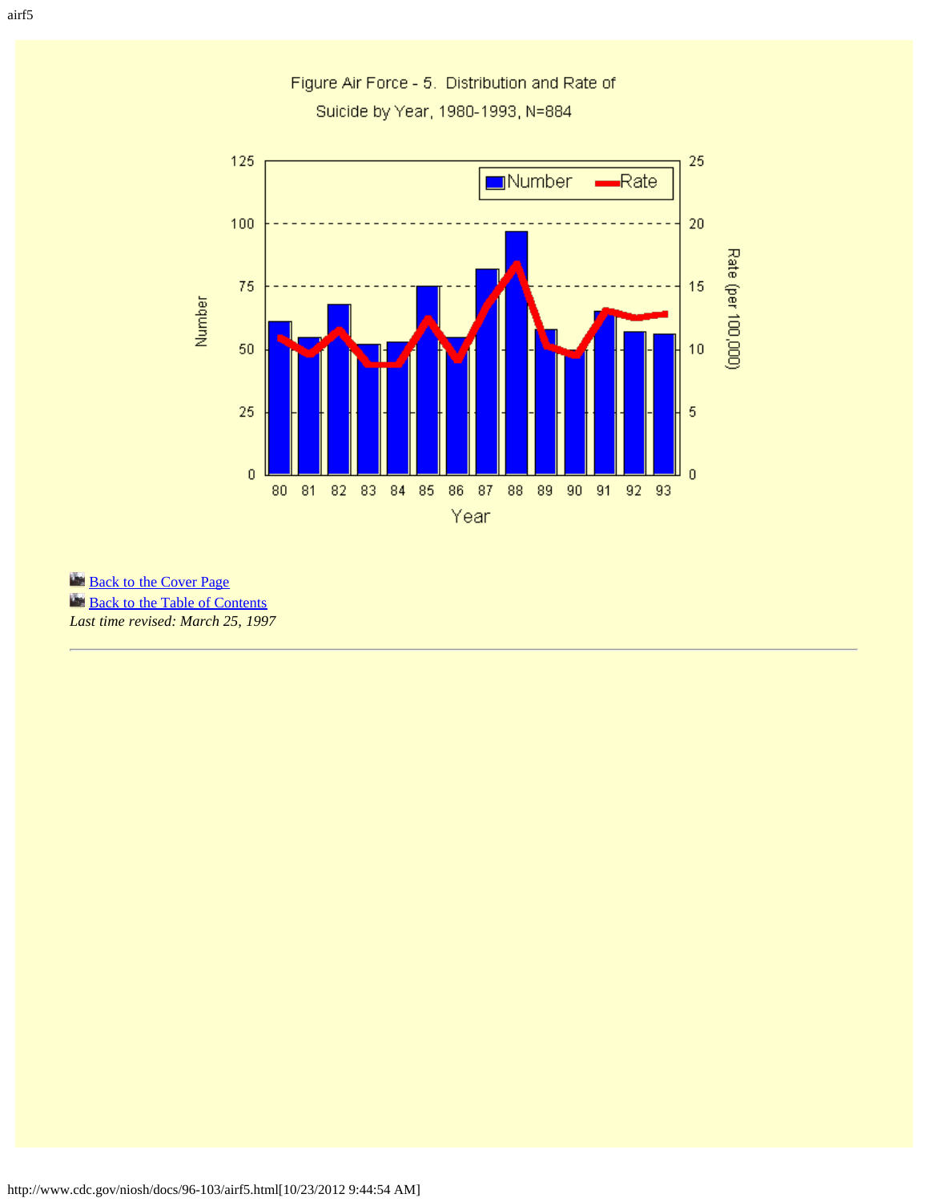Figure Air Force - 5. Distribution and Rate of Suicide by Year, 1980-1993, N=884

Back to the Cover Page

Back to the Table of Contents

*Last time revised: March 25, 1997*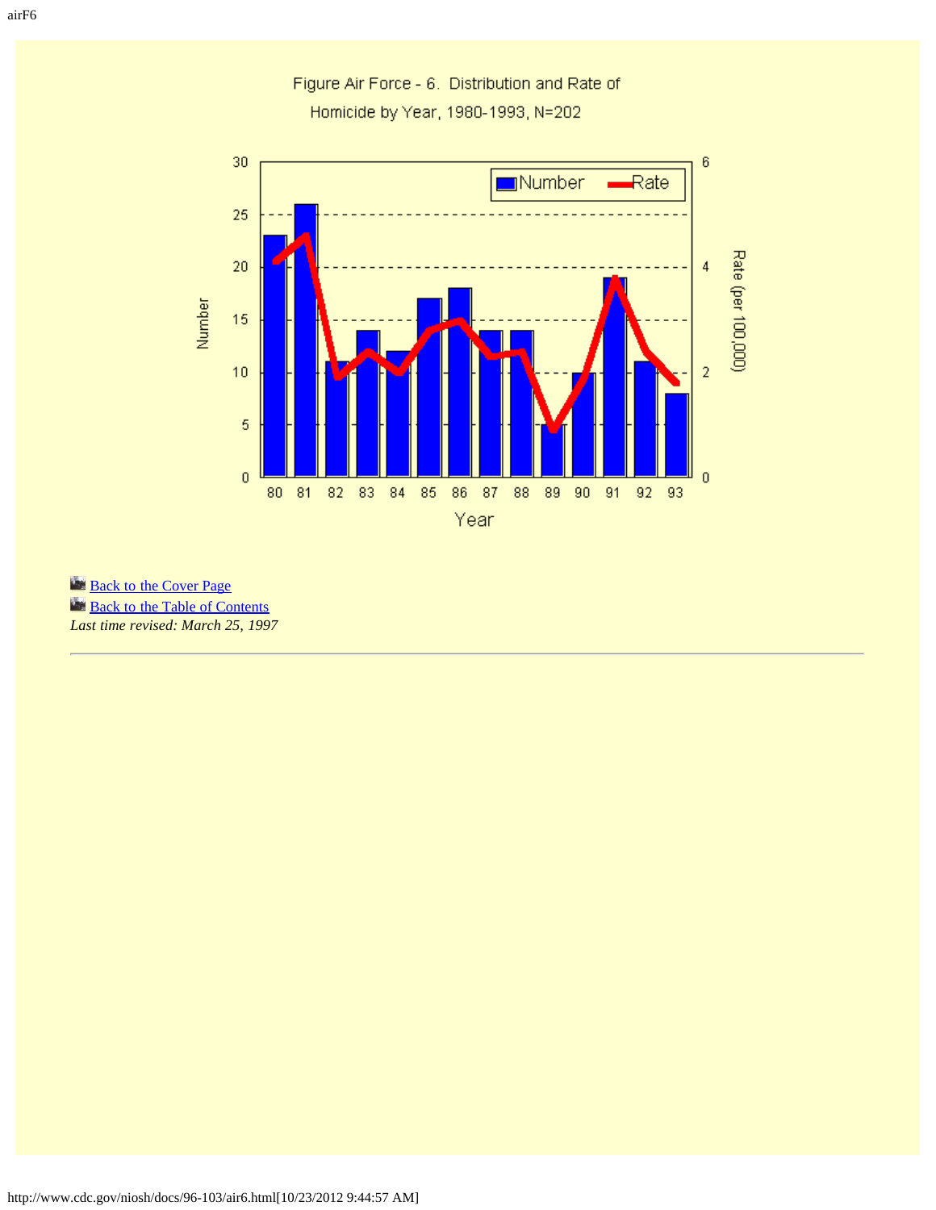Figure Air Force - 6. Distribution and Rate of Homicide by Year, 1980-1993, N=202

[Back to the Cover Page](#)
[Back to the Table of Contents](#)
*Last time revised: March 25, 1997*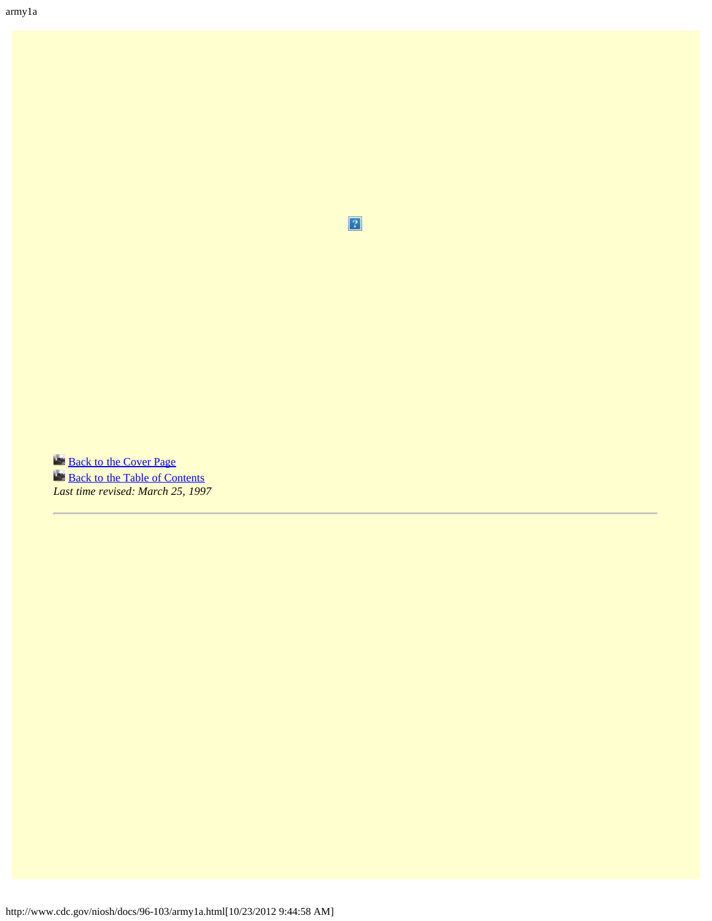Back to the Cover Page
Back to the Table of Contents
*Last time revised: March 25, 1997*

---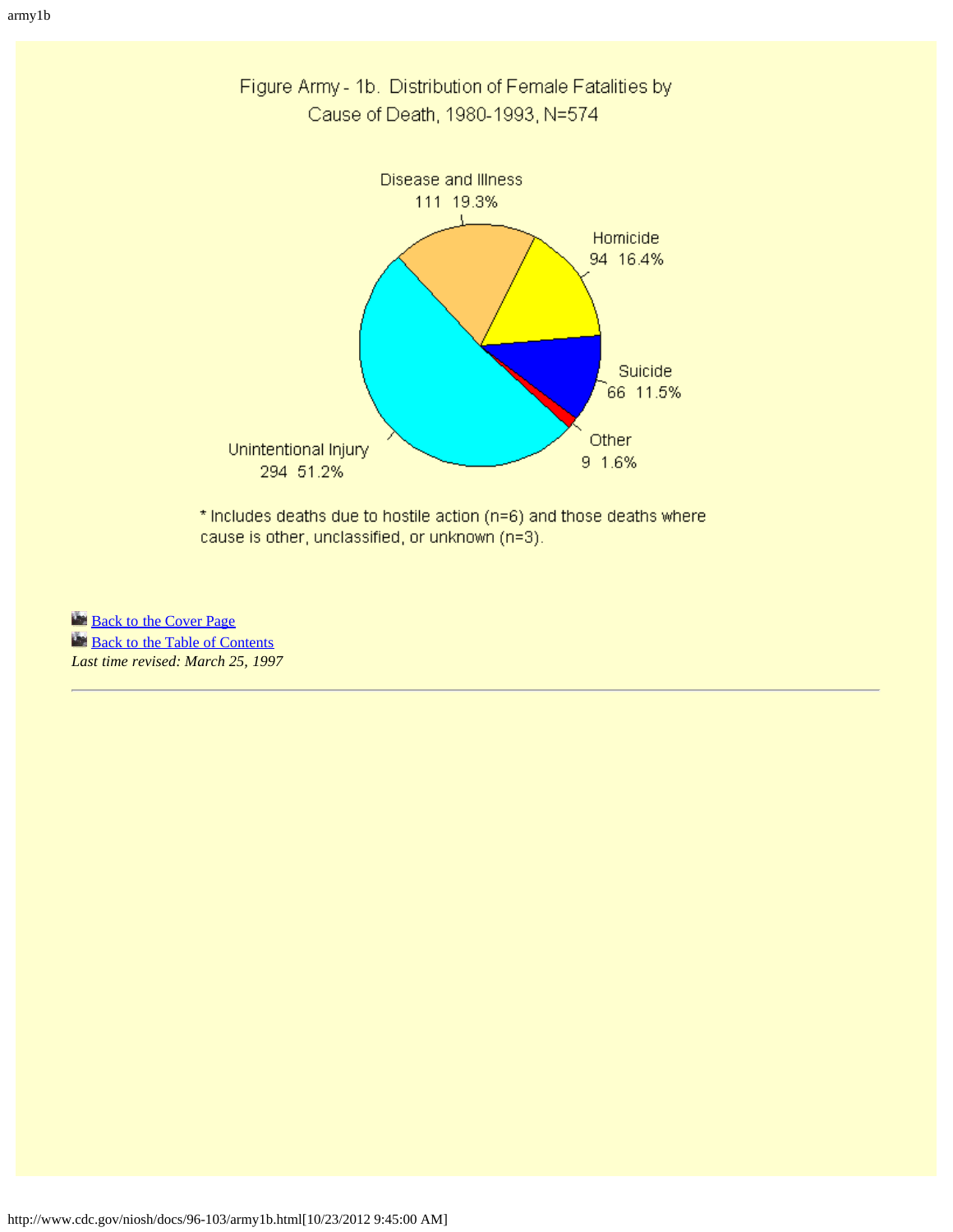Figure Army - 1b. Distribution of Female Fatalities by Cause of Death, 1980-1993, N=574

Disease and Illness 111 19.3%

Homicide 94 16.4%

Suicide 66 11.5%

Other 9 1.6%

Unintentional Injury 294 51.2%

* Includes deaths due to hostile action (n=6) and those deaths where cause is other, unclassified, or unknown (n=3).

Back to the Cover Page
Back to the Table of Contents
*Last time revised: March 25, 1997*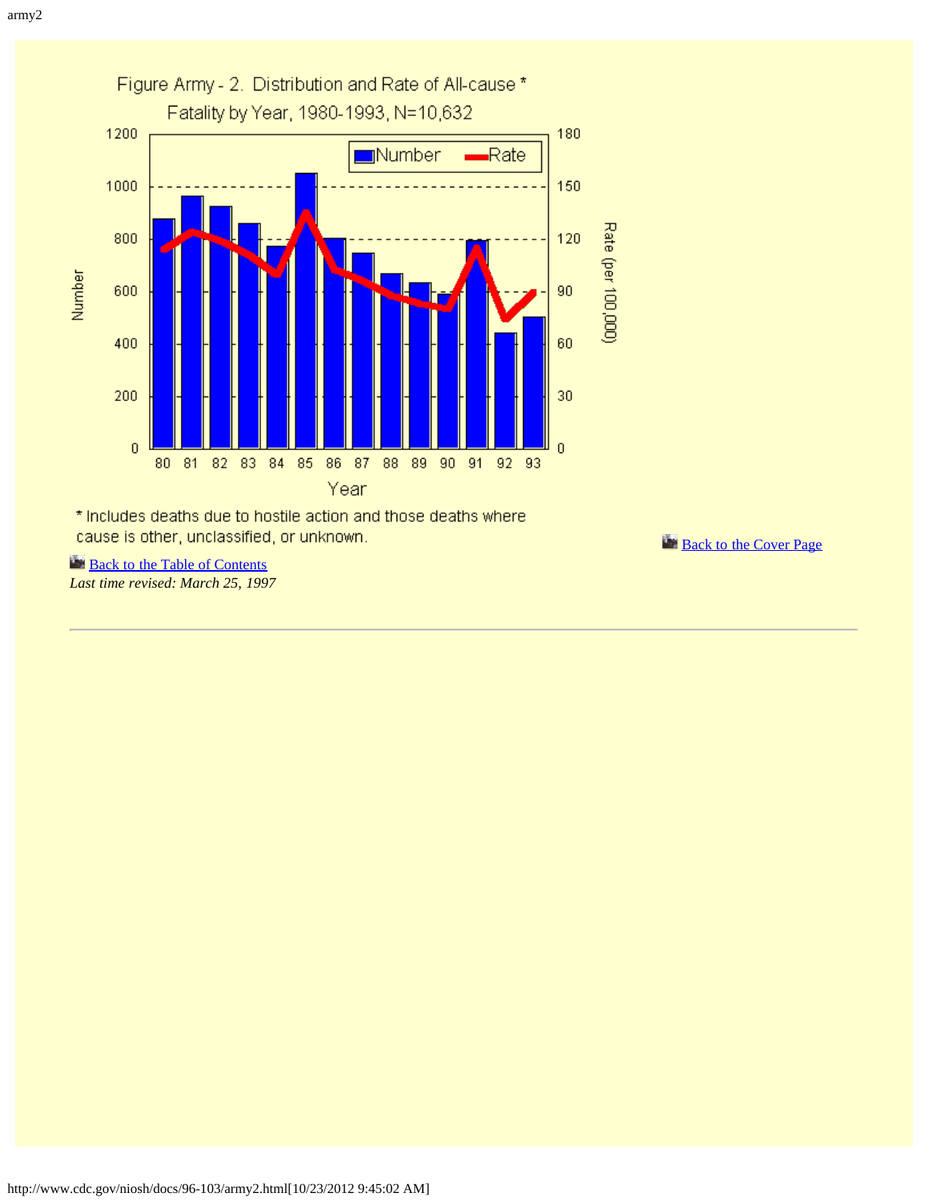Figure Army - 2. Distribution and Rate of All-cause * Fatality by Year, 1980-1993, N=10,632

* Includes deaths due to hostile action and those deaths where cause is other, unclassified, or unknown.

[Back to the Table of Contents]

[Back to the Cover Page]

*Last time revised: March 25, 1997*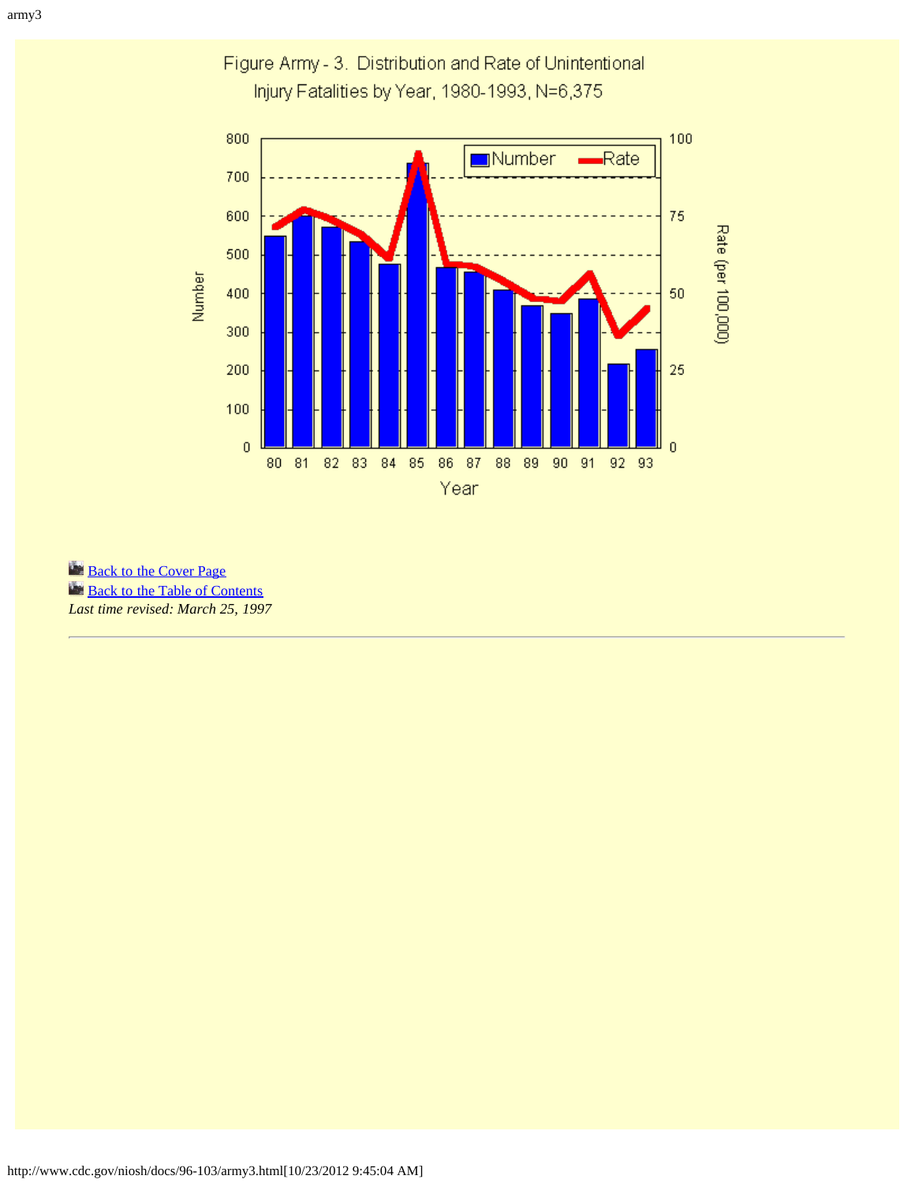# Figure Army - 3. Distribution and Rate of Unintentional Injury Fatalities by Year, 1980-1993, N=6,375

Back to the Cover Page
Back to the Table of Contents
*Last time revised: March 25, 1997*

---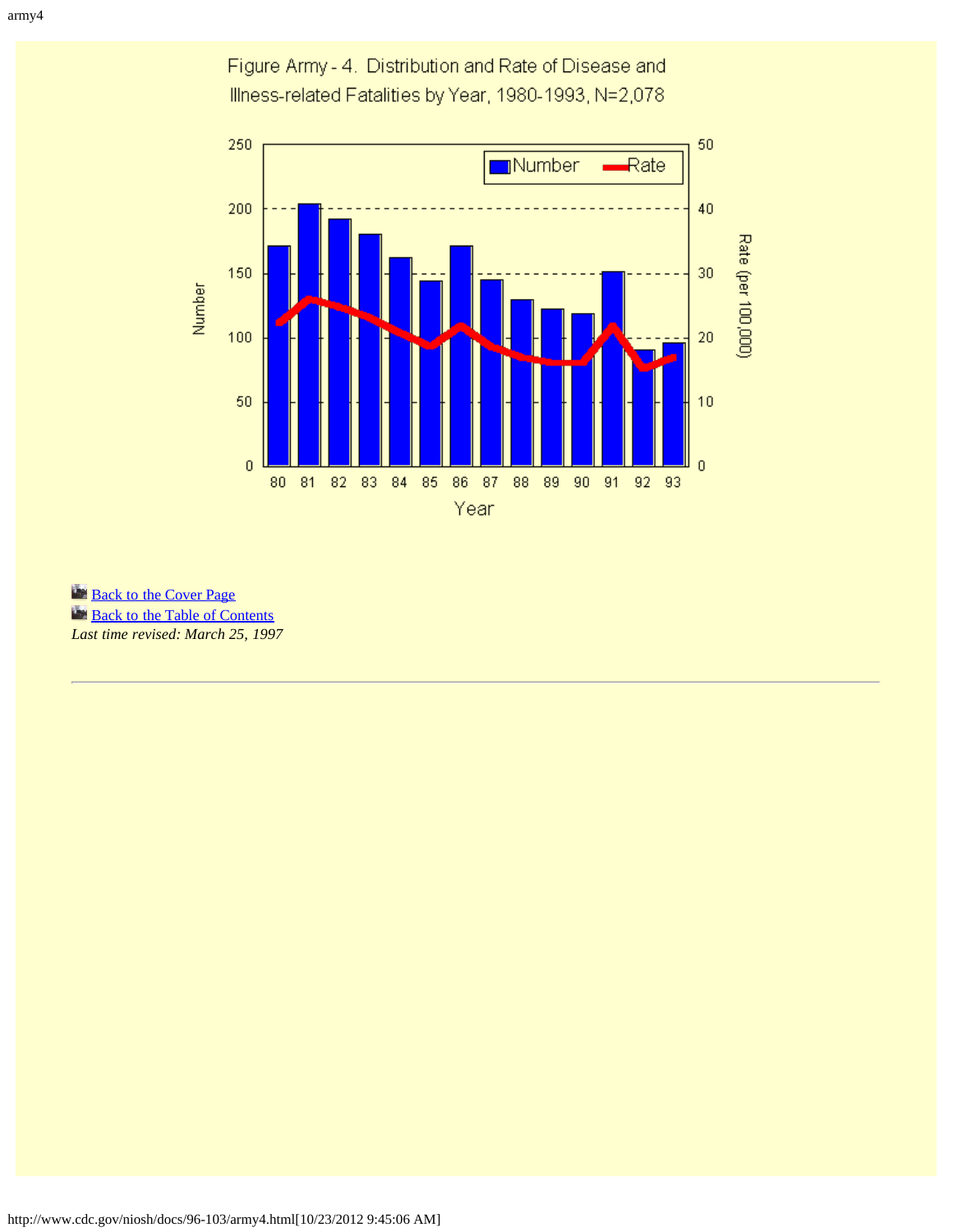Figure Army - 4. Distribution and Rate of Disease and Illness-related Fatalities by Year, 1980-1993, N=2,078

Back to the Cover Page
Back to the Table of Contents
*Last time revised: March 25, 1997*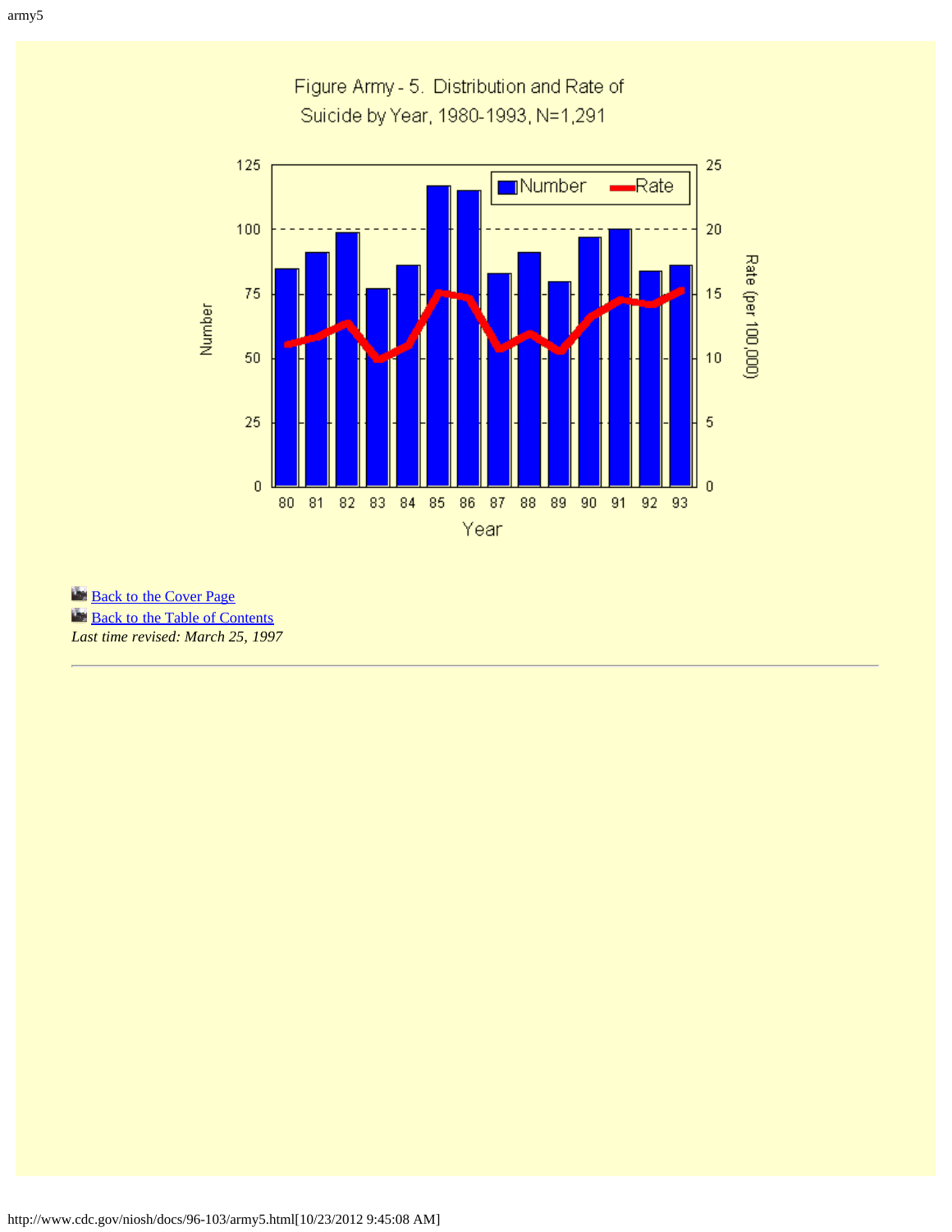Figure Army - 5. Distribution and Rate of Suicide by Year, 1980-1993, N=1,291

[Back to the Cover Page](http://www.cdc.gov/niosh/docs/96-103/)
[Back to the Table of Contents](http://www.cdc.gov/niosh/docs/96-103/)
*Last time revised: March 25, 1997*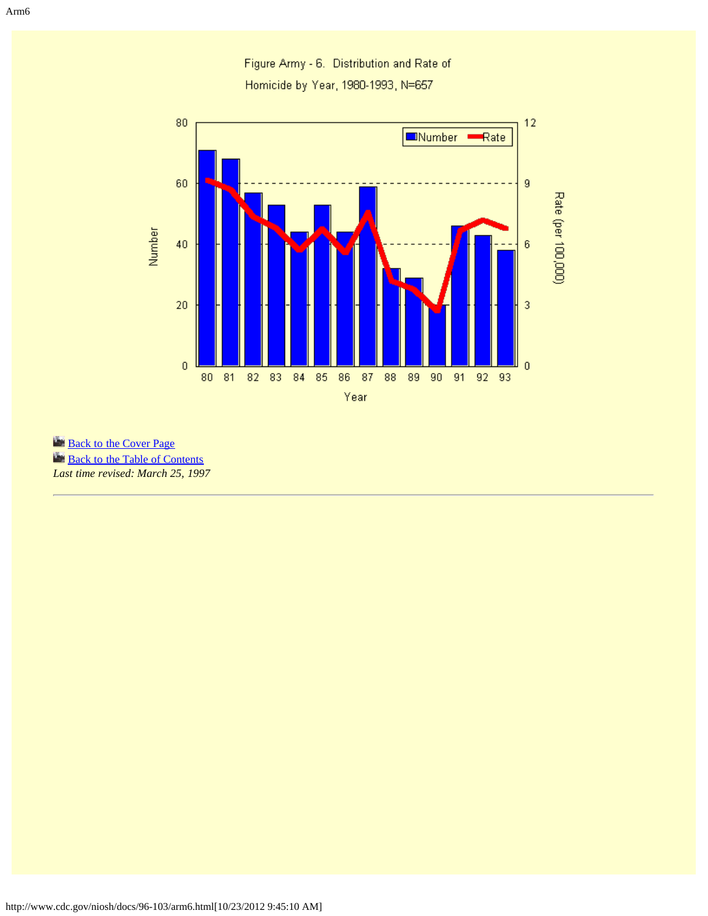Figure Army - 6. Distribution and Rate of Homicide by Year, 1980-1993, N=657

Back to the Cover Page
Back to the Table of Contents
*Last time revised: March 25, 1997*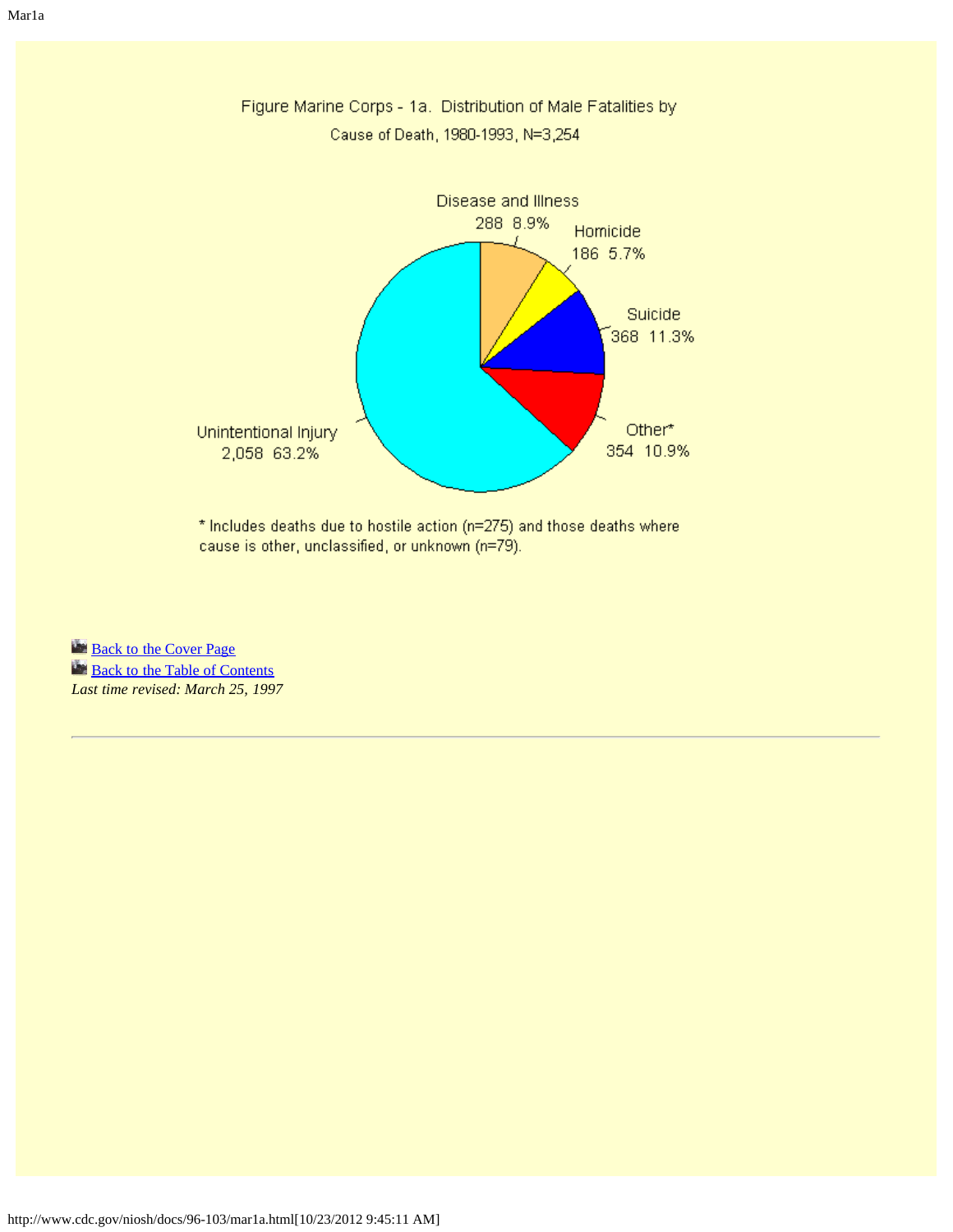Figure Marine Corps - 1a. Distribution of Male Fatalities by Cause of Death, 1980-1993, N=3,254

| Cause of Death | Number | Percent |
|---|---|---|
| Disease and Illness | 288 | 8.9% |
| Homicide | 186 | 5.7% |
| Suicide | 368 | 11.3% |
| Other* | 354 | 10.9% |
| Unintentional Injury | 2,058 | 63.2% |

* Includes deaths due to hostile action (n=275) and those deaths where cause is other, unclassified, or unknown (n=79).

Back to the Cover Page
Back to the Table of Contents
*Last time revised: March 25, 1997*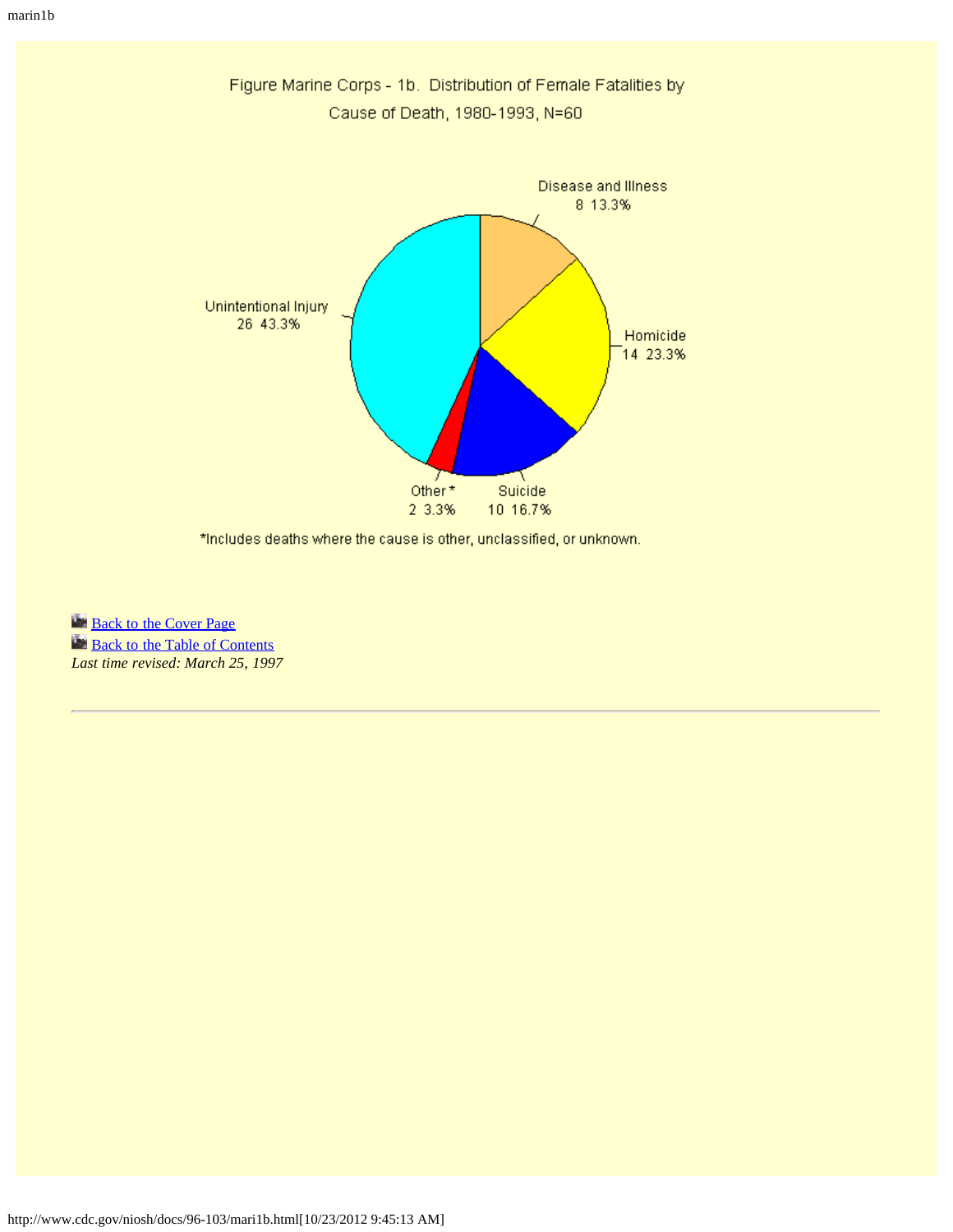Figure Marine Corps - 1b. Distribution of Female Fatalities by Cause of Death, 1980-1993, N=60

| Cause of Death | Number | Percent |
| --- | --- | --- |
| Disease and Illness | 8 | 13.3% |
| Homicide | 14 | 23.3% |
| Suicide | 10 | 16.7% |
| Other* | 2 | 3.3% |
| Unintentional Injury | 26 | 43.3% |

*Includes deaths where the cause is other, unclassified, or unknown.

Back to the Cover Page
Back to the Table of Contents
*Last time revised: March 25, 1997*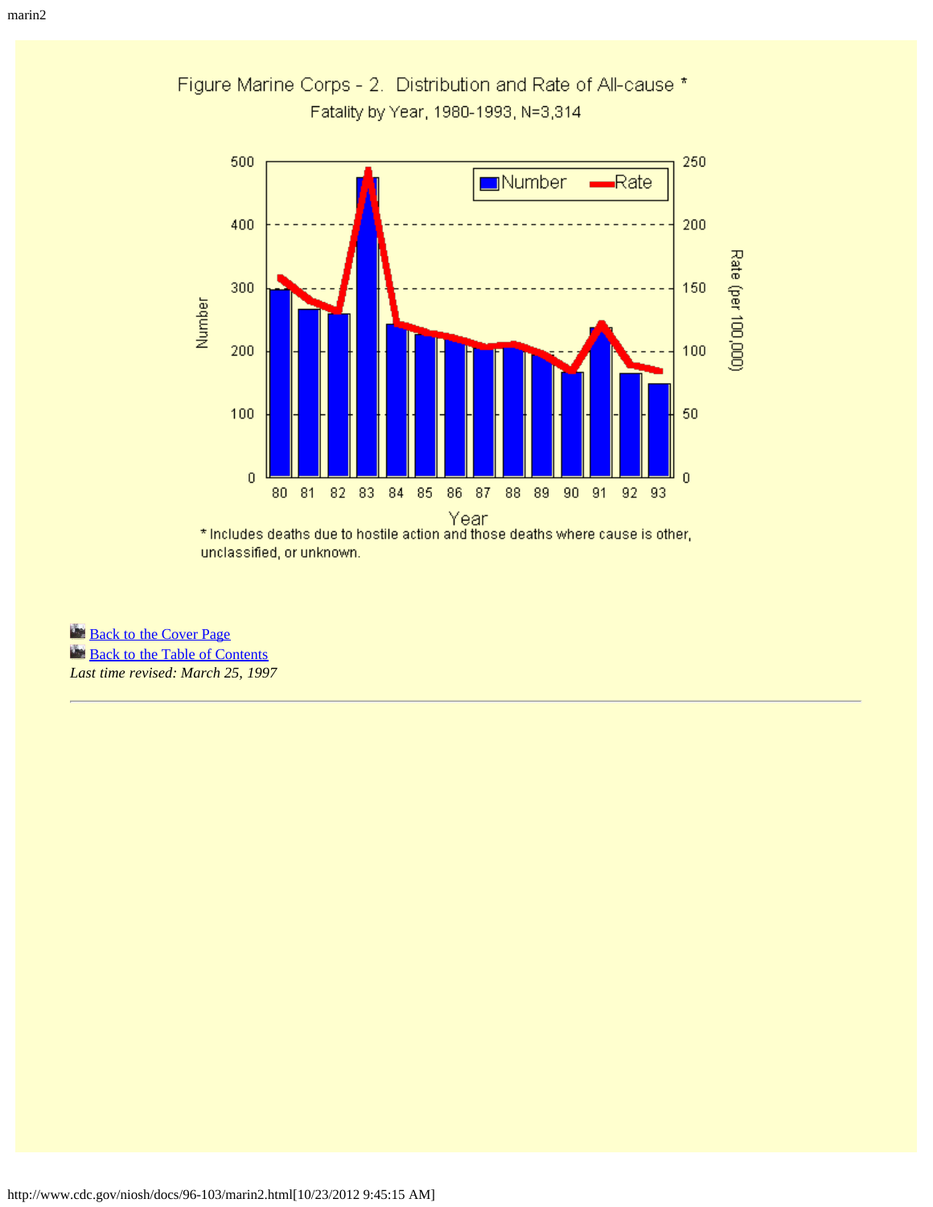# Figure Marine Corps - 2. Distribution and Rate of All-cause * Fatality by Year, 1980-1993, N=3,314

* Includes deaths due to hostile action and those deaths where cause is other, unclassified, or unknown.

[Back to the Cover Page](#)
[Back to the Table of Contents](#)
*Last time revised: March 25, 1997*

---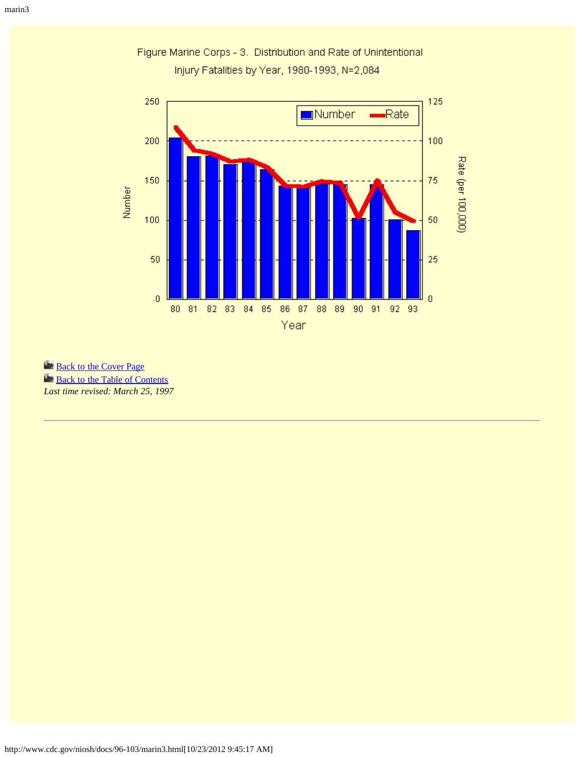Figure Marine Corps - 3. Distribution and Rate of Unintentional Injury Fatalities by Year, 1980-1993, N=2,084

[Back to the Cover Page](#)
[Back to the Table of Contents](#)
*Last time revised: March 25, 1997*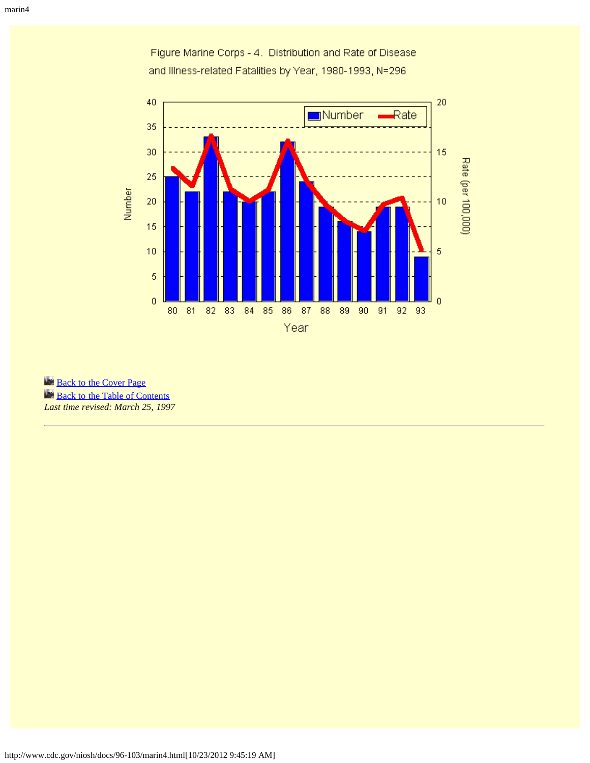Figure Marine Corps - 4. Distribution and Rate of Disease and Illness-related Fatalities by Year, 1980-1993, N=296

Back to the Cover Page
Back to the Table of Contents
*Last time revised: March 25, 1997*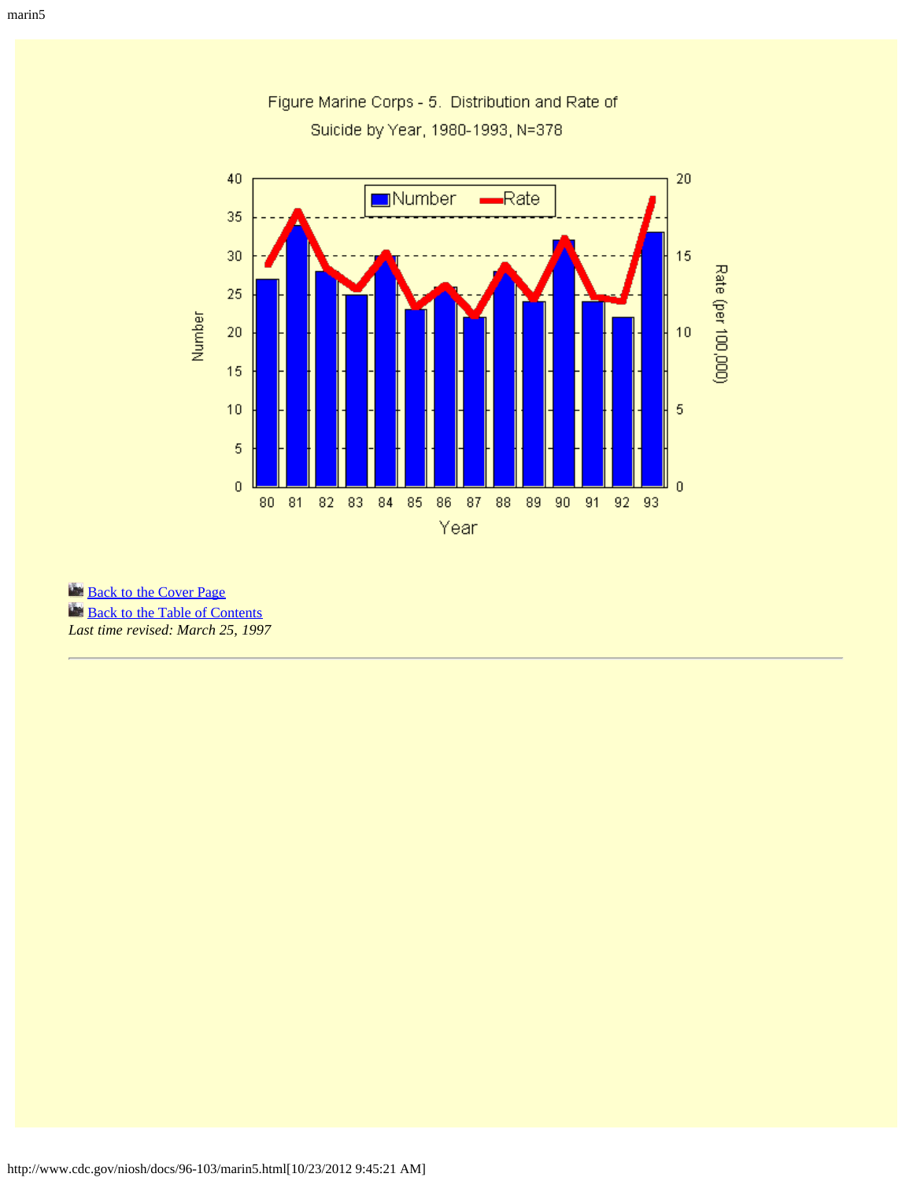Figure Marine Corps - 5. Distribution and Rate of Suicide by Year, 1980-1993, N=378

[Back to the Cover Page](#)
[Back to the Table of Contents](#)
*Last time revised: March 25, 1997*

---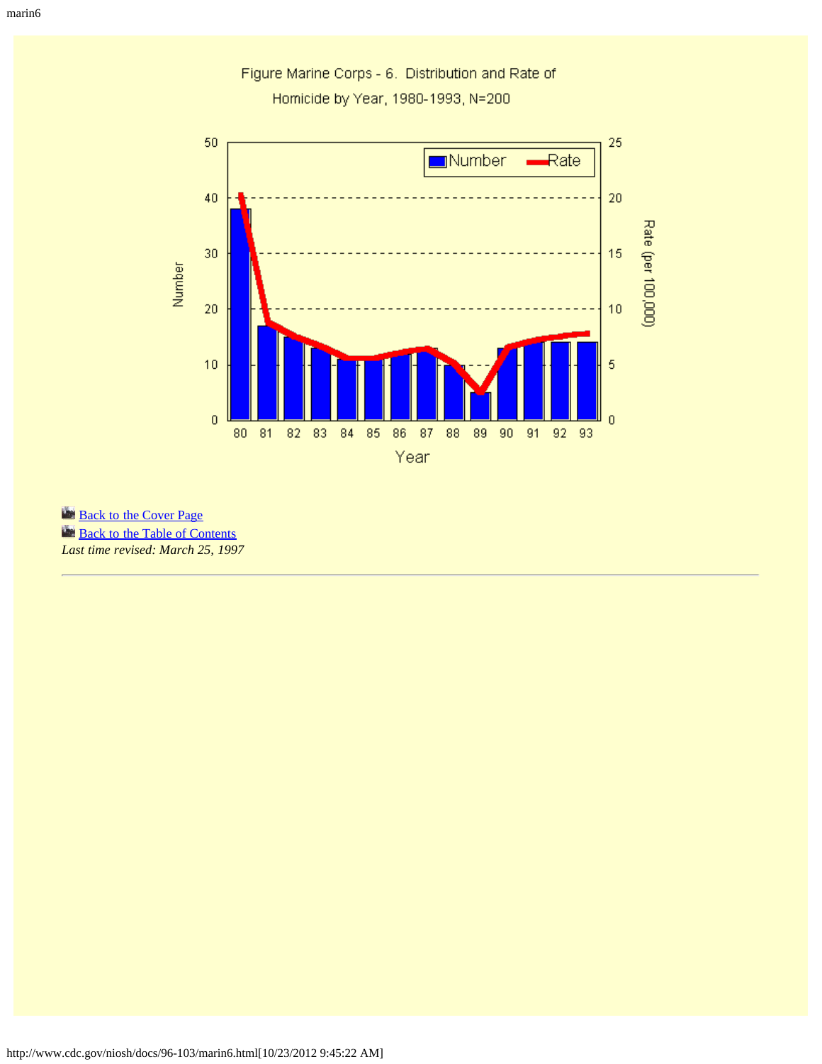Figure Marine Corps - 6. Distribution and Rate of Homicide by Year, 1980-1993, N=200

Back to the Cover Page

Back to the Table of Contents

*Last time revised: March 25, 1997*

---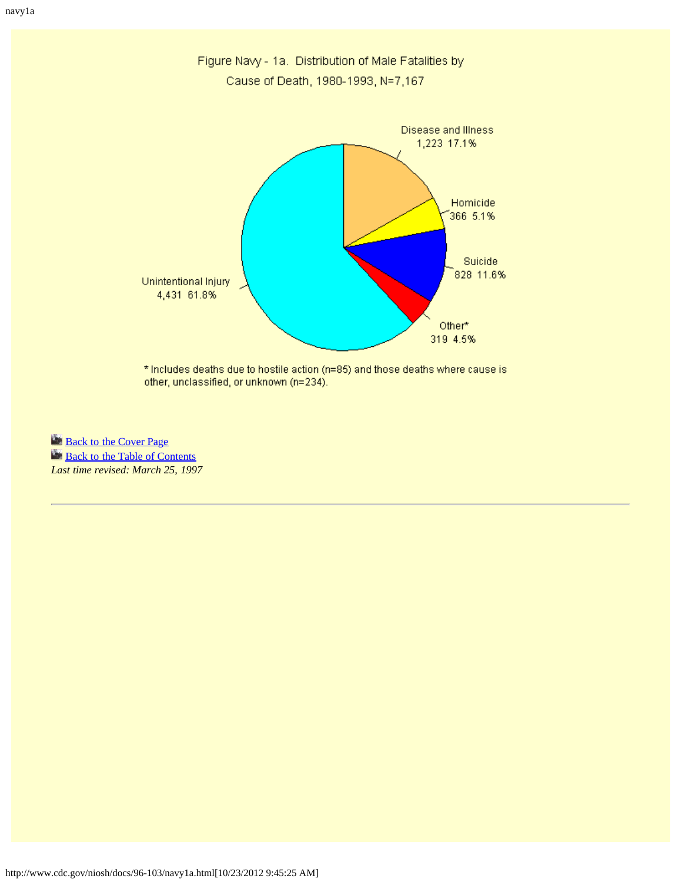Figure Navy - 1a. Distribution of Male Fatalities by Cause of Death, 1980-1993, N=7,167

Disease and Illness 1,223 17.1%

Homicide 366 5.1%

Suicide 828 11.6%

Other* 319 4.5%

Unintentional Injury 4,431 61.8%

* Includes deaths due to hostile action (n=85) and those deaths where cause is other, unclassified, or unknown (n=234).

Back to the Cover Page

Back to the Table of Contents

*Last time revised: March 25, 1997*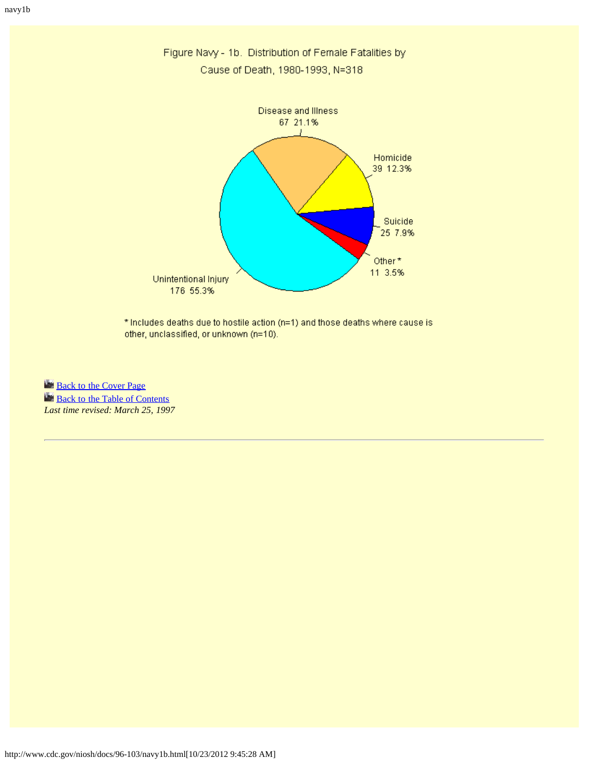Figure Navy - 1b. Distribution of Female Fatalities by Cause of Death, 1980-1993, N=318

| Cause of Death | Number | Percent |
|---|---|---|
| Unintentional Injury | 176 | 55.3% |
| Disease and Illness | 67 | 21.1% |
| Homicide | 39 | 12.3% |
| Suicide | 25 | 7.9% |
| Other* | 11 | 3.5% |

* Includes deaths due to hostile action (n=1) and those deaths where cause is other, unclassified, or unknown (n=10).

[Back to the Cover Page]
[Back to the Table of Contents]

*Last time revised: March 25, 1997*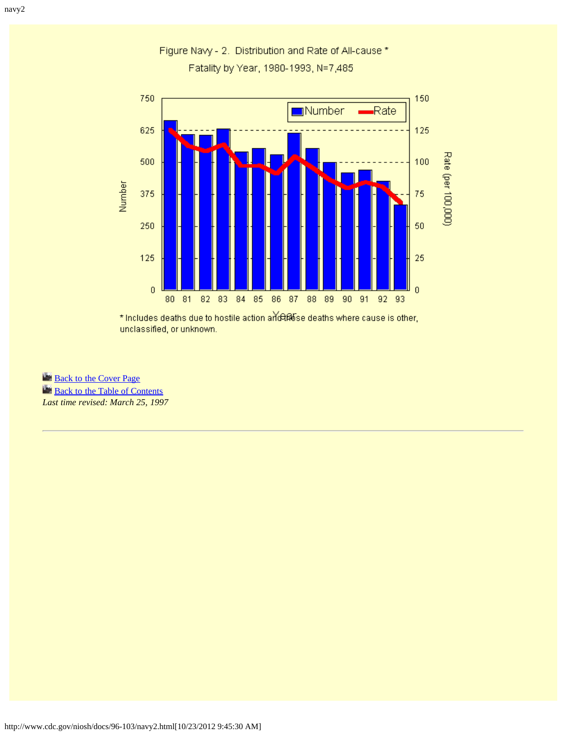Figure Navy - 2. Distribution and Rate of All-cause * Fatality by Year, 1980-1993, N=7,485

* Includes deaths due to hostile action and those deaths where cause is other, unclassified, or unknown.

Back to the Cover Page

Back to the Table of Contents

*Last time revised: March 25, 1997*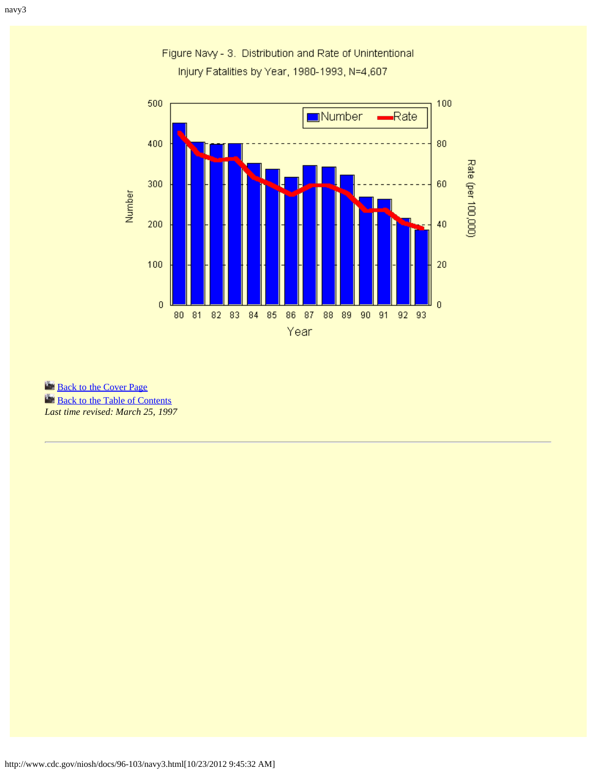Figure Navy - 3. Distribution and Rate of Unintentional Injury Fatalities by Year, 1980-1993, N=4,607

[Back to the Cover Page](http://www.cdc.gov/niosh/docs/96-103/)
[Back to the Table of Contents](http://www.cdc.gov/niosh/docs/96-103/)
*Last time revised: March 25, 1997*

---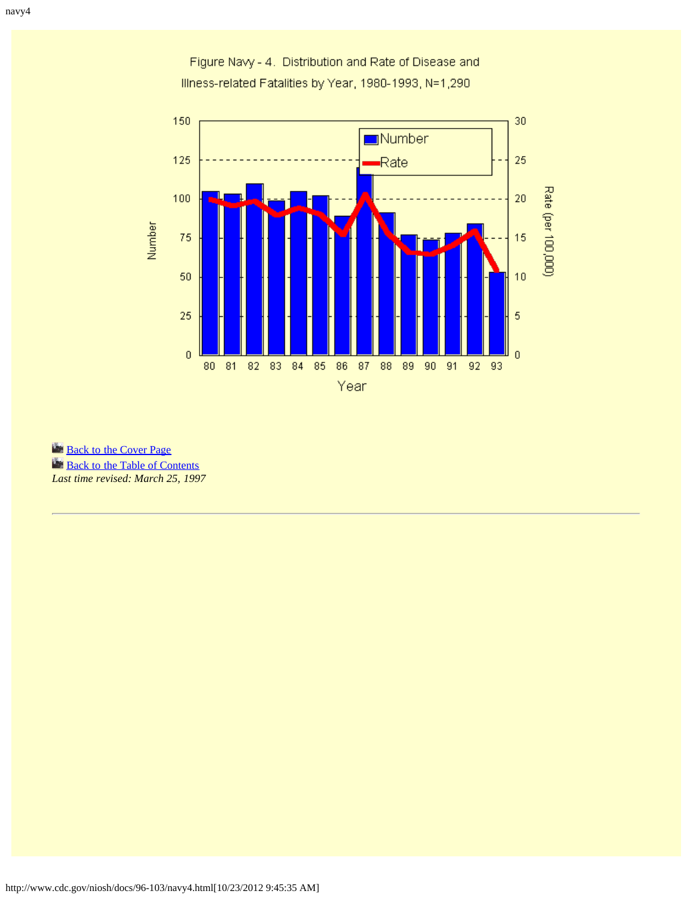Figure Navy - 4. Distribution and Rate of Disease and Illness-related Fatalities by Year, 1980-1993, N=1,290

Back to the Cover Page

Back to the Table of Contents

*Last time revised: March 25, 1997*

---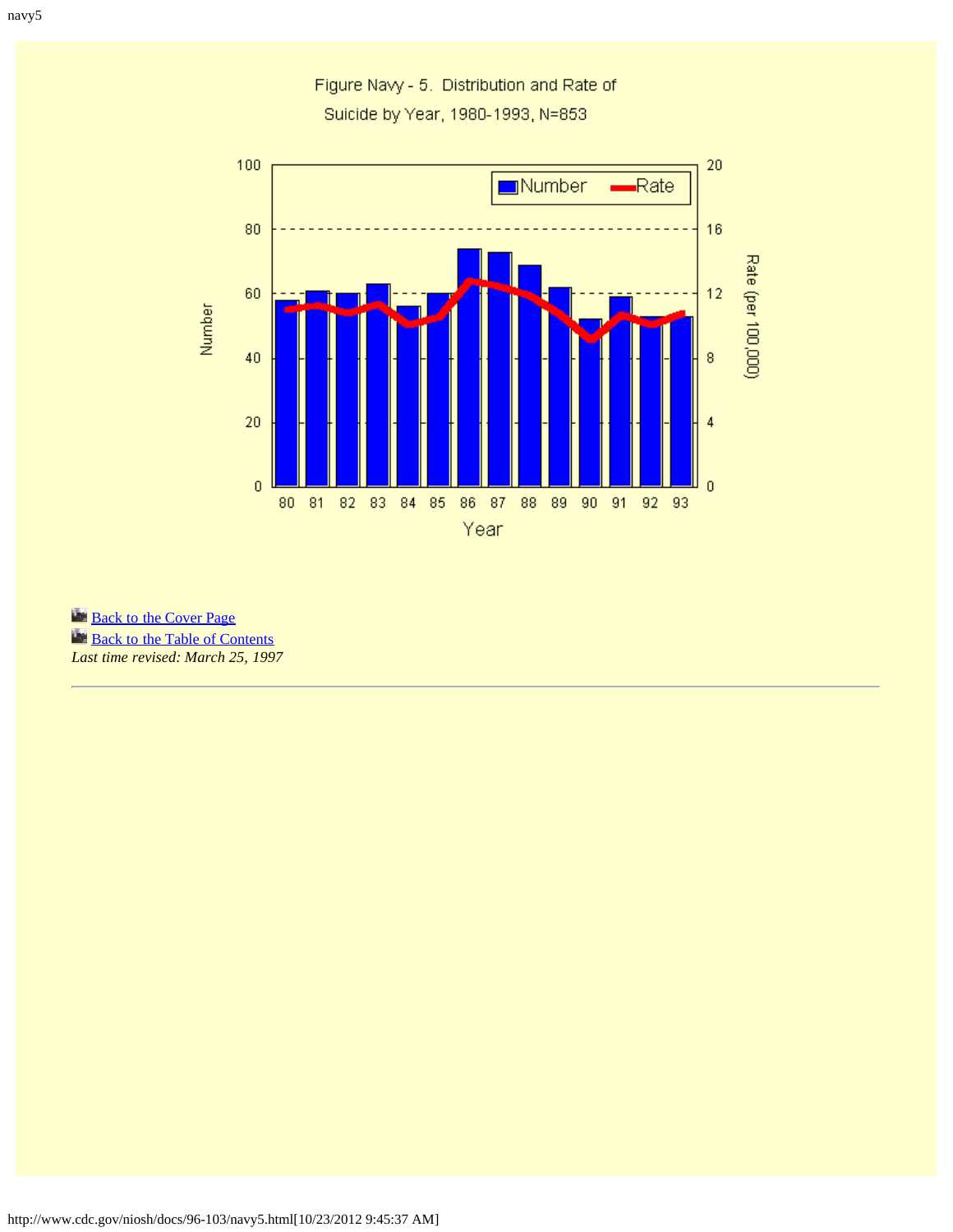Figure Navy - 5. Distribution and Rate of Suicide by Year, 1980-1993, N=853

Back to the Cover Page
Back to the Table of Contents
*Last time revised: March 25, 1997*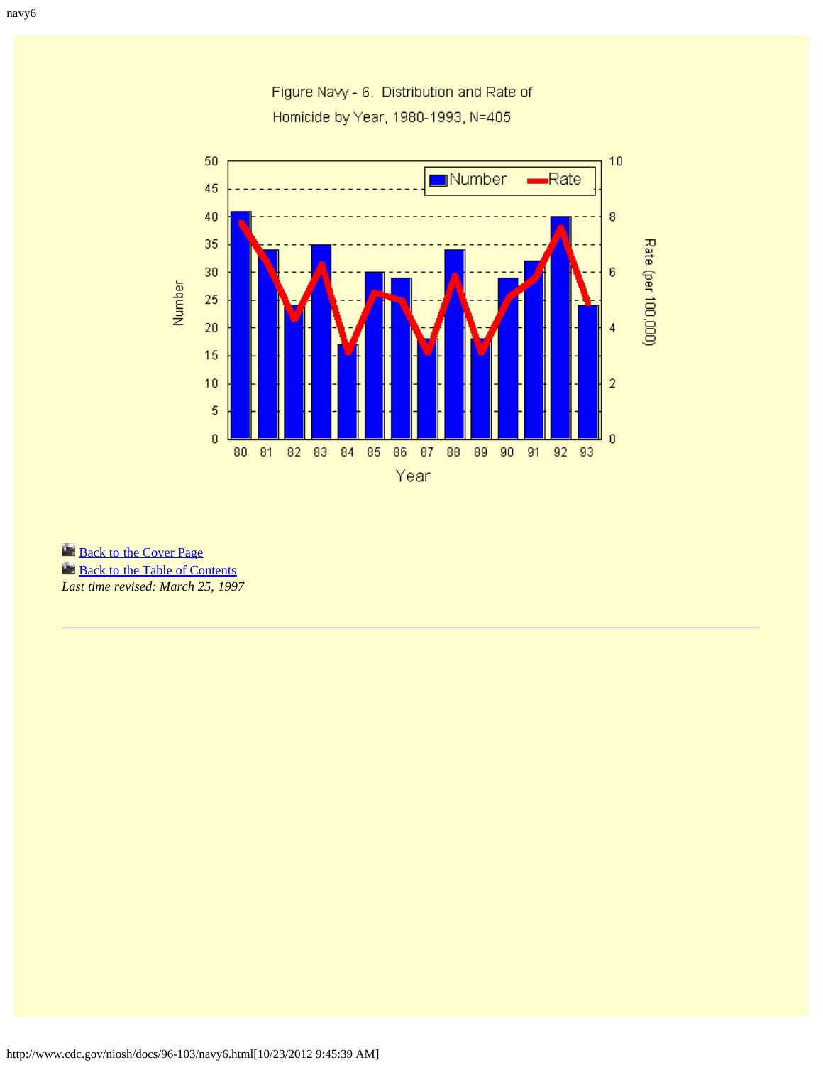Figure Navy - 6. Distribution and Rate of Homicide by Year, 1980-1993, N=405

[Back to the Cover Page](http://www.cdc.gov/niosh/docs/96-103/)
[Back to the Table of Contents](http://www.cdc.gov/niosh/docs/96-103/)
*Last time revised: March 25, 1997*

---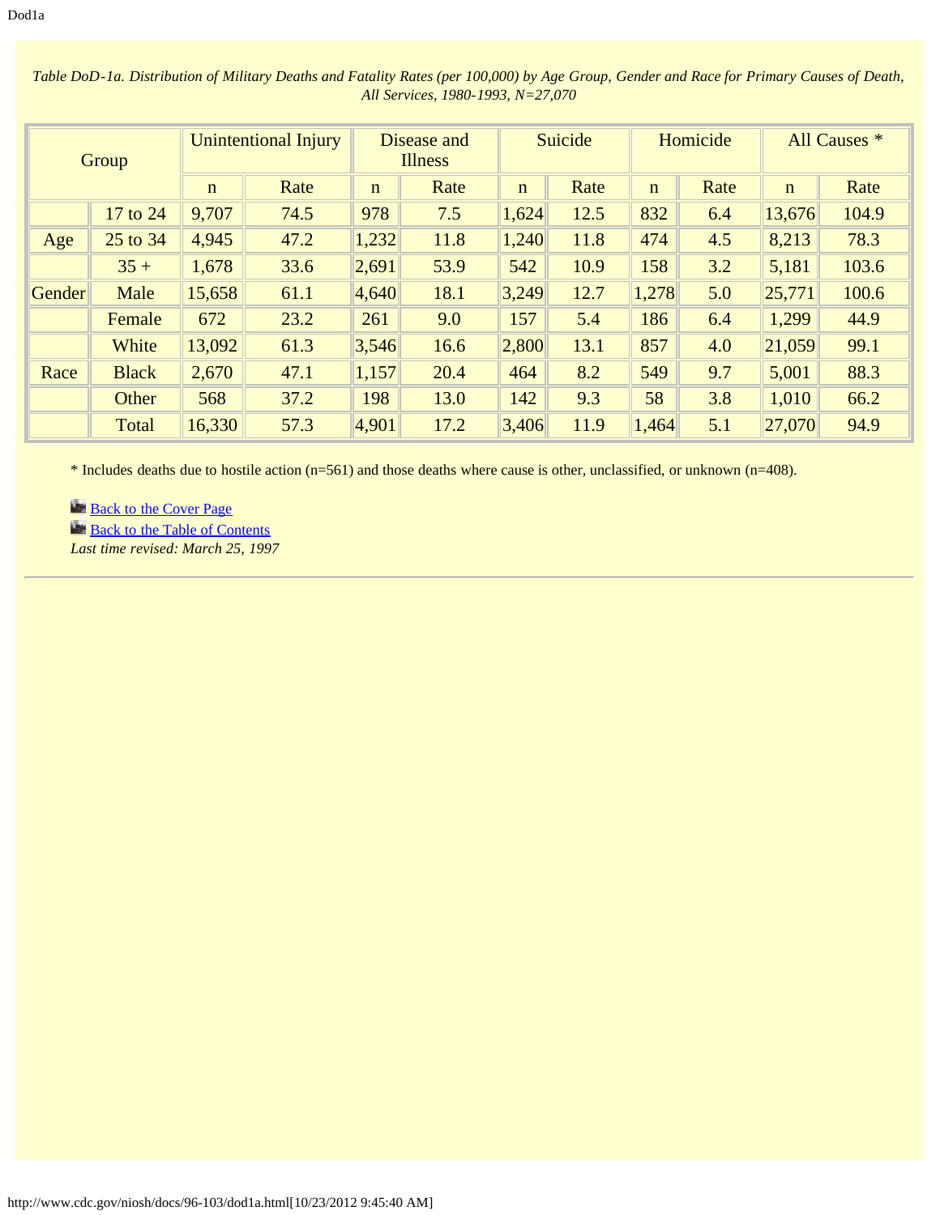*Table DoD-1a. Distribution of Military Deaths and Fatality Rates (per 100,000) by Age Group, Gender and Race for Primary Causes of Death, All Services, 1980-1993, N=27,070*

| Group | | Unintentional Injury | | Disease and Illness | | Suicide | | Homicide | | All Causes * | |
|---|---|---|---|---|---|---|---|---|---|---|---|
| | | n | Rate | n | Rate | n | Rate | n | Rate | n | Rate |
| | 17 to 24 | 9,707 | 74.5 | 978 | 7.5 | 1,624 | 12.5 | 832 | 6.4 | 13,676 | 104.9 |
| Age | 25 to 34 | 4,945 | 47.2 | 1,232 | 11.8 | 1,240 | 11.8 | 474 | 4.5 | 8,213 | 78.3 |
| | 35 + | 1,678 | 33.6 | 2,691 | 53.9 | 542 | 10.9 | 158 | 3.2 | 5,181 | 103.6 |
| Gender | Male | 15,658 | 61.1 | 4,640 | 18.1 | 3,249 | 12.7 | 1,278 | 5.0 | 25,771 | 100.6 |
| | Female | 672 | 23.2 | 261 | 9.0 | 157 | 5.4 | 186 | 6.4 | 1,299 | 44.9 |
| | White | 13,092 | 61.3 | 3,546 | 16.6 | 2,800 | 13.1 | 857 | 4.0 | 21,059 | 99.1 |
| Race | Black | 2,670 | 47.1 | 1,157 | 20.4 | 464 | 8.2 | 549 | 9.7 | 5,001 | 88.3 |
| | Other | 568 | 37.2 | 198 | 13.0 | 142 | 9.3 | 58 | 3.8 | 1,010 | 66.2 |
| | Total | 16,330 | 57.3 | 4,901 | 17.2 | 3,406 | 11.9 | 1,464 | 5.1 | 27,070 | 94.9 |

* Includes deaths due to hostile action (n=561) and those deaths where cause is other, unclassified, or unknown (n=408).

Back to the Cover Page

Back to the Table of Contents

*Last time revised: March 25, 1997*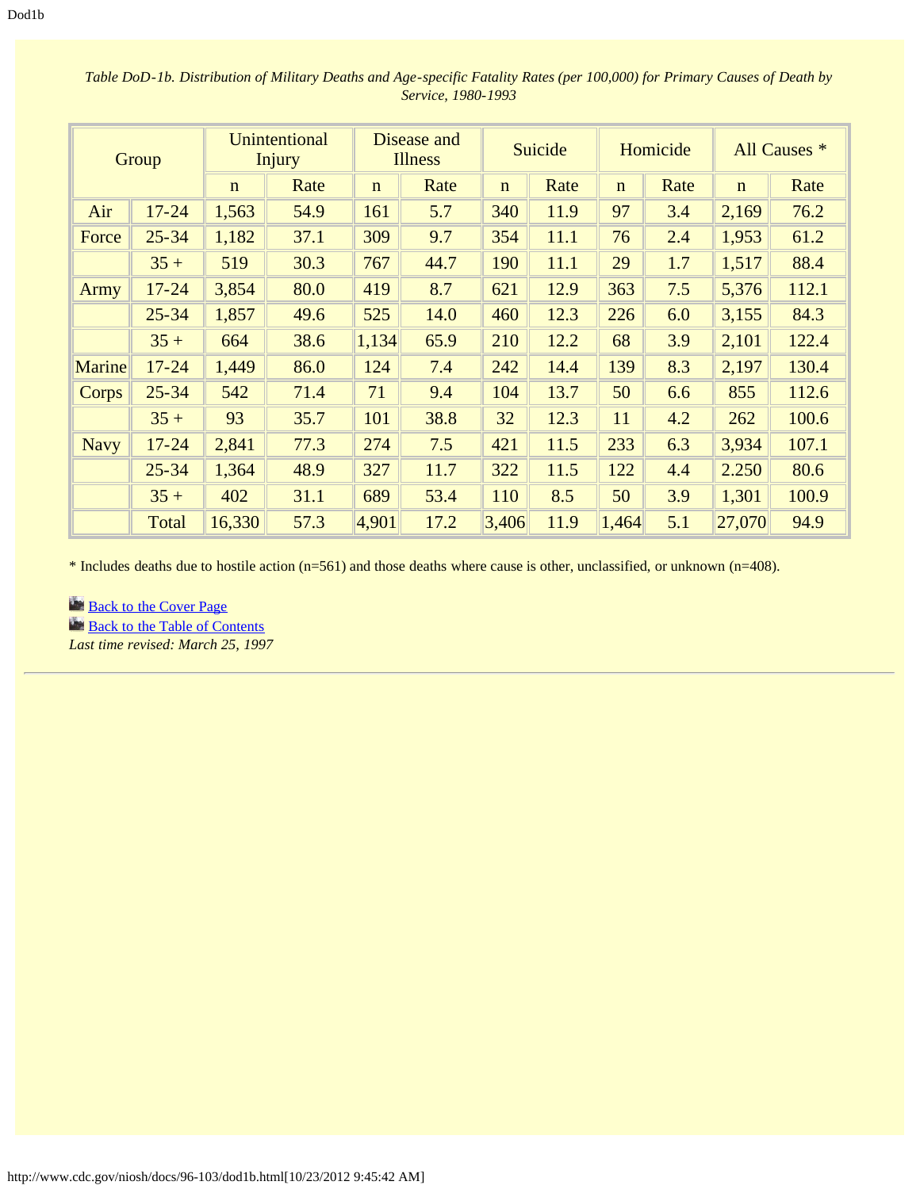*Table DoD-1b. Distribution of Military Deaths and Age-specific Fatality Rates (per 100,000) for Primary Causes of Death by Service, 1980-1993*

| Group | | Unintentional Injury | | Disease and Illness | | Suicide | | Homicide | | All Causes * | |
|---|---|---|---|---|---|---|---|---|---|---|---|
| | | n | Rate | n | Rate | n | Rate | n | Rate | n | Rate |
| Air | 17-24 | 1,563 | 54.9 | 161 | 5.7 | 340 | 11.9 | 97 | 3.4 | 2,169 | 76.2 |
| Force | 25-34 | 1,182 | 37.1 | 309 | 9.7 | 354 | 11.1 | 76 | 2.4 | 1,953 | 61.2 |
| | 35 + | 519 | 30.3 | 767 | 44.7 | 190 | 11.1 | 29 | 1.7 | 1,517 | 88.4 |
| Army | 17-24 | 3,854 | 80.0 | 419 | 8.7 | 621 | 12.9 | 363 | 7.5 | 5,376 | 112.1 |
| | 25-34 | 1,857 | 49.6 | 525 | 14.0 | 460 | 12.3 | 226 | 6.0 | 3,155 | 84.3 |
| | 35 + | 664 | 38.6 | 1,134 | 65.9 | 210 | 12.2 | 68 | 3.9 | 2,101 | 122.4 |
| Marine | 17-24 | 1,449 | 86.0 | 124 | 7.4 | 242 | 14.4 | 139 | 8.3 | 2,197 | 130.4 |
| Corps | 25-34 | 542 | 71.4 | 71 | 9.4 | 104 | 13.7 | 50 | 6.6 | 855 | 112.6 |
| | 35 + | 93 | 35.7 | 101 | 38.8 | 32 | 12.3 | 11 | 4.2 | 262 | 100.6 |
| Navy | 17-24 | 2,841 | 77.3 | 274 | 7.5 | 421 | 11.5 | 233 | 6.3 | 3,934 | 107.1 |
| | 25-34 | 1,364 | 48.9 | 327 | 11.7 | 322 | 11.5 | 122 | 4.4 | 2.250 | 80.6 |
| | 35 + | 402 | 31.1 | 689 | 53.4 | 110 | 8.5 | 50 | 3.9 | 1,301 | 100.9 |
| | Total | 16,330 | 57.3 | 4,901 | 17.2 | 3,406 | 11.9 | 1,464 | 5.1 | 27,070 | 94.9 |

* Includes deaths due to hostile action (n=561) and those deaths where cause is other, unclassified, or unknown (n=408).

Back to the Cover Page
Back to the Table of Contents
*Last time revised: March 25, 1997*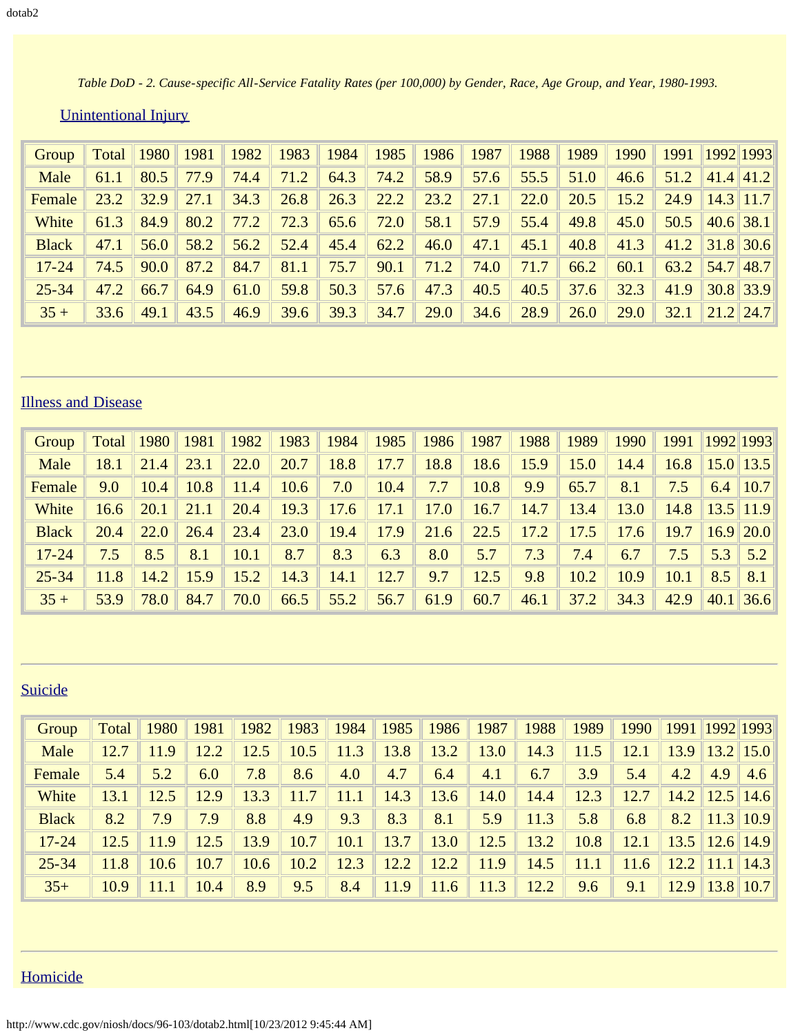*Table DoD - 2. Cause-specific All-Service Fatality Rates (per 100,000) by Gender, Race, Age Group, and Year, 1980-1993.*

Unintentional Injury

| Group | Total | 1980 | 1981 | 1982 | 1983 | 1984 | 1985 | 1986 | 1987 | 1988 | 1989 | 1990 | 1991 | 1992 | 1993 |
|---|---|---|---|---|---|---|---|---|---|---|---|---|---|---|---|
| Male | 61.1 | 80.5 | 77.9 | 74.4 | 71.2 | 64.3 | 74.2 | 58.9 | 57.6 | 55.5 | 51.0 | 46.6 | 51.2 | 41.4 | 41.2 |
| Female | 23.2 | 32.9 | 27.1 | 34.3 | 26.8 | 26.3 | 22.2 | 23.2 | 27.1 | 22.0 | 20.5 | 15.2 | 24.9 | 14.3 | 11.7 |
| White | 61.3 | 84.9 | 80.2 | 77.2 | 72.3 | 65.6 | 72.0 | 58.1 | 57.9 | 55.4 | 49.8 | 45.0 | 50.5 | 40.6 | 38.1 |
| Black | 47.1 | 56.0 | 58.2 | 56.2 | 52.4 | 45.4 | 62.2 | 46.0 | 47.1 | 45.1 | 40.8 | 41.3 | 41.2 | 31.8 | 30.6 |
| 17-24 | 74.5 | 90.0 | 87.2 | 84.7 | 81.1 | 75.7 | 90.1 | 71.2 | 74.0 | 71.7 | 66.2 | 60.1 | 63.2 | 54.7 | 48.7 |
| 25-34 | 47.2 | 66.7 | 64.9 | 61.0 | 59.8 | 50.3 | 57.6 | 47.3 | 40.5 | 40.5 | 37.6 | 32.3 | 41.9 | 30.8 | 33.9 |
| 35 + | 33.6 | 49.1 | 43.5 | 46.9 | 39.6 | 39.3 | 34.7 | 29.0 | 34.6 | 28.9 | 26.0 | 29.0 | 32.1 | 21.2 | 24.7 |

---

Illness and Disease

| Group | Total | 1980 | 1981 | 1982 | 1983 | 1984 | 1985 | 1986 | 1987 | 1988 | 1989 | 1990 | 1991 | 1992 | 1993 |
|---|---|---|---|---|---|---|---|---|---|---|---|---|---|---|---|
| Male | 18.1 | 21.4 | 23.1 | 22.0 | 20.7 | 18.8 | 17.7 | 18.8 | 18.6 | 15.9 | 15.0 | 14.4 | 16.8 | 15.0 | 13.5 |
| Female | 9.0 | 10.4 | 10.8 | 11.4 | 10.6 | 7.0 | 10.4 | 7.7 | 10.8 | 9.9 | 65.7 | 8.1 | 7.5 | 6.4 | 10.7 |
| White | 16.6 | 20.1 | 21.1 | 20.4 | 19.3 | 17.6 | 17.1 | 17.0 | 16.7 | 14.7 | 13.4 | 13.0 | 14.8 | 13.5 | 11.9 |
| Black | 20.4 | 22.0 | 26.4 | 23.4 | 23.0 | 19.4 | 17.9 | 21.6 | 22.5 | 17.2 | 17.5 | 17.6 | 19.7 | 16.9 | 20.0 |
| 17-24 | 7.5 | 8.5 | 8.1 | 10.1 | 8.7 | 8.3 | 6.3 | 8.0 | 5.7 | 7.3 | 7.4 | 6.7 | 7.5 | 5.3 | 5.2 |
| 25-34 | 11.8 | 14.2 | 15.9 | 15.2 | 14.3 | 14.1 | 12.7 | 9.7 | 12.5 | 9.8 | 10.2 | 10.9 | 10.1 | 8.5 | 8.1 |
| 35 + | 53.9 | 78.0 | 84.7 | 70.0 | 66.5 | 55.2 | 56.7 | 61.9 | 60.7 | 46.1 | 37.2 | 34.3 | 42.9 | 40.1 | 36.6 |

---

Suicide

| Group | Total | 1980 | 1981 | 1982 | 1983 | 1984 | 1985 | 1986 | 1987 | 1988 | 1989 | 1990 | 1991 | 1992 | 1993 |
|---|---|---|---|---|---|---|---|---|---|---|---|---|---|---|---|
| Male | 12.7 | 11.9 | 12.2 | 12.5 | 10.5 | 11.3 | 13.8 | 13.2 | 13.0 | 14.3 | 11.5 | 12.1 | 13.9 | 13.2 | 15.0 |
| Female | 5.4 | 5.2 | 6.0 | 7.8 | 8.6 | 4.0 | 4.7 | 6.4 | 4.1 | 6.7 | 3.9 | 5.4 | 4.2 | 4.9 | 4.6 |
| White | 13.1 | 12.5 | 12.9 | 13.3 | 11.7 | 11.1 | 14.3 | 13.6 | 14.0 | 14.4 | 12.3 | 12.7 | 14.2 | 12.5 | 14.6 |
| Black | 8.2 | 7.9 | 7.9 | 8.8 | 4.9 | 9.3 | 8.3 | 8.1 | 5.9 | 11.3 | 5.8 | 6.8 | 8.2 | 11.3 | 10.9 |
| 17-24 | 12.5 | 11.9 | 12.5 | 13.9 | 10.7 | 10.1 | 13.7 | 13.0 | 12.5 | 13.2 | 10.8 | 12.1 | 13.5 | 12.6 | 14.9 |
| 25-34 | 11.8 | 10.6 | 10.7 | 10.6 | 10.2 | 12.3 | 12.2 | 12.2 | 11.9 | 14.5 | 11.1 | 11.6 | 12.2 | 11.1 | 14.3 |
| 35+ | 10.9 | 11.1 | 10.4 | 8.9 | 9.5 | 8.4 | 11.9 | 11.6 | 11.3 | 12.2 | 9.6 | 9.1 | 12.9 | 13.8 | 10.7 |

---

Homicide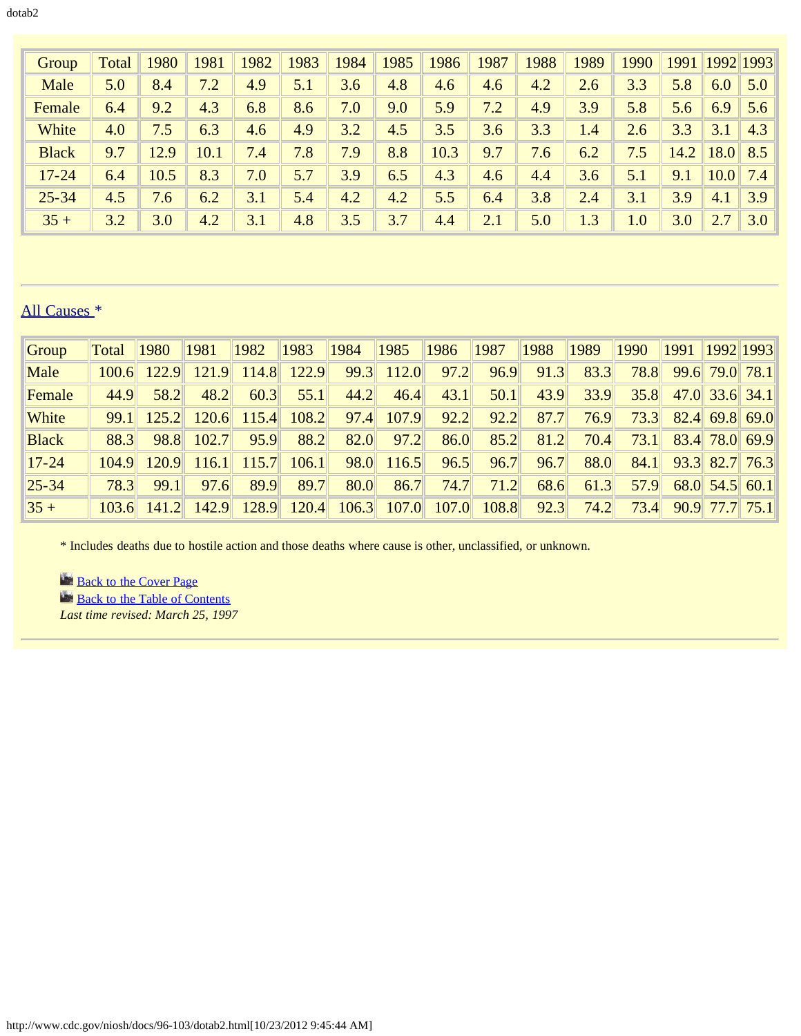| Group | Total | 1980 | 1981 | 1982 | 1983 | 1984 | 1985 | 1986 | 1987 | 1988 | 1989 | 1990 | 1991 | 1992 | 1993 |
|---|---|---|---|---|---|---|---|---|---|---|---|---|---|---|---|
| Male | 5.0 | 8.4 | 7.2 | 4.9 | 5.1 | 3.6 | 4.8 | 4.6 | 4.6 | 4.2 | 2.6 | 3.3 | 5.8 | 6.0 | 5.0 |
| Female | 6.4 | 9.2 | 4.3 | 6.8 | 8.6 | 7.0 | 9.0 | 5.9 | 7.2 | 4.9 | 3.9 | 5.8 | 5.6 | 6.9 | 5.6 |
| White | 4.0 | 7.5 | 6.3 | 4.6 | 4.9 | 3.2 | 4.5 | 3.5 | 3.6 | 3.3 | 1.4 | 2.6 | 3.3 | 3.1 | 4.3 |
| Black | 9.7 | 12.9 | 10.1 | 7.4 | 7.8 | 7.9 | 8.8 | 10.3 | 9.7 | 7.6 | 6.2 | 7.5 | 14.2 | 18.0 | 8.5 |
| 17-24 | 6.4 | 10.5 | 8.3 | 7.0 | 5.7 | 3.9 | 6.5 | 4.3 | 4.6 | 4.4 | 3.6 | 5.1 | 9.1 | 10.0 | 7.4 |
| 25-34 | 4.5 | 7.6 | 6.2 | 3.1 | 5.4 | 4.2 | 4.2 | 5.5 | 6.4 | 3.8 | 2.4 | 3.1 | 3.9 | 4.1 | 3.9 |
| 35 + | 3.2 | 3.0 | 4.2 | 3.1 | 4.8 | 3.5 | 3.7 | 4.4 | 2.1 | 5.0 | 1.3 | 1.0 | 3.0 | 2.7 | 3.0 |

---

All Causes *

| Group | Total | 1980 | 1981 | 1982 | 1983 | 1984 | 1985 | 1986 | 1987 | 1988 | 1989 | 1990 | 1991 | 1992 | 1993 |
|---|---|---|---|---|---|---|---|---|---|---|---|---|---|---|---|
| Male | 100.6 | 122.9 | 121.9 | 114.8 | 122.9 | 99.3 | 112.0 | 97.2 | 96.9 | 91.3 | 83.3 | 78.8 | 99.6 | 79.0 | 78.1 |
| Female | 44.9 | 58.2 | 48.2 | 60.3 | 55.1 | 44.2 | 46.4 | 43.1 | 50.1 | 43.9 | 33.9 | 35.8 | 47.0 | 33.6 | 34.1 |
| White | 99.1 | 125.2 | 120.6 | 115.4 | 108.2 | 97.4 | 107.9 | 92.2 | 92.2 | 87.7 | 76.9 | 73.3 | 82.4 | 69.8 | 69.0 |
| Black | 88.3 | 98.8 | 102.7 | 95.9 | 88.2 | 82.0 | 97.2 | 86.0 | 85.2 | 81.2 | 70.4 | 73.1 | 83.4 | 78.0 | 69.9 |
| 17-24 | 104.9 | 120.9 | 116.1 | 115.7 | 106.1 | 98.0 | 116.5 | 96.5 | 96.7 | 96.7 | 88.0 | 84.1 | 93.3 | 82.7 | 76.3 |
| 25-34 | 78.3 | 99.1 | 97.6 | 89.9 | 89.7 | 80.0 | 86.7 | 74.7 | 71.2 | 68.6 | 61.3 | 57.9 | 68.0 | 54.5 | 60.1 |
| 35 + | 103.6 | 141.2 | 142.9 | 128.9 | 120.4 | 106.3 | 107.0 | 107.0 | 108.8 | 92.3 | 74.2 | 73.4 | 90.9 | 77.7 | 75.1 |

* Includes deaths due to hostile action and those deaths where cause is other, unclassified, or unknown.

Back to the Cover Page
Back to the Table of Contents
*Last time revised: March 25, 1997*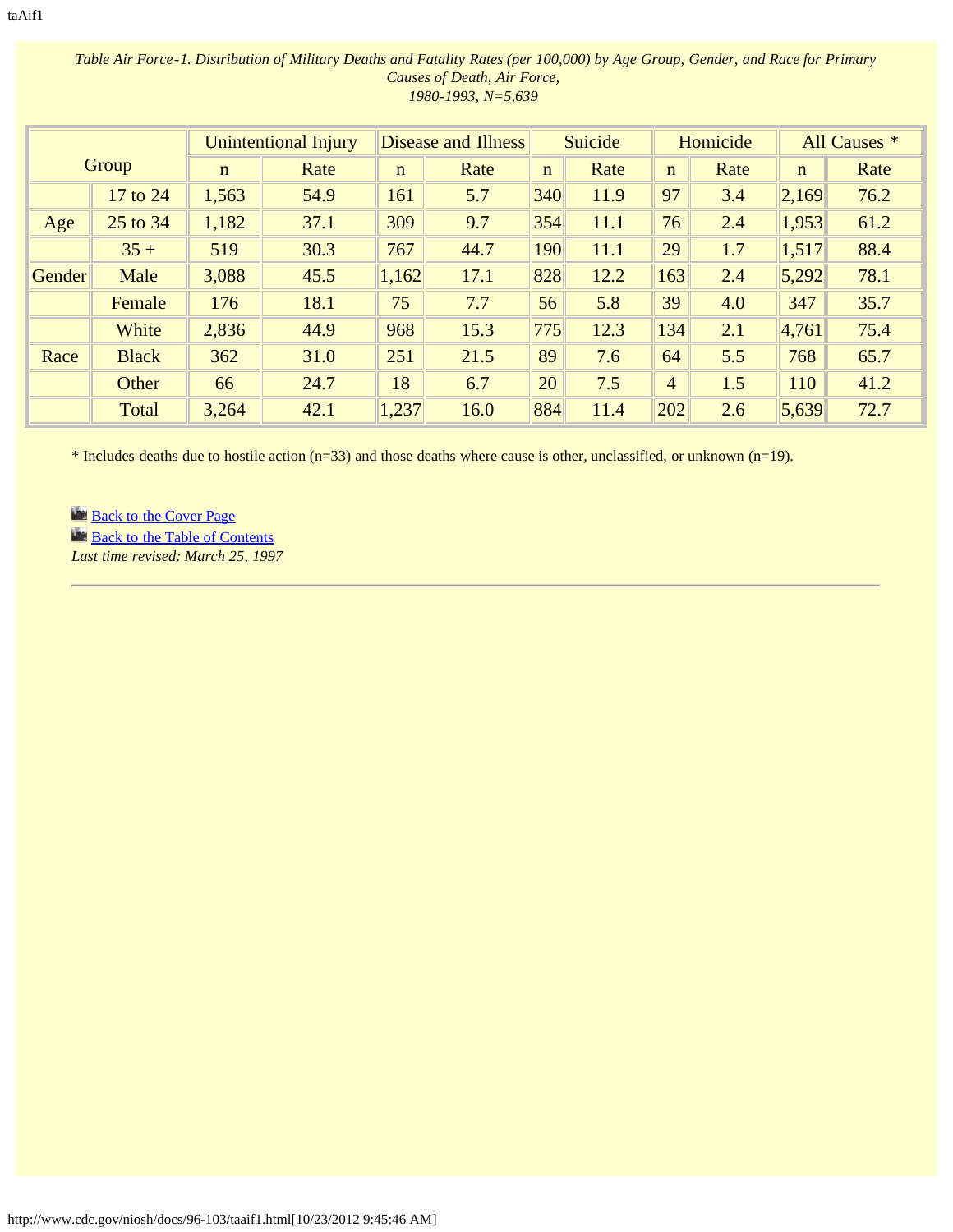*Table Air Force-1. Distribution of Military Deaths and Fatality Rates (per 100,000) by Age Group, Gender, and Race for Primary Causes of Death, Air Force, 1980-1993, N=5,639*

| Group | | Unintentional Injury | | Disease and Illness | | Suicide | | Homicide | | All Causes * | |
|---|---|---|---|---|---|---|---|---|---|---|---|
| | | n | Rate | n | Rate | n | Rate | n | Rate | n | Rate |
| | 17 to 24 | 1,563 | 54.9 | 161 | 5.7 | 340 | 11.9 | 97 | 3.4 | 2,169 | 76.2 |
| Age | 25 to 34 | 1,182 | 37.1 | 309 | 9.7 | 354 | 11.1 | 76 | 2.4 | 1,953 | 61.2 |
| | 35 + | 519 | 30.3 | 767 | 44.7 | 190 | 11.1 | 29 | 1.7 | 1,517 | 88.4 |
| Gender | Male | 3,088 | 45.5 | 1,162 | 17.1 | 828 | 12.2 | 163 | 2.4 | 5,292 | 78.1 |
| | Female | 176 | 18.1 | 75 | 7.7 | 56 | 5.8 | 39 | 4.0 | 347 | 35.7 |
| | White | 2,836 | 44.9 | 968 | 15.3 | 775 | 12.3 | 134 | 2.1 | 4,761 | 75.4 |
| Race | Black | 362 | 31.0 | 251 | 21.5 | 89 | 7.6 | 64 | 5.5 | 768 | 65.7 |
| | Other | 66 | 24.7 | 18 | 6.7 | 20 | 7.5 | 4 | 1.5 | 110 | 41.2 |
| | Total | 3,264 | 42.1 | 1,237 | 16.0 | 884 | 11.4 | 202 | 2.6 | 5,639 | 72.7 |

* Includes deaths due to hostile action (n=33) and those deaths where cause is other, unclassified, or unknown (n=19).

Back to the Cover Page
Back to the Table of Contents
*Last time revised: March 25, 1997*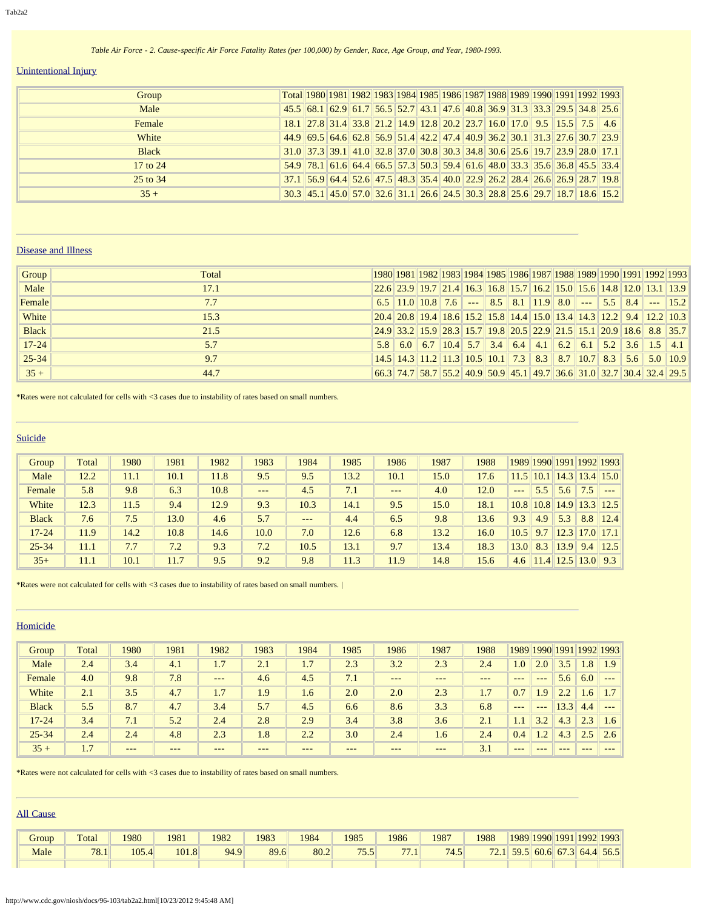*Table Air Force - 2. Cause-specific Air Force Fatality Rates (per 100,000) by Gender, Race, Age Group, and Year, 1980-1993.*

## Unintentional Injury

| Group | Total | 1980 | 1981 | 1982 | 1983 | 1984 | 1985 | 1986 | 1987 | 1988 | 1989 | 1990 | 1991 | 1992 | 1993 |
|---|---|---|---|---|---|---|---|---|---|---|---|---|---|---|---|
| Male | 45.5 | 68.1 | 62.9 | 61.7 | 56.5 | 52.7 | 43.1 | 47.6 | 40.8 | 36.9 | 31.3 | 33.3 | 29.5 | 34.8 | 25.6 |
| Female | 18.1 | 27.8 | 31.4 | 33.8 | 21.2 | 14.9 | 12.8 | 20.2 | 23.7 | 16.0 | 17.0 | 9.5 | 15.5 | 7.5 | 4.6 |
| White | 44.9 | 69.5 | 64.6 | 62.8 | 56.9 | 51.4 | 42.2 | 47.4 | 40.9 | 36.2 | 30.1 | 31.3 | 27.6 | 30.7 | 23.9 |
| Black | 31.0 | 37.3 | 39.1 | 41.0 | 32.8 | 37.0 | 30.8 | 30.3 | 34.8 | 30.6 | 25.6 | 19.7 | 23.9 | 28.0 | 17.1 |
| 17 to 24 | 54.9 | 78.1 | 61.6 | 64.4 | 66.5 | 57.3 | 50.3 | 59.4 | 61.6 | 48.0 | 33.3 | 35.6 | 36.8 | 45.5 | 33.4 |
| 25 to 34 | 37.1 | 56.9 | 64.4 | 52.6 | 47.5 | 48.3 | 35.4 | 40.0 | 22.9 | 26.2 | 28.4 | 26.6 | 26.9 | 28.7 | 19.8 |
| 35 + | 30.3 | 45.1 | 45.0 | 57.0 | 32.6 | 31.1 | 26.6 | 24.5 | 30.3 | 28.8 | 25.6 | 29.7 | 18.7 | 18.6 | 15.2 |

## Disease and Illness

| Group | Total | 1980 | 1981 | 1982 | 1983 | 1984 | 1985 | 1986 | 1987 | 1988 | 1989 | 1990 | 1991 | 1992 | 1993 |
|---|---|---|---|---|---|---|---|---|---|---|---|---|---|---|---|
| Male | 17.1 | 22.6 | 23.9 | 19.7 | 21.4 | 16.3 | 16.8 | 15.7 | 16.2 | 15.0 | 15.6 | 14.8 | 12.0 | 13.1 | 13.9 |
| Female | 7.7 | 6.5 | 11.0 | 10.8 | 7.6 | --- | 8.5 | 8.1 | 11.9 | 8.0 | --- | 5.5 | 8.4 | --- | 15.2 |
| White | 15.3 | 20.4 | 20.8 | 19.4 | 18.6 | 15.2 | 15.8 | 14.4 | 15.0 | 13.4 | 14.3 | 12.2 | 9.4 | 12.2 | 10.3 |
| Black | 21.5 | 24.9 | 33.2 | 15.9 | 28.3 | 15.7 | 19.8 | 20.5 | 22.9 | 21.5 | 15.1 | 20.9 | 18.6 | 8.8 | 35.7 |
| 17-24 | 5.7 | 5.8 | 6.0 | 6.7 | 10.4 | 5.7 | 3.4 | 6.4 | 4.1 | 6.2 | 6.1 | 5.2 | 3.6 | 1.5 | 4.1 |
| 25-34 | 9.7 | 14.5 | 14.3 | 11.2 | 11.3 | 10.5 | 10.1 | 7.3 | 8.3 | 8.7 | 10.7 | 8.3 | 5.6 | 5.0 | 10.9 |
| 35 + | 44.7 | 66.3 | 74.7 | 58.7 | 55.2 | 40.9 | 50.9 | 45.1 | 49.7 | 36.6 | 31.0 | 32.7 | 30.4 | 32.4 | 29.5 |

*Rates were not calculated for cells with <3 cases due to instability of rates based on small numbers.

## Suicide

| Group | Total | 1980 | 1981 | 1982 | 1983 | 1984 | 1985 | 1986 | 1987 | 1988 | 1989 | 1990 | 1991 | 1992 | 1993 |
|---|---|---|---|---|---|---|---|---|---|---|---|---|---|---|---|
| Male | 12.2 | 11.1 | 10.1 | 11.8 | 9.5 | 9.5 | 13.2 | 10.1 | 15.0 | 17.6 | 11.5 | 10.1 | 14.3 | 13.4 | 15.0 |
| Female | 5.8 | 9.8 | 6.3 | 10.8 | --- | 4.5 | 7.1 | --- | 4.0 | 12.0 | --- | 5.5 | 5.6 | 7.5 | --- |
| White | 12.3 | 11.5 | 9.4 | 12.9 | 9.3 | 10.3 | 14.1 | 9.5 | 15.0 | 18.1 | 10.8 | 10.8 | 14.9 | 13.3 | 12.5 |
| Black | 7.6 | 7.5 | 13.0 | 4.6 | 5.7 | --- | 4.4 | 6.5 | 9.8 | 13.6 | 9.3 | 4.9 | 5.3 | 8.8 | 12.4 |
| 17-24 | 11.9 | 14.2 | 10.8 | 14.6 | 10.0 | 7.0 | 12.6 | 6.8 | 13.2 | 16.0 | 10.5 | 9.7 | 12.3 | 17.0 | 17.1 |
| 25-34 | 11.1 | 7.7 | 7.2 | 9.3 | 7.2 | 10.5 | 13.1 | 9.7 | 13.4 | 18.3 | 13.0 | 8.3 | 13.9 | 9.4 | 12.5 |
| 35+ | 11.1 | 10.1 | 11.7 | 9.5 | 9.2 | 9.8 | 11.3 | 11.9 | 14.8 | 15.6 | 4.6 | 11.4 | 12.5 | 13.0 | 9.3 |

*Rates were not calculated for cells with <3 cases due to instability of rates based on small numbers. |

## Homicide

| Group | Total | 1980 | 1981 | 1982 | 1983 | 1984 | 1985 | 1986 | 1987 | 1988 | 1989 | 1990 | 1991 | 1992 | 1993 |
|---|---|---|---|---|---|---|---|---|---|---|---|---|---|---|---|
| Male | 2.4 | 3.4 | 4.1 | 1.7 | 2.1 | 1.7 | 2.3 | 3.2 | 2.3 | 2.4 | 1.0 | 2.0 | 3.5 | 1.8 | 1.9 |
| Female | 4.0 | 9.8 | 7.8 | --- | 4.6 | 4.5 | 7.1 | --- | --- | --- | --- | --- | 5.6 | 6.0 | --- |
| White | 2.1 | 3.5 | 4.7 | 1.7 | 1.9 | 1.6 | 2.0 | 2.0 | 2.3 | 1.7 | 0.7 | 1.9 | 2.2 | 1.6 | 1.7 |
| Black | 5.5 | 8.7 | 4.7 | 3.4 | 5.7 | 4.5 | 6.6 | 8.6 | 3.3 | 6.8 | --- | --- | 13.3 | 4.4 | --- |
| 17-24 | 3.4 | 7.1 | 5.2 | 2.4 | 2.8 | 2.9 | 3.4 | 3.8 | 3.6 | 2.1 | 1.1 | 3.2 | 4.3 | 2.3 | 1.6 |
| 25-34 | 2.4 | 2.4 | 4.8 | 2.3 | 1.8 | 2.2 | 3.0 | 2.4 | 1.6 | 2.4 | 0.4 | 1.2 | 4.3 | 2.5 | 2.6 |
| 35 + | 1.7 | --- | --- | --- | --- | --- | --- | --- | --- | 3.1 | --- | --- | --- | --- | --- |

*Rates were not calculated for cells with <3 cases due to instability of rates based on small numbers.

## All Cause

| Group | Total | 1980 | 1981 | 1982 | 1983 | 1984 | 1985 | 1986 | 1987 | 1988 | 1989 | 1990 | 1991 | 1992 | 1993 |
|---|---|---|---|---|---|---|---|---|---|---|---|---|---|---|---|
| Male | 78.1 | 105.4 | 101.8 | 94.9 | 89.6 | 80.2 | 75.5 | 77.1 | 74.5 | 72.1 | 59.5 | 60.6 | 67.3 | 64.4 | 56.5 |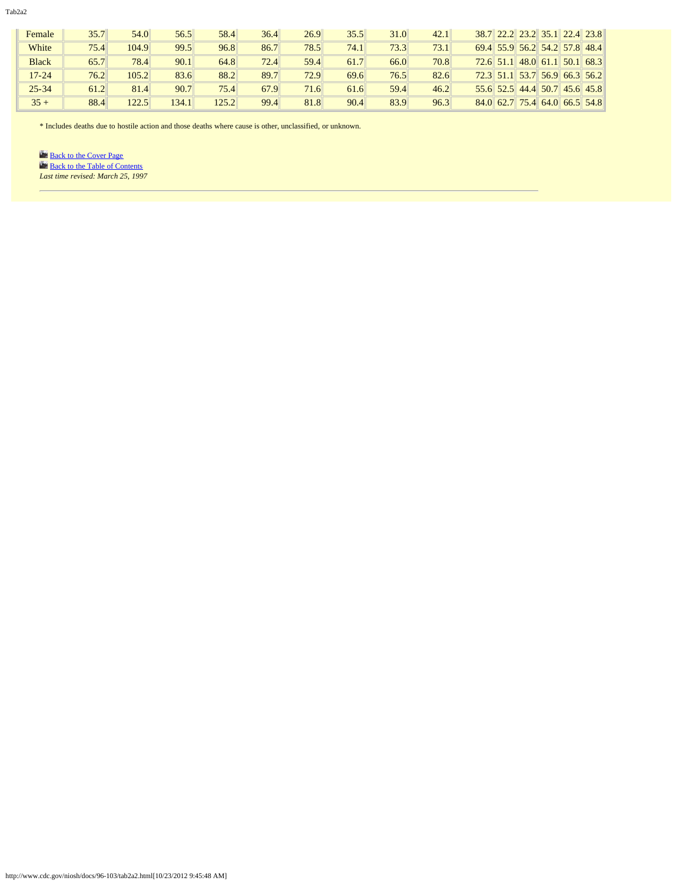| | | | | | | | | | | | | | | | |
|---|---|---|---|---|---|---|---|---|---|---|---|---|---|---|---|
| Female | 35.7 | 54.0 | 56.5 | 58.4 | 36.4 | 26.9 | 35.5 | 31.0 | 42.1 | 38.7 | 22.2 | 23.2 | 35.1 | 22.4 | 23.8 |
| White | 75.4 | 104.9 | 99.5 | 96.8 | 86.7 | 78.5 | 74.1 | 73.3 | 73.1 | 69.4 | 55.9 | 56.2 | 54.2 | 57.8 | 48.4 |
| Black | 65.7 | 78.4 | 90.1 | 64.8 | 72.4 | 59.4 | 61.7 | 66.0 | 70.8 | 72.6 | 51.1 | 48.0 | 61.1 | 50.1 | 68.3 |
| 17-24 | 76.2 | 105.2 | 83.6 | 88.2 | 89.7 | 72.9 | 69.6 | 76.5 | 82.6 | 72.3 | 51.1 | 53.7 | 56.9 | 66.3 | 56.2 |
| 25-34 | 61.2 | 81.4 | 90.7 | 75.4 | 67.9 | 71.6 | 61.6 | 59.4 | 46.2 | 55.6 | 52.5 | 44.4 | 50.7 | 45.6 | 45.8 |
| 35 + | 88.4 | 122.5 | 134.1 | 125.2 | 99.4 | 81.8 | 90.4 | 83.9 | 96.3 | 84.0 | 62.7 | 75.4 | 64.0 | 66.5 | 54.8 |

* Includes deaths due to hostile action and those deaths where cause is other, unclassified, or unknown.

Back to the Cover Page
Back to the Table of Contents
*Last time revised: March 25, 1997*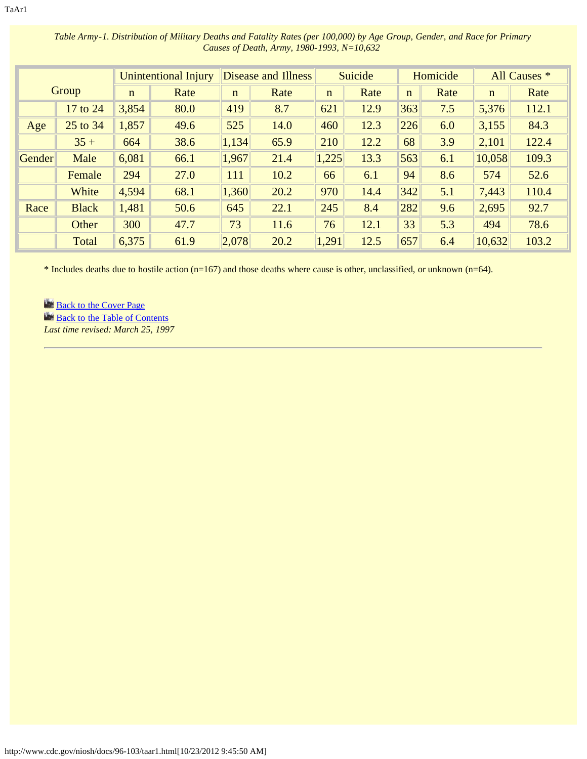*Table Army-1. Distribution of Military Deaths and Fatality Rates (per 100,000) by Age Group, Gender, and Race for Primary Causes of Death, Army, 1980-1993, N=10,632*

| Group | | Unintentional Injury | | Disease and Illness | | Suicide | | Homicide | | All Causes * | |
|---|---|---|---|---|---|---|---|---|---|---|---|
| | | n | Rate | n | Rate | n | Rate | n | Rate | n | Rate |
| | 17 to 24 | 3,854 | 80.0 | 419 | 8.7 | 621 | 12.9 | 363 | 7.5 | 5,376 | 112.1 |
| Age | 25 to 34 | 1,857 | 49.6 | 525 | 14.0 | 460 | 12.3 | 226 | 6.0 | 3,155 | 84.3 |
| | 35 + | 664 | 38.6 | 1,134 | 65.9 | 210 | 12.2 | 68 | 3.9 | 2,101 | 122.4 |
| Gender | Male | 6,081 | 66.1 | 1,967 | 21.4 | 1,225 | 13.3 | 563 | 6.1 | 10,058 | 109.3 |
| | Female | 294 | 27.0 | 111 | 10.2 | 66 | 6.1 | 94 | 8.6 | 574 | 52.6 |
| | White | 4,594 | 68.1 | 1,360 | 20.2 | 970 | 14.4 | 342 | 5.1 | 7,443 | 110.4 |
| Race | Black | 1,481 | 50.6 | 645 | 22.1 | 245 | 8.4 | 282 | 9.6 | 2,695 | 92.7 |
| | Other | 300 | 47.7 | 73 | 11.6 | 76 | 12.1 | 33 | 5.3 | 494 | 78.6 |
| | Total | 6,375 | 61.9 | 2,078 | 20.2 | 1,291 | 12.5 | 657 | 6.4 | 10,632 | 103.2 |

* Includes deaths due to hostile action (n=167) and those deaths where cause is other, unclassified, or unknown (n=64).

Back to the Cover Page
Back to the Table of Contents
*Last time revised: March 25, 1997*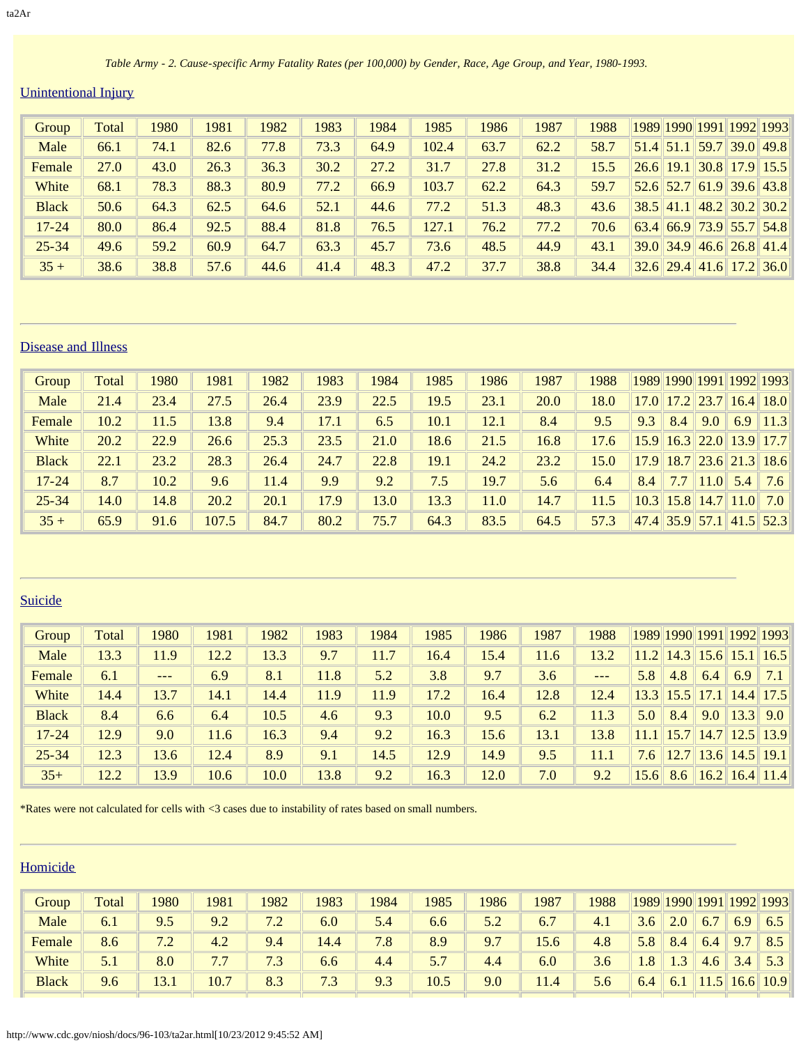*Table Army - 2. Cause-specific Army Fatality Rates (per 100,000) by Gender, Race, Age Group, and Year, 1980-1993.*

## Unintentional Injury

| Group | Total | 1980 | 1981 | 1982 | 1983 | 1984 | 1985 | 1986 | 1987 | 1988 | 1989 | 1990 | 1991 | 1992 | 1993 |
|---|---|---|---|---|---|---|---|---|---|---|---|---|---|---|---|
| Male | 66.1 | 74.1 | 82.6 | 77.8 | 73.3 | 64.9 | 102.4 | 63.7 | 62.2 | 58.7 | 51.4 | 51.1 | 59.7 | 39.0 | 49.8 |
| Female | 27.0 | 43.0 | 26.3 | 36.3 | 30.2 | 27.2 | 31.7 | 27.8 | 31.2 | 15.5 | 26.6 | 19.1 | 30.8 | 17.9 | 15.5 |
| White | 68.1 | 78.3 | 88.3 | 80.9 | 77.2 | 66.9 | 103.7 | 62.2 | 64.3 | 59.7 | 52.6 | 52.7 | 61.9 | 39.6 | 43.8 |
| Black | 50.6 | 64.3 | 62.5 | 64.6 | 52.1 | 44.6 | 77.2 | 51.3 | 48.3 | 43.6 | 38.5 | 41.1 | 48.2 | 30.2 | 30.2 |
| 17-24 | 80.0 | 86.4 | 92.5 | 88.4 | 81.8 | 76.5 | 127.1 | 76.2 | 77.2 | 70.6 | 63.4 | 66.9 | 73.9 | 55.7 | 54.8 |
| 25-34 | 49.6 | 59.2 | 60.9 | 64.7 | 63.3 | 45.7 | 73.6 | 48.5 | 44.9 | 43.1 | 39.0 | 34.9 | 46.6 | 26.8 | 41.4 |
| 35 + | 38.6 | 38.8 | 57.6 | 44.6 | 41.4 | 48.3 | 47.2 | 37.7 | 38.8 | 34.4 | 32.6 | 29.4 | 41.6 | 17.2 | 36.0 |

## Disease and Illness

| Group | Total | 1980 | 1981 | 1982 | 1983 | 1984 | 1985 | 1986 | 1987 | 1988 | 1989 | 1990 | 1991 | 1992 | 1993 |
|---|---|---|---|---|---|---|---|---|---|---|---|---|---|---|---|
| Male | 21.4 | 23.4 | 27.5 | 26.4 | 23.9 | 22.5 | 19.5 | 23.1 | 20.0 | 18.0 | 17.0 | 17.2 | 23.7 | 16.4 | 18.0 |
| Female | 10.2 | 11.5 | 13.8 | 9.4 | 17.1 | 6.5 | 10.1 | 12.1 | 8.4 | 9.5 | 9.3 | 8.4 | 9.0 | 6.9 | 11.3 |
| White | 20.2 | 22.9 | 26.6 | 25.3 | 23.5 | 21.0 | 18.6 | 21.5 | 16.8 | 17.6 | 15.9 | 16.3 | 22.0 | 13.9 | 17.7 |
| Black | 22.1 | 23.2 | 28.3 | 26.4 | 24.7 | 22.8 | 19.1 | 24.2 | 23.2 | 15.0 | 17.9 | 18.7 | 23.6 | 21.3 | 18.6 |
| 17-24 | 8.7 | 10.2 | 9.6 | 11.4 | 9.9 | 9.2 | 7.5 | 19.7 | 5.6 | 6.4 | 8.4 | 7.7 | 11.0 | 5.4 | 7.6 |
| 25-34 | 14.0 | 14.8 | 20.2 | 20.1 | 17.9 | 13.0 | 13.3 | 11.0 | 14.7 | 11.5 | 10.3 | 15.8 | 14.7 | 11.0 | 7.0 |
| 35 + | 65.9 | 91.6 | 107.5 | 84.7 | 80.2 | 75.7 | 64.3 | 83.5 | 64.5 | 57.3 | 47.4 | 35.9 | 57.1 | 41.5 | 52.3 |

## Suicide

| Group | Total | 1980 | 1981 | 1982 | 1983 | 1984 | 1985 | 1986 | 1987 | 1988 | 1989 | 1990 | 1991 | 1992 | 1993 |
|---|---|---|---|---|---|---|---|---|---|---|---|---|---|---|---|
| Male | 13.3 | 11.9 | 12.2 | 13.3 | 9.7 | 11.7 | 16.4 | 15.4 | 11.6 | 13.2 | 11.2 | 14.3 | 15.6 | 15.1 | 16.5 |
| Female | 6.1 | --- | 6.9 | 8.1 | 11.8 | 5.2 | 3.8 | 9.7 | 3.6 | --- | 5.8 | 4.8 | 6.4 | 6.9 | 7.1 |
| White | 14.4 | 13.7 | 14.1 | 14.4 | 11.9 | 11.9 | 17.2 | 16.4 | 12.8 | 12.4 | 13.3 | 15.5 | 17.1 | 14.4 | 17.5 |
| Black | 8.4 | 6.6 | 6.4 | 10.5 | 4.6 | 9.3 | 10.0 | 9.5 | 6.2 | 11.3 | 5.0 | 8.4 | 9.0 | 13.3 | 9.0 |
| 17-24 | 12.9 | 9.0 | 11.6 | 16.3 | 9.4 | 9.2 | 16.3 | 15.6 | 13.1 | 13.8 | 11.1 | 15.7 | 14.7 | 12.5 | 13.9 |
| 25-34 | 12.3 | 13.6 | 12.4 | 8.9 | 9.1 | 14.5 | 12.9 | 14.9 | 9.5 | 11.1 | 7.6 | 12.7 | 13.6 | 14.5 | 19.1 |
| 35+ | 12.2 | 13.9 | 10.6 | 10.0 | 13.8 | 9.2 | 16.3 | 12.0 | 7.0 | 9.2 | 15.6 | 8.6 | 16.2 | 16.4 | 11.4 |

*Rates were not calculated for cells with <3 cases due to instability of rates based on small numbers.

## Homicide

| Group | Total | 1980 | 1981 | 1982 | 1983 | 1984 | 1985 | 1986 | 1987 | 1988 | 1989 | 1990 | 1991 | 1992 | 1993 |
|---|---|---|---|---|---|---|---|---|---|---|---|---|---|---|---|
| Male | 6.1 | 9.5 | 9.2 | 7.2 | 6.0 | 5.4 | 6.6 | 5.2 | 6.7 | 4.1 | 3.6 | 2.0 | 6.7 | 6.9 | 6.5 |
| Female | 8.6 | 7.2 | 4.2 | 9.4 | 14.4 | 7.8 | 8.9 | 9.7 | 15.6 | 4.8 | 5.8 | 8.4 | 6.4 | 9.7 | 8.5 |
| White | 5.1 | 8.0 | 7.7 | 7.3 | 6.6 | 4.4 | 5.7 | 4.4 | 6.0 | 3.6 | 1.8 | 1.3 | 4.6 | 3.4 | 5.3 |
| Black | 9.6 | 13.1 | 10.7 | 8.3 | 7.3 | 9.3 | 10.5 | 9.0 | 11.4 | 5.6 | 6.4 | 6.1 | 11.5 | 16.6 | 10.9 |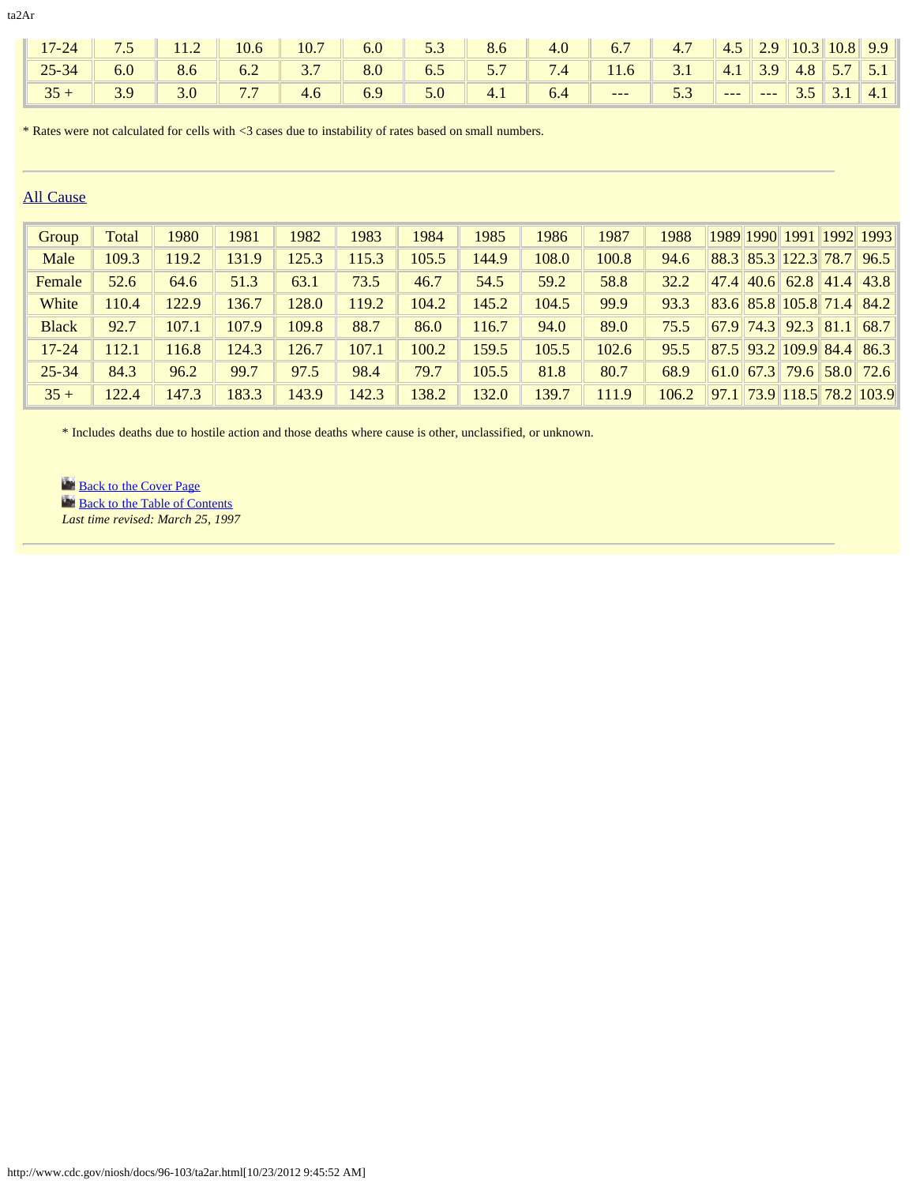| 17-24 | 7.5 | 11.2 | 10.6 | 10.7 | 6.0 | 5.3 | 8.6 | 4.0 | 6.7 | 4.7 | 4.5 | 2.9 | 10.3 | 10.8 | 9.9 |
|---|---|---|---|---|---|---|---|---|---|---|---|---|---|---|---|
| 25-34 | 6.0 | 8.6 | 6.2 | 3.7 | 8.0 | 6.5 | 5.7 | 7.4 | 11.6 | 3.1 | 4.1 | 3.9 | 4.8 | 5.7 | 5.1 |
| 35 + | 3.9 | 3.0 | 7.7 | 4.6 | 6.9 | 5.0 | 4.1 | 6.4 | --- | 5.3 | --- | --- | 3.5 | 3.1 | 4.1 |

* Rates were not calculated for cells with <3 cases due to instability of rates based on small numbers.

---

## All Cause

| Group | Total | 1980 | 1981 | 1982 | 1983 | 1984 | 1985 | 1986 | 1987 | 1988 | 1989 | 1990 | 1991 | 1992 | 1993 |
|---|---|---|---|---|---|---|---|---|---|---|---|---|---|---|---|
| Male | 109.3 | 119.2 | 131.9 | 125.3 | 115.3 | 105.5 | 144.9 | 108.0 | 100.8 | 94.6 | 88.3 | 85.3 | 122.3 | 78.7 | 96.5 |
| Female | 52.6 | 64.6 | 51.3 | 63.1 | 73.5 | 46.7 | 54.5 | 59.2 | 58.8 | 32.2 | 47.4 | 40.6 | 62.8 | 41.4 | 43.8 |
| White | 110.4 | 122.9 | 136.7 | 128.0 | 119.2 | 104.2 | 145.2 | 104.5 | 99.9 | 93.3 | 83.6 | 85.8 | 105.8 | 71.4 | 84.2 |
| Black | 92.7 | 107.1 | 107.9 | 109.8 | 88.7 | 86.0 | 116.7 | 94.0 | 89.0 | 75.5 | 67.9 | 74.3 | 92.3 | 81.1 | 68.7 |
| 17-24 | 112.1 | 116.8 | 124.3 | 126.7 | 107.1 | 100.2 | 159.5 | 105.5 | 102.6 | 95.5 | 87.5 | 93.2 | 109.9 | 84.4 | 86.3 |
| 25-34 | 84.3 | 96.2 | 99.7 | 97.5 | 98.4 | 79.7 | 105.5 | 81.8 | 80.7 | 68.9 | 61.0 | 67.3 | 79.6 | 58.0 | 72.6 |
| 35 + | 122.4 | 147.3 | 183.3 | 143.9 | 142.3 | 138.2 | 132.0 | 139.7 | 111.9 | 106.2 | 97.1 | 73.9 | 118.5 | 78.2 | 103.9 |

* Includes deaths due to hostile action and those deaths where cause is other, unclassified, or unknown.

Back to the Cover Page
Back to the Table of Contents
*Last time revised: March 25, 1997*

---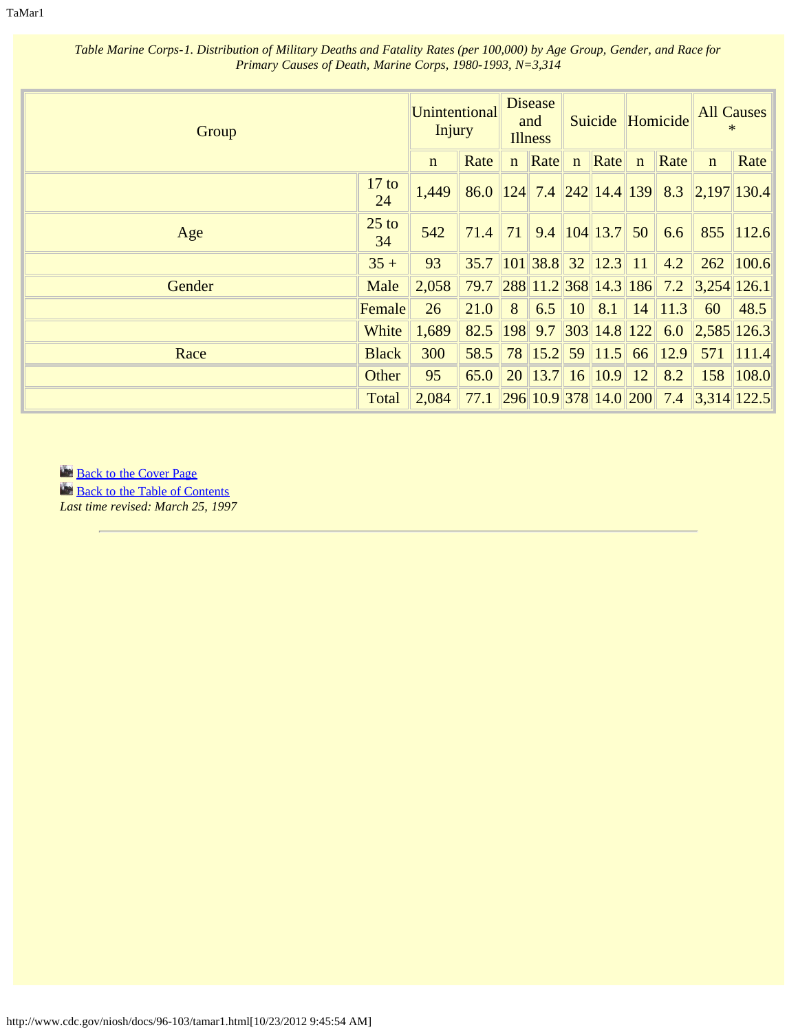*Table Marine Corps-1. Distribution of Military Deaths and Fatality Rates (per 100,000) by Age Group, Gender, and Race for Primary Causes of Death, Marine Corps, 1980-1993, N=3,314*

| Group | | Unintentional Injury | | Disease and Illness | | Suicide | | Homicide | | All Causes * | |
|---|---|---|---|---|---|---|---|---|---|---|---|
| | | n | Rate | n | Rate | n | Rate | n | Rate | n | Rate |
| | 17 to 24 | 1,449 | 86.0 | 124 | 7.4 | 242 | 14.4 | 139 | 8.3 | 2,197 | 130.4 |
| Age | 25 to 34 | 542 | 71.4 | 71 | 9.4 | 104 | 13.7 | 50 | 6.6 | 855 | 112.6 |
| | 35 + | 93 | 35.7 | 101 | 38.8 | 32 | 12.3 | 11 | 4.2 | 262 | 100.6 |
| Gender | Male | 2,058 | 79.7 | 288 | 11.2 | 368 | 14.3 | 186 | 7.2 | 3,254 | 126.1 |
| | Female | 26 | 21.0 | 8 | 6.5 | 10 | 8.1 | 14 | 11.3 | 60 | 48.5 |
| | White | 1,689 | 82.5 | 198 | 9.7 | 303 | 14.8 | 122 | 6.0 | 2,585 | 126.3 |
| Race | Black | 300 | 58.5 | 78 | 15.2 | 59 | 11.5 | 66 | 12.9 | 571 | 111.4 |
| | Other | 95 | 65.0 | 20 | 13.7 | 16 | 10.9 | 12 | 8.2 | 158 | 108.0 |
| | Total | 2,084 | 77.1 | 296 | 10.9 | 378 | 14.0 | 200 | 7.4 | 3,314 | 122.5 |

Back to the Cover Page
Back to the Table of Contents
*Last time revised: March 25, 1997*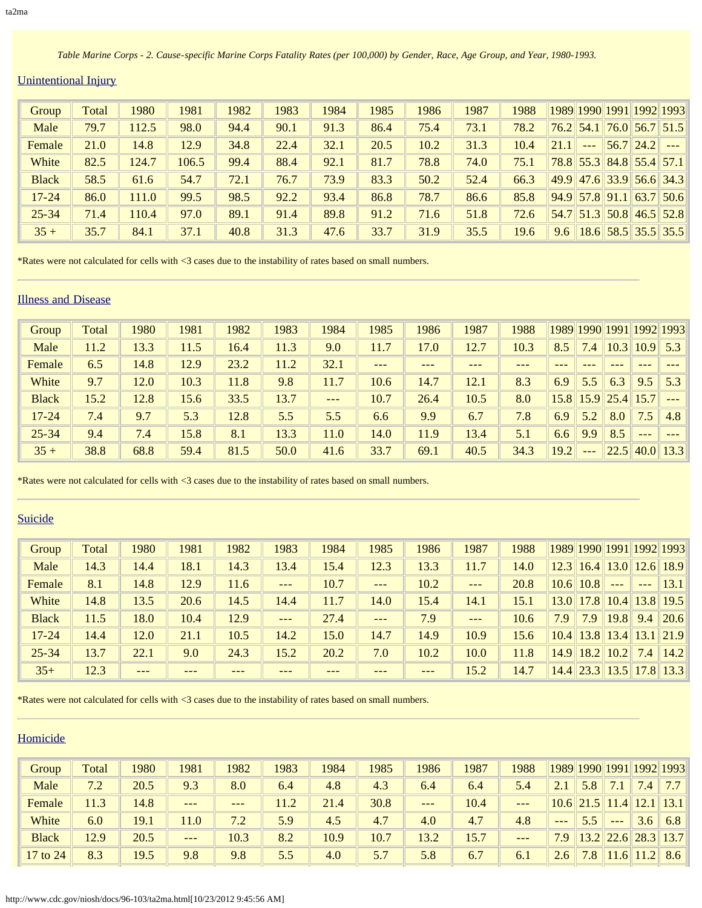*Table Marine Corps - 2. Cause-specific Marine Corps Fatality Rates (per 100,000) by Gender, Race, Age Group, and Year, 1980-1993.*

## Unintentional Injury

| Group | Total | 1980 | 1981 | 1982 | 1983 | 1984 | 1985 | 1986 | 1987 | 1988 | 1989 | 1990 | 1991 | 1992 | 1993 |
|---|---|---|---|---|---|---|---|---|---|---|---|---|---|---|---|
| Male | 79.7 | 112.5 | 98.0 | 94.4 | 90.1 | 91.3 | 86.4 | 75.4 | 73.1 | 78.2 | 76.2 | 54.1 | 76.0 | 56.7 | 51.5 |
| Female | 21.0 | 14.8 | 12.9 | 34.8 | 22.4 | 32.1 | 20.5 | 10.2 | 31.3 | 10.4 | 21.1 | --- | 56.7 | 24.2 | --- |
| White | 82.5 | 124.7 | 106.5 | 99.4 | 88.4 | 92.1 | 81.7 | 78.8 | 74.0 | 75.1 | 78.8 | 55.3 | 84.8 | 55.4 | 57.1 |
| Black | 58.5 | 61.6 | 54.7 | 72.1 | 76.7 | 73.9 | 83.3 | 50.2 | 52.4 | 66.3 | 49.9 | 47.6 | 33.9 | 56.6 | 34.3 |
| 17-24 | 86.0 | 111.0 | 99.5 | 98.5 | 92.2 | 93.4 | 86.8 | 78.7 | 86.6 | 85.8 | 94.9 | 57.8 | 91.1 | 63.7 | 50.6 |
| 25-34 | 71.4 | 110.4 | 97.0 | 89.1 | 91.4 | 89.8 | 91.2 | 71.6 | 51.8 | 72.6 | 54.7 | 51.3 | 50.8 | 46.5 | 52.8 |
| 35 + | 35.7 | 84.1 | 37.1 | 40.8 | 31.3 | 47.6 | 33.7 | 31.9 | 35.5 | 19.6 | 9.6 | 18.6 | 58.5 | 35.5 | 35.5 |

*Rates were not calculated for cells with <3 cases due to the instability of rates based on small numbers.

---

## Illness and Disease

| Group | Total | 1980 | 1981 | 1982 | 1983 | 1984 | 1985 | 1986 | 1987 | 1988 | 1989 | 1990 | 1991 | 1992 | 1993 |
|---|---|---|---|---|---|---|---|---|---|---|---|---|---|---|---|
| Male | 11.2 | 13.3 | 11.5 | 16.4 | 11.3 | 9.0 | 11.7 | 17.0 | 12.7 | 10.3 | 8.5 | 7.4 | 10.3 | 10.9 | 5.3 |
| Female | 6.5 | 14.8 | 12.9 | 23.2 | 11.2 | 32.1 | --- | --- | --- | --- | --- | --- | --- | --- | --- |
| White | 9.7 | 12.0 | 10.3 | 11.8 | 9.8 | 11.7 | 10.6 | 14.7 | 12.1 | 8.3 | 6.9 | 5.5 | 6.3 | 9.5 | 5.3 |
| Black | 15.2 | 12.8 | 15.6 | 33.5 | 13.7 | --- | 10.7 | 26.4 | 10.5 | 8.0 | 15.8 | 15.9 | 25.4 | 15.7 | --- |
| 17-24 | 7.4 | 9.7 | 5.3 | 12.8 | 5.5 | 5.5 | 6.6 | 9.9 | 6.7 | 7.8 | 6.9 | 5.2 | 8.0 | 7.5 | 4.8 |
| 25-34 | 9.4 | 7.4 | 15.8 | 8.1 | 13.3 | 11.0 | 14.0 | 11.9 | 13.4 | 5.1 | 6.6 | 9.9 | 8.5 | --- | --- |
| 35 + | 38.8 | 68.8 | 59.4 | 81.5 | 50.0 | 41.6 | 33.7 | 69.1 | 40.5 | 34.3 | 19.2 | --- | 22.5 | 40.0 | 13.3 |

*Rates were not calculated for cells with <3 cases due to the instability of rates based on small numbers.

---

## Suicide

| Group | Total | 1980 | 1981 | 1982 | 1983 | 1984 | 1985 | 1986 | 1987 | 1988 | 1989 | 1990 | 1991 | 1992 | 1993 |
|---|---|---|---|---|---|---|---|---|---|---|---|---|---|---|---|
| Male | 14.3 | 14.4 | 18.1 | 14.3 | 13.4 | 15.4 | 12.3 | 13.3 | 11.7 | 14.0 | 12.3 | 16.4 | 13.0 | 12.6 | 18.9 |
| Female | 8.1 | 14.8 | 12.9 | 11.6 | --- | 10.7 | --- | 10.2 | --- | 20.8 | 10.6 | 10.8 | --- | --- | 13.1 |
| White | 14.8 | 13.5 | 20.6 | 14.5 | 14.4 | 11.7 | 14.0 | 15.4 | 14.1 | 15.1 | 13.0 | 17.8 | 10.4 | 13.8 | 19.5 |
| Black | 11.5 | 18.0 | 10.4 | 12.9 | --- | 27.4 | --- | 7.9 | --- | 10.6 | 7.9 | 7.9 | 19.8 | 9.4 | 20.6 |
| 17-24 | 14.4 | 12.0 | 21.1 | 10.5 | 14.2 | 15.0 | 14.7 | 14.9 | 10.9 | 15.6 | 10.4 | 13.8 | 13.4 | 13.1 | 21.9 |
| 25-34 | 13.7 | 22.1 | 9.0 | 24.3 | 15.2 | 20.2 | 7.0 | 10.2 | 10.0 | 11.8 | 14.9 | 18.2 | 10.2 | 7.4 | 14.2 |
| 35+ | 12.3 | --- | --- | --- | --- | --- | --- | --- | 15.2 | 14.7 | 14.4 | 23.3 | 13.5 | 17.8 | 13.3 |

*Rates were not calculated for cells with <3 cases due to the instability of rates based on small numbers.

---

## Homicide

| Group | Total | 1980 | 1981 | 1982 | 1983 | 1984 | 1985 | 1986 | 1987 | 1988 | 1989 | 1990 | 1991 | 1992 | 1993 |
|---|---|---|---|---|---|---|---|---|---|---|---|---|---|---|---|
| Male | 7.2 | 20.5 | 9.3 | 8.0 | 6.4 | 4.8 | 4.3 | 6.4 | 6.4 | 5.4 | 2.1 | 5.8 | 7.1 | 7.4 | 7.7 |
| Female | 11.3 | 14.8 | --- | --- | 11.2 | 21.4 | 30.8 | --- | 10.4 | --- | 10.6 | 21.5 | 11.4 | 12.1 | 13.1 |
| White | 6.0 | 19.1 | 11.0 | 7.2 | 5.9 | 4.5 | 4.7 | 4.0 | 4.7 | 4.8 | --- | 5.5 | --- | 3.6 | 6.8 |
| Black | 12.9 | 20.5 | --- | 10.3 | 8.2 | 10.9 | 10.7 | 13.2 | 15.7 | --- | 7.9 | 13.2 | 22.6 | 28.3 | 13.7 |
| 17 to 24 | 8.3 | 19.5 | 9.8 | 9.8 | 5.5 | 4.0 | 5.7 | 5.8 | 6.7 | 6.1 | 2.6 | 7.8 | 11.6 | 11.2 | 8.6 |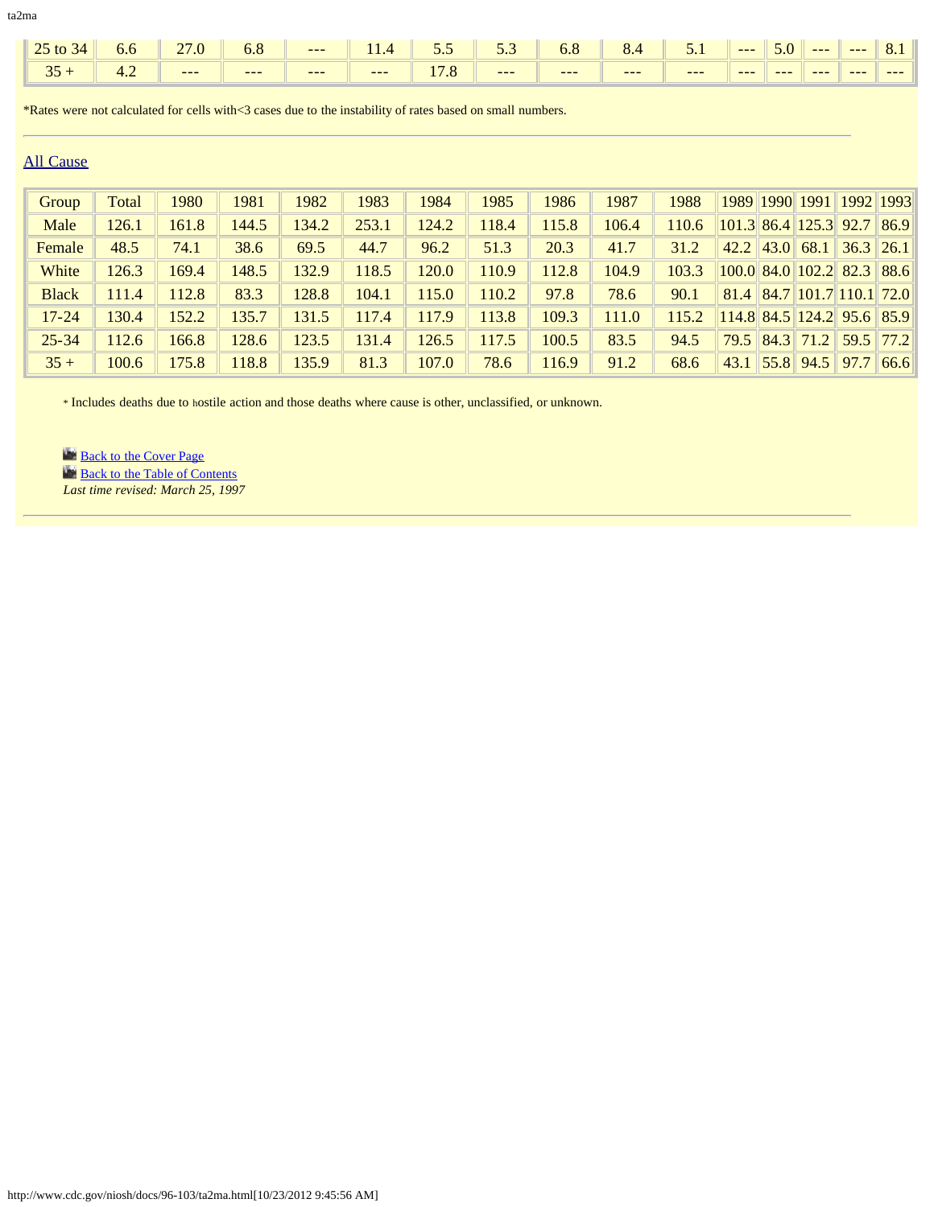| 25 to 34 | 6.6 | 27.0 | 6.8 | --- | 11.4 | 5.5 | 5.3 | 6.8 | 8.4 | 5.1 | --- | 5.0 | --- | --- | 8.1 |
|---|---|---|---|---|---|---|---|---|---|---|---|---|---|---|---|
| 35 + | 4.2 | --- | --- | --- | --- | 17.8 | --- | --- | --- | --- | --- | --- | --- | --- | --- |

*Rates were not calculated for cells with<3 cases due to the instability of rates based on small numbers.

---

All Cause

| Group | Total | 1980 | 1981 | 1982 | 1983 | 1984 | 1985 | 1986 | 1987 | 1988 | 1989 | 1990 | 1991 | 1992 | 1993 |
|---|---|---|---|---|---|---|---|---|---|---|---|---|---|---|---|
| Male | 126.1 | 161.8 | 144.5 | 134.2 | 253.1 | 124.2 | 118.4 | 115.8 | 106.4 | 110.6 | 101.3 | 86.4 | 125.3 | 92.7 | 86.9 |
| Female | 48.5 | 74.1 | 38.6 | 69.5 | 44.7 | 96.2 | 51.3 | 20.3 | 41.7 | 31.2 | 42.2 | 43.0 | 68.1 | 36.3 | 26.1 |
| White | 126.3 | 169.4 | 148.5 | 132.9 | 118.5 | 120.0 | 110.9 | 112.8 | 104.9 | 103.3 | 100.0 | 84.0 | 102.2 | 82.3 | 88.6 |
| Black | 111.4 | 112.8 | 83.3 | 128.8 | 104.1 | 115.0 | 110.2 | 97.8 | 78.6 | 90.1 | 81.4 | 84.7 | 101.7 | 110.1 | 72.0 |
| 17-24 | 130.4 | 152.2 | 135.7 | 131.5 | 117.4 | 117.9 | 113.8 | 109.3 | 111.0 | 115.2 | 114.8 | 84.5 | 124.2 | 95.6 | 85.9 |
| 25-34 | 112.6 | 166.8 | 128.6 | 123.5 | 131.4 | 126.5 | 117.5 | 100.5 | 83.5 | 94.5 | 79.5 | 84.3 | 71.2 | 59.5 | 77.2 |
| 35 + | 100.6 | 175.8 | 118.8 | 135.9 | 81.3 | 107.0 | 78.6 | 116.9 | 91.2 | 68.6 | 43.1 | 55.8 | 94.5 | 97.7 | 66.6 |

* Includes deaths due to hostile action and those deaths where cause is other, unclassified, or unknown.

Back to the Cover Page
Back to the Table of Contents
*Last time revised: March 25, 1997*

---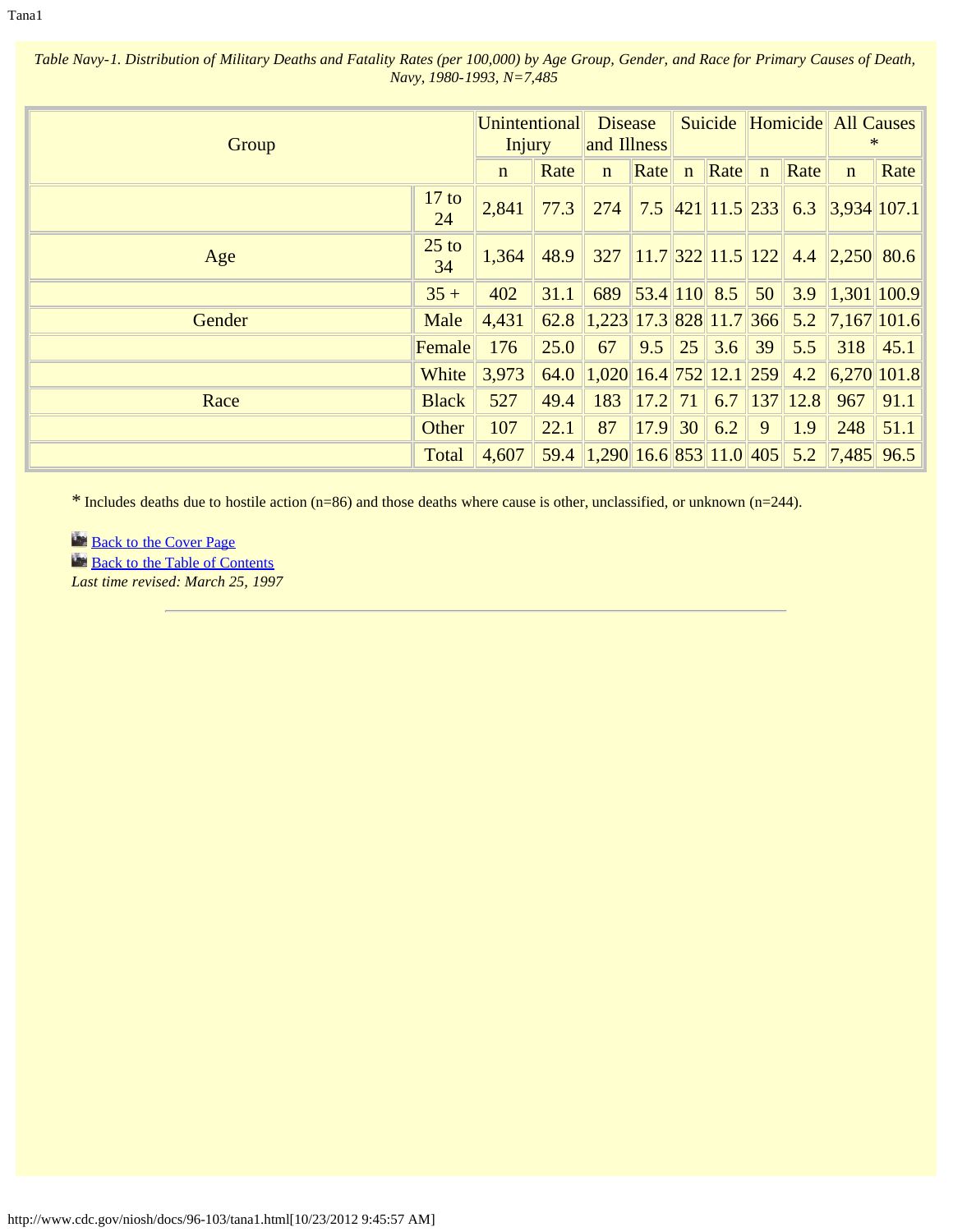*Table Navy-1. Distribution of Military Deaths and Fatality Rates (per 100,000) by Age Group, Gender, and Race for Primary Causes of Death, Navy, 1980-1993, N=7,485*

| Group | | Unintentional Injury | | Disease and Illness | | Suicide | | Homicide | | All Causes * | |
|---|---|---|---|---|---|---|---|---|---|---|---|
| | | n | Rate | n | Rate | n | Rate | n | Rate | n | Rate |
| | 17 to 24 | 2,841 | 77.3 | 274 | 7.5 | 421 | 11.5 | 233 | 6.3 | 3,934 | 107.1 |
| Age | 25 to 34 | 1,364 | 48.9 | 327 | 11.7 | 322 | 11.5 | 122 | 4.4 | 2,250 | 80.6 |
| | 35 + | 402 | 31.1 | 689 | 53.4 | 110 | 8.5 | 50 | 3.9 | 1,301 | 100.9 |
| Gender | Male | 4,431 | 62.8 | 1,223 | 17.3 | 828 | 11.7 | 366 | 5.2 | 7,167 | 101.6 |
| | Female | 176 | 25.0 | 67 | 9.5 | 25 | 3.6 | 39 | 5.5 | 318 | 45.1 |
| | White | 3,973 | 64.0 | 1,020 | 16.4 | 752 | 12.1 | 259 | 4.2 | 6,270 | 101.8 |
| Race | Black | 527 | 49.4 | 183 | 17.2 | 71 | 6.7 | 137 | 12.8 | 967 | 91.1 |
| | Other | 107 | 22.1 | 87 | 17.9 | 30 | 6.2 | 9 | 1.9 | 248 | 51.1 |
| | Total | 4,607 | 59.4 | 1,290 | 16.6 | 853 | 11.0 | 405 | 5.2 | 7,485 | 96.5 |

* Includes deaths due to hostile action (n=86) and those deaths where cause is other, unclassified, or unknown (n=244).

Back to the Cover Page
Back to the Table of Contents
*Last time revised: March 25, 1997*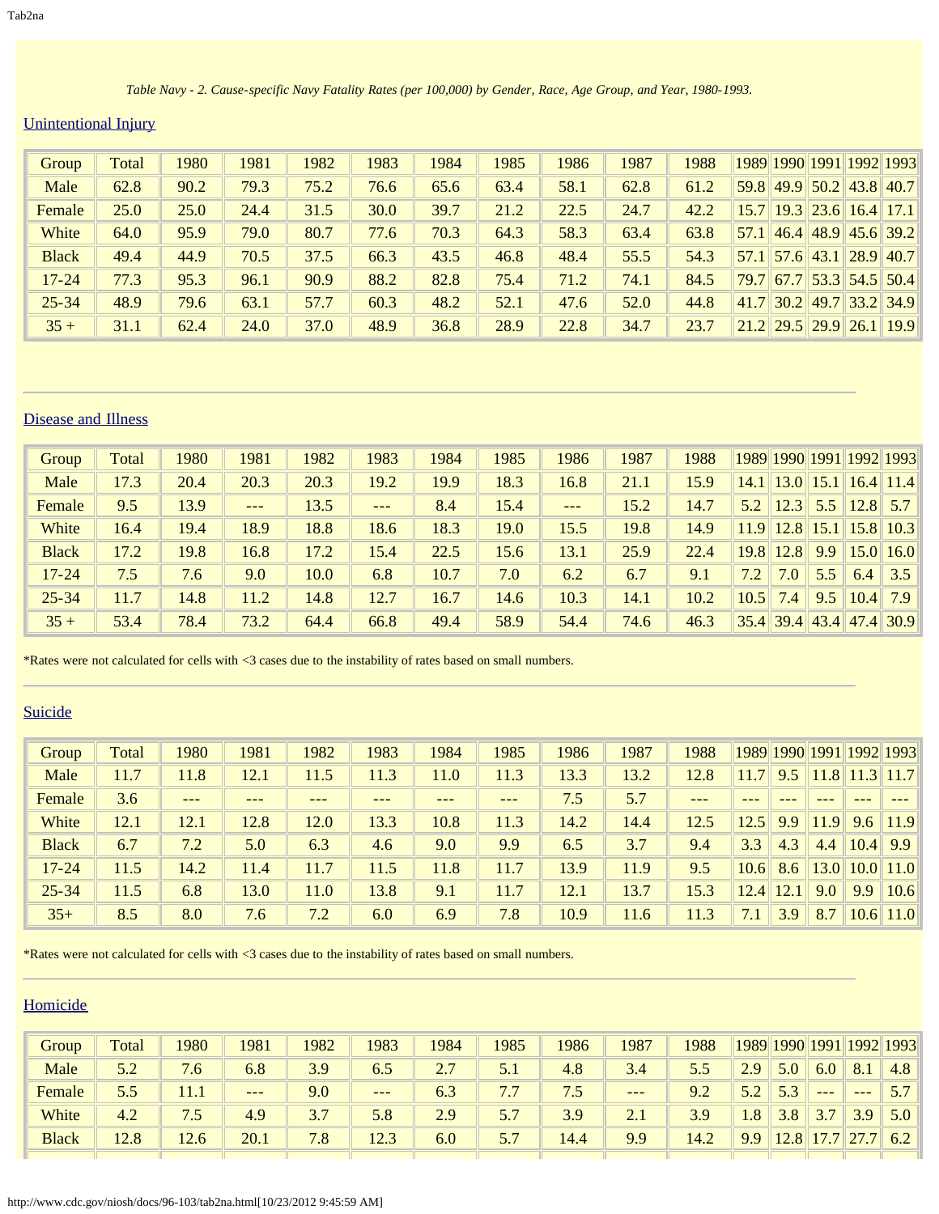*Table Navy - 2. Cause-specific Navy Fatality Rates (per 100,000) by Gender, Race, Age Group, and Year, 1980-1993.*

## Unintentional Injury

| Group | Total | 1980 | 1981 | 1982 | 1983 | 1984 | 1985 | 1986 | 1987 | 1988 | 1989 | 1990 | 1991 | 1992 | 1993 |
|---|---|---|---|---|---|---|---|---|---|---|---|---|---|---|---|
| Male | 62.8 | 90.2 | 79.3 | 75.2 | 76.6 | 65.6 | 63.4 | 58.1 | 62.8 | 61.2 | 59.8 | 49.9 | 50.2 | 43.8 | 40.7 |
| Female | 25.0 | 25.0 | 24.4 | 31.5 | 30.0 | 39.7 | 21.2 | 22.5 | 24.7 | 42.2 | 15.7 | 19.3 | 23.6 | 16.4 | 17.1 |
| White | 64.0 | 95.9 | 79.0 | 80.7 | 77.6 | 70.3 | 64.3 | 58.3 | 63.4 | 63.8 | 57.1 | 46.4 | 48.9 | 45.6 | 39.2 |
| Black | 49.4 | 44.9 | 70.5 | 37.5 | 66.3 | 43.5 | 46.8 | 48.4 | 55.5 | 54.3 | 57.1 | 57.6 | 43.1 | 28.9 | 40.7 |
| 17-24 | 77.3 | 95.3 | 96.1 | 90.9 | 88.2 | 82.8 | 75.4 | 71.2 | 74.1 | 84.5 | 79.7 | 67.7 | 53.3 | 54.5 | 50.4 |
| 25-34 | 48.9 | 79.6 | 63.1 | 57.7 | 60.3 | 48.2 | 52.1 | 47.6 | 52.0 | 44.8 | 41.7 | 30.2 | 49.7 | 33.2 | 34.9 |
| 35 + | 31.1 | 62.4 | 24.0 | 37.0 | 48.9 | 36.8 | 28.9 | 22.8 | 34.7 | 23.7 | 21.2 | 29.5 | 29.9 | 26.1 | 19.9 |

---

## Disease and Illness

| Group | Total | 1980 | 1981 | 1982 | 1983 | 1984 | 1985 | 1986 | 1987 | 1988 | 1989 | 1990 | 1991 | 1992 | 1993 |
|---|---|---|---|---|---|---|---|---|---|---|---|---|---|---|---|
| Male | 17.3 | 20.4 | 20.3 | 20.3 | 19.2 | 19.9 | 18.3 | 16.8 | 21.1 | 15.9 | 14.1 | 13.0 | 15.1 | 16.4 | 11.4 |
| Female | 9.5 | 13.9 | --- | 13.5 | --- | 8.4 | 15.4 | --- | 15.2 | 14.7 | 5.2 | 12.3 | 5.5 | 12.8 | 5.7 |
| White | 16.4 | 19.4 | 18.9 | 18.8 | 18.6 | 18.3 | 19.0 | 15.5 | 19.8 | 14.9 | 11.9 | 12.8 | 15.1 | 15.8 | 10.3 |
| Black | 17.2 | 19.8 | 16.8 | 17.2 | 15.4 | 22.5 | 15.6 | 13.1 | 25.9 | 22.4 | 19.8 | 12.8 | 9.9 | 15.0 | 16.0 |
| 17-24 | 7.5 | 7.6 | 9.0 | 10.0 | 6.8 | 10.7 | 7.0 | 6.2 | 6.7 | 9.1 | 7.2 | 7.0 | 5.5 | 6.4 | 3.5 |
| 25-34 | 11.7 | 14.8 | 11.2 | 14.8 | 12.7 | 16.7 | 14.6 | 10.3 | 14.1 | 10.2 | 10.5 | 7.4 | 9.5 | 10.4 | 7.9 |
| 35 + | 53.4 | 78.4 | 73.2 | 64.4 | 66.8 | 49.4 | 58.9 | 54.4 | 74.6 | 46.3 | 35.4 | 39.4 | 43.4 | 47.4 | 30.9 |

*Rates were not calculated for cells with <3 cases due to the instability of rates based on small numbers.

---

## Suicide

| Group | Total | 1980 | 1981 | 1982 | 1983 | 1984 | 1985 | 1986 | 1987 | 1988 | 1989 | 1990 | 1991 | 1992 | 1993 |
|---|---|---|---|---|---|---|---|---|---|---|---|---|---|---|---|
| Male | 11.7 | 11.8 | 12.1 | 11.5 | 11.3 | 11.0 | 11.3 | 13.3 | 13.2 | 12.8 | 11.7 | 9.5 | 11.8 | 11.3 | 11.7 |
| Female | 3.6 | --- | --- | --- | --- | --- | --- | 7.5 | 5.7 | --- | --- | --- | --- | --- | --- |
| White | 12.1 | 12.1 | 12.8 | 12.0 | 13.3 | 10.8 | 11.3 | 14.2 | 14.4 | 12.5 | 12.5 | 9.9 | 11.9 | 9.6 | 11.9 |
| Black | 6.7 | 7.2 | 5.0 | 6.3 | 4.6 | 9.0 | 9.9 | 6.5 | 3.7 | 9.4 | 3.3 | 4.3 | 4.4 | 10.4 | 9.9 |
| 17-24 | 11.5 | 14.2 | 11.4 | 11.7 | 11.5 | 11.8 | 11.7 | 13.9 | 11.9 | 9.5 | 10.6 | 8.6 | 13.0 | 10.0 | 11.0 |
| 25-34 | 11.5 | 6.8 | 13.0 | 11.0 | 13.8 | 9.1 | 11.7 | 12.1 | 13.7 | 15.3 | 12.4 | 12.1 | 9.0 | 9.9 | 10.6 |
| 35+ | 8.5 | 8.0 | 7.6 | 7.2 | 6.0 | 6.9 | 7.8 | 10.9 | 11.6 | 11.3 | 7.1 | 3.9 | 8.7 | 10.6 | 11.0 |

*Rates were not calculated for cells with <3 cases due to the instability of rates based on small numbers.

---

## Homicide

| Group | Total | 1980 | 1981 | 1982 | 1983 | 1984 | 1985 | 1986 | 1987 | 1988 | 1989 | 1990 | 1991 | 1992 | 1993 |
|---|---|---|---|---|---|---|---|---|---|---|---|---|---|---|---|
| Male | 5.2 | 7.6 | 6.8 | 3.9 | 6.5 | 2.7 | 5.1 | 4.8 | 3.4 | 5.5 | 2.9 | 5.0 | 6.0 | 8.1 | 4.8 |
| Female | 5.5 | 11.1 | --- | 9.0 | --- | 6.3 | 7.7 | 7.5 | --- | 9.2 | 5.2 | 5.3 | --- | --- | 5.7 |
| White | 4.2 | 7.5 | 4.9 | 3.7 | 5.8 | 2.9 | 5.7 | 3.9 | 2.1 | 3.9 | 1.8 | 3.8 | 3.7 | 3.9 | 5.0 |
| Black | 12.8 | 12.6 | 20.1 | 7.8 | 12.3 | 6.0 | 5.7 | 14.4 | 9.9 | 14.2 | 9.9 | 12.8 | 17.7 | 27.7 | 6.2 |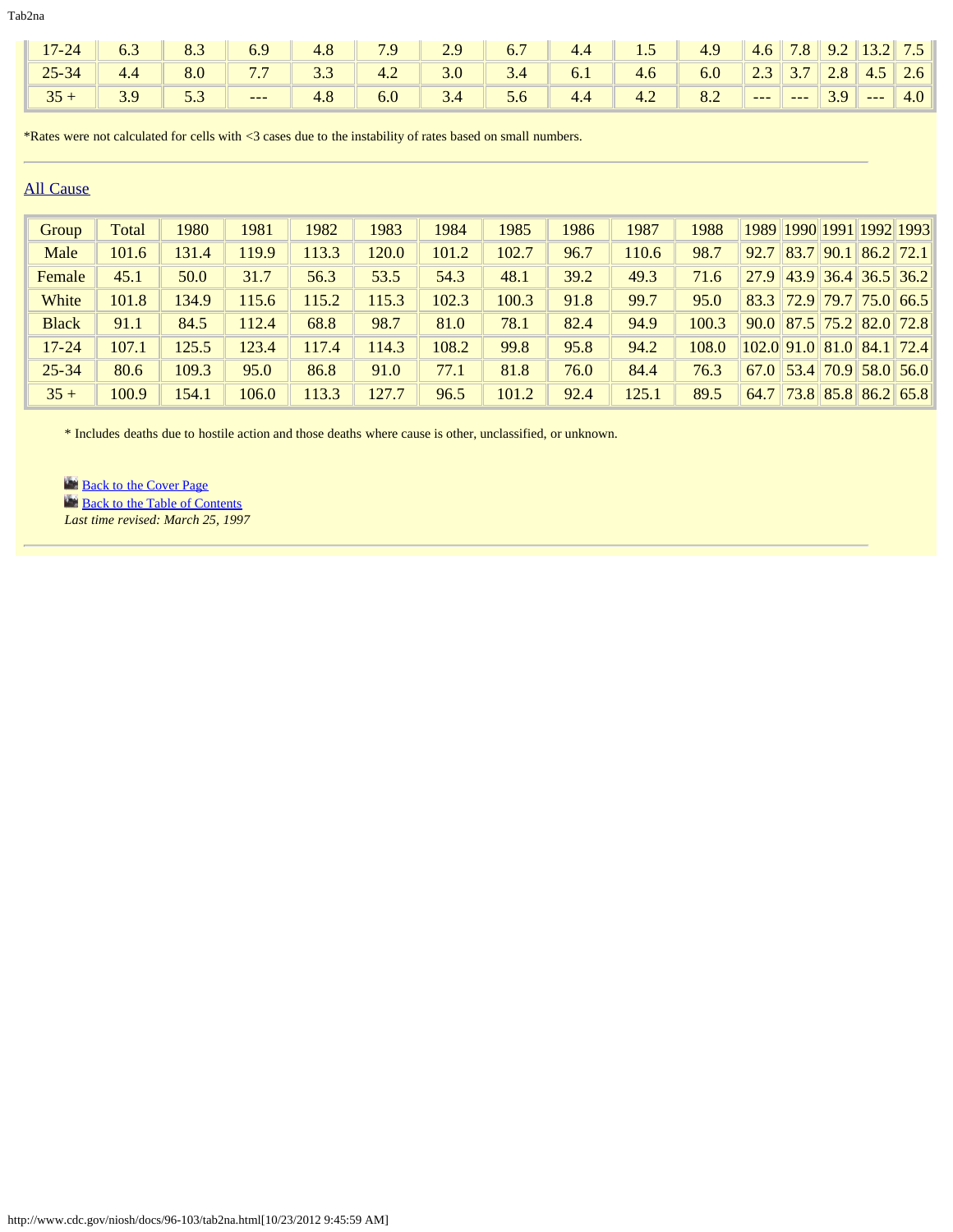| | | | | | | | | | | | | | | | |
|---|---|---|---|---|---|---|---|---|---|---|---|---|---|---|---|
| 17-24 | 6.3 | 8.3 | 6.9 | 4.8 | 7.9 | 2.9 | 6.7 | 4.4 | 1.5 | 4.9 | 4.6 | 7.8 | 9.2 | 13.2 | 7.5 |
| 25-34 | 4.4 | 8.0 | 7.7 | 3.3 | 4.2 | 3.0 | 3.4 | 6.1 | 4.6 | 6.0 | 2.3 | 3.7 | 2.8 | 4.5 | 2.6 |
| 35 + | 3.9 | 5.3 | --- | 4.8 | 6.0 | 3.4 | 5.6 | 4.4 | 4.2 | 8.2 | --- | --- | 3.9 | --- | 4.0 |

*Rates were not calculated for cells with <3 cases due to the instability of rates based on small numbers.

---

All Cause

| Group | Total | 1980 | 1981 | 1982 | 1983 | 1984 | 1985 | 1986 | 1987 | 1988 | 1989 | 1990 | 1991 | 1992 | 1993 |
|---|---|---|---|---|---|---|---|---|---|---|---|---|---|---|---|
| Male | 101.6 | 131.4 | 119.9 | 113.3 | 120.0 | 101.2 | 102.7 | 96.7 | 110.6 | 98.7 | 92.7 | 83.7 | 90.1 | 86.2 | 72.1 |
| Female | 45.1 | 50.0 | 31.7 | 56.3 | 53.5 | 54.3 | 48.1 | 39.2 | 49.3 | 71.6 | 27.9 | 43.9 | 36.4 | 36.5 | 36.2 |
| White | 101.8 | 134.9 | 115.6 | 115.2 | 115.3 | 102.3 | 100.3 | 91.8 | 99.7 | 95.0 | 83.3 | 72.9 | 79.7 | 75.0 | 66.5 |
| Black | 91.1 | 84.5 | 112.4 | 68.8 | 98.7 | 81.0 | 78.1 | 82.4 | 94.9 | 100.3 | 90.0 | 87.5 | 75.2 | 82.0 | 72.8 |
| 17-24 | 107.1 | 125.5 | 123.4 | 117.4 | 114.3 | 108.2 | 99.8 | 95.8 | 94.2 | 108.0 | 102.0 | 91.0 | 81.0 | 84.1 | 72.4 |
| 25-34 | 80.6 | 109.3 | 95.0 | 86.8 | 91.0 | 77.1 | 81.8 | 76.0 | 84.4 | 76.3 | 67.0 | 53.4 | 70.9 | 58.0 | 56.0 |
| 35 + | 100.9 | 154.1 | 106.0 | 113.3 | 127.7 | 96.5 | 101.2 | 92.4 | 125.1 | 89.5 | 64.7 | 73.8 | 85.8 | 86.2 | 65.8 |

* Includes deaths due to hostile action and those deaths where cause is other, unclassified, or unknown.

Back to the Cover Page
Back to the Table of Contents
*Last time revised: March 25, 1997*

---